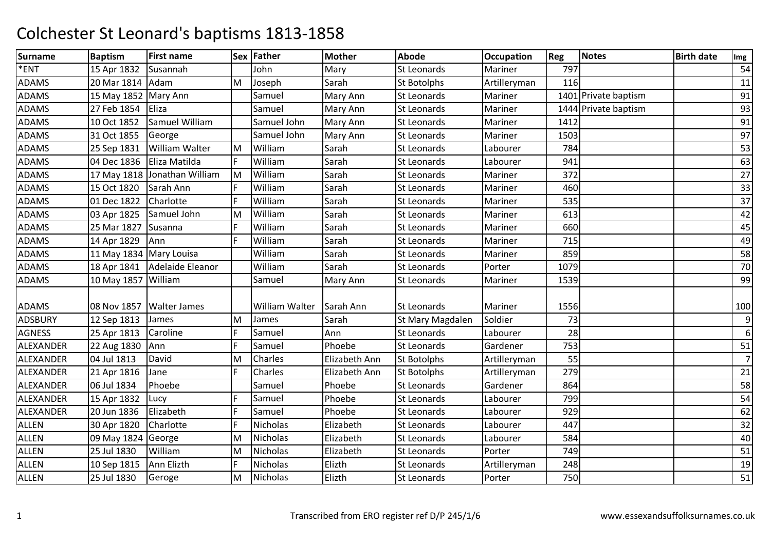# Colchester St Leonard's baptisms 1813-1858

| Surname | Baptism | First name | Sex | Father | Mother | Abode | Occupation | Reg | Notes | Birth date | Img |
|---|---|---|---|---|---|---|---|---|---|---|---|
| *ENT | 15 Apr 1832 | Susannah | | John | Mary | St Leonards | Mariner | 797 | | | 54 |
| ADAMS | 20 Mar 1814 | Adam | M | Joseph | Sarah | St Botolphs | Artilleryman | 116 | | | 11 |
| ADAMS | 15 May 1852 | Mary Ann | | Samuel | Mary Ann | St Leonards | Mariner | 1401 | Private baptism | | 91 |
| ADAMS | 27 Feb 1854 | Eliza | | Samuel | Mary Ann | St Leonards | Mariner | 1444 | Private baptism | | 93 |
| ADAMS | 10 Oct 1852 | Samuel William | | Samuel John | Mary Ann | St Leonards | Mariner | 1412 | | | 91 |
| ADAMS | 31 Oct 1855 | George | | Samuel John | Mary Ann | St Leonards | Mariner | 1503 | | | 97 |
| ADAMS | 25 Sep 1831 | William Walter | M | William | Sarah | St Leonards | Labourer | 784 | | | 53 |
| ADAMS | 04 Dec 1836 | Eliza Matilda | F | William | Sarah | St Leonards | Labourer | 941 | | | 63 |
| ADAMS | 17 May 1818 | Jonathan William | M | William | Sarah | St Leonards | Mariner | 372 | | | 27 |
| ADAMS | 15 Oct 1820 | Sarah Ann | F | William | Sarah | St Leonards | Mariner | 460 | | | 33 |
| ADAMS | 01 Dec 1822 | Charlotte | F | William | Sarah | St Leonards | Mariner | 535 | | | 37 |
| ADAMS | 03 Apr 1825 | Samuel John | M | William | Sarah | St Leonards | Mariner | 613 | | | 42 |
| ADAMS | 25 Mar 1827 | Susanna | F | William | Sarah | St Leonards | Mariner | 660 | | | 45 |
| ADAMS | 14 Apr 1829 | Ann | F | William | Sarah | St Leonards | Mariner | 715 | | | 49 |
| ADAMS | 11 May 1834 | Mary Louisa | | William | Sarah | St Leonards | Mariner | 859 | | | 58 |
| ADAMS | 18 Apr 1841 | Adelaide Eleanor | | William | Sarah | St Leonards | Porter | 1079 | | | 70 |
| ADAMS | 10 May 1857 | William | | Samuel | Mary Ann | St Leonards | Mariner | 1539 | | | 99 |
| ADAMS | 08 Nov 1857 | Walter James | | William Walter | Sarah Ann | St Leonards | Mariner | 1556 | | | 100 |
| ADSBURY | 12 Sep 1813 | James | M | James | Sarah | St Mary Magdalen | Soldier | 73 | | | 9 |
| AGNESS | 25 Apr 1813 | Caroline | F | Samuel | Ann | St Leonards | Labourer | 28 | | | 6 |
| ALEXANDER | 22 Aug 1830 | Ann | F | Samuel | Phoebe | St Leonards | Gardener | 753 | | | 51 |
| ALEXANDER | 04 Jul 1813 | David | M | Charles | Elizabeth Ann | St Botolphs | Artilleryman | 55 | | | 7 |
| ALEXANDER | 21 Apr 1816 | Jane | F | Charles | Elizabeth Ann | St Botolphs | Artilleryman | 279 | | | 21 |
| ALEXANDER | 06 Jul 1834 | Phoebe | | Samuel | Phoebe | St Leonards | Gardener | 864 | | | 58 |
| ALEXANDER | 15 Apr 1832 | Lucy | F | Samuel | Phoebe | St Leonards | Labourer | 799 | | | 54 |
| ALEXANDER | 20 Jun 1836 | Elizabeth | F | Samuel | Phoebe | St Leonards | Labourer | 929 | | | 62 |
| ALLEN | 30 Apr 1820 | Charlotte | F | Nicholas | Elizabeth | St Leonards | Labourer | 447 | | | 32 |
| ALLEN | 09 May 1824 | George | M | Nicholas | Elizabeth | St Leonards | Labourer | 584 | | | 40 |
| ALLEN | 25 Jul 1830 | William | M | Nicholas | Elizabeth | St Leonards | Porter | 749 | | | 51 |
| ALLEN | 10 Sep 1815 | Ann Elizth | F | Nicholas | Elizth | St Leonards | Artilleryman | 248 | | | 19 |
| ALLEN | 25 Jul 1830 | Geroge | M | Nicholas | Elizth | St Leonards | Porter | 750 | | | 51 |

Transcribed from ERO register ref D/P 245/1/6

www.essexandsuffolksurnames.co.uk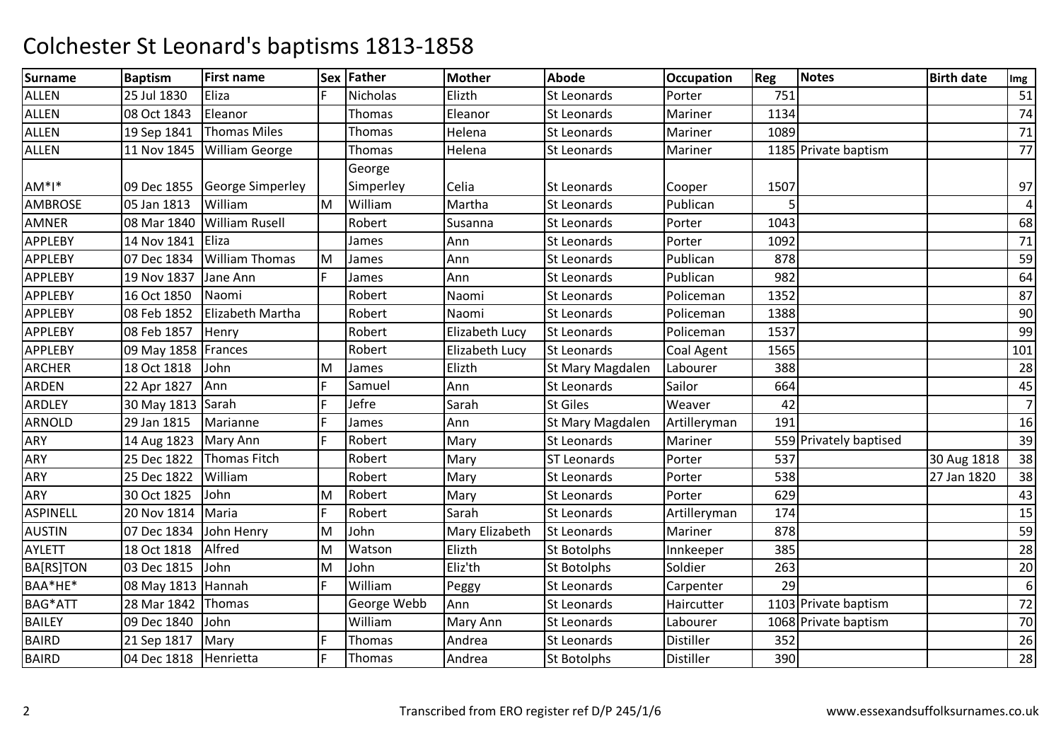# Colchester St Leonard's baptisms 1813-1858

| Surname | Baptism | First name | Sex | Father | Mother | Abode | Occupation | Reg | Notes | Birth date | Img |
|---|---|---|---|---|---|---|---|---|---|---|---|
| ALLEN | 25 Jul 1830 | Eliza | F | Nicholas | Elizth | St Leonards | Porter | 751 | | | 51 |
| ALLEN | 08 Oct 1843 | Eleanor | | Thomas | Eleanor | St Leonards | Mariner | 1134 | | | 74 |
| ALLEN | 19 Sep 1841 | Thomas Miles | | Thomas | Helena | St Leonards | Mariner | 1089 | | | 71 |
| ALLEN | 11 Nov 1845 | William George | | Thomas | Helena | St Leonards | Mariner | 1185 | Private baptism | | 77 |
| AM*I* | 09 Dec 1855 | George Simperley | | George Simperley | Celia | St Leonards | Cooper | 1507 | | | 97 |
| AMBROSE | 05 Jan 1813 | William | M | William | Martha | St Leonards | Publican | 5 | | | 4 |
| AMNER | 08 Mar 1840 | William Rusell | | Robert | Susanna | St Leonards | Porter | 1043 | | | 68 |
| APPLEBY | 14 Nov 1841 | Eliza | | James | Ann | St Leonards | Porter | 1092 | | | 71 |
| APPLEBY | 07 Dec 1834 | William Thomas | M | James | Ann | St Leonards | Publican | 878 | | | 59 |
| APPLEBY | 19 Nov 1837 | Jane Ann | F | James | Ann | St Leonards | Publican | 982 | | | 64 |
| APPLEBY | 16 Oct 1850 | Naomi | | Robert | Naomi | St Leonards | Policeman | 1352 | | | 87 |
| APPLEBY | 08 Feb 1852 | Elizabeth Martha | | Robert | Naomi | St Leonards | Policeman | 1388 | | | 90 |
| APPLEBY | 08 Feb 1857 | Henry | | Robert | Elizabeth Lucy | St Leonards | Policeman | 1537 | | | 99 |
| APPLEBY | 09 May 1858 | Frances | | Robert | Elizabeth Lucy | St Leonards | Coal Agent | 1565 | | | 101 |
| ARCHER | 18 Oct 1818 | John | M | James | Elizth | St Mary Magdalen | Labourer | 388 | | | 28 |
| ARDEN | 22 Apr 1827 | Ann | F | Samuel | Ann | St Leonards | Sailor | 664 | | | 45 |
| ARDLEY | 30 May 1813 | Sarah | F | Jefre | Sarah | St Giles | Weaver | 42 | | | 7 |
| ARNOLD | 29 Jan 1815 | Marianne | F | James | Ann | St Mary Magdalen | Artilleryman | 191 | | | 16 |
| ARY | 14 Aug 1823 | Mary Ann | F | Robert | Mary | St Leonards | Mariner | 559 | Privately baptised | | 39 |
| ARY | 25 Dec 1822 | Thomas Fitch | | Robert | Mary | ST Leonards | Porter | 537 | | 30 Aug 1818 | 38 |
| ARY | 25 Dec 1822 | William | | Robert | Mary | St Leonards | Porter | 538 | | 27 Jan 1820 | 38 |
| ARY | 30 Oct 1825 | John | M | Robert | Mary | St Leonards | Porter | 629 | | | 43 |
| ASPINELL | 20 Nov 1814 | Maria | F | Robert | Sarah | St Leonards | Artilleryman | 174 | | | 15 |
| AUSTIN | 07 Dec 1834 | John Henry | M | John | Mary Elizabeth | St Leonards | Mariner | 878 | | | 59 |
| AYLETT | 18 Oct 1818 | Alfred | M | Watson | Elizth | St Botolphs | Innkeeper | 385 | | | 28 |
| BA[RS]TON | 03 Dec 1815 | John | M | John | Eliz'th | St Botolphs | Soldier | 263 | | | 20 |
| BAA*HE* | 08 May 1813 | Hannah | F | William | Peggy | St Leonards | Carpenter | 29 | | | 6 |
| BAG*ATT | 28 Mar 1842 | Thomas | | George Webb | Ann | St Leonards | Haircutter | 1103 | Private baptism | | 72 |
| BAILEY | 09 Dec 1840 | John | | William | Mary Ann | St Leonards | Labourer | 1068 | Private baptism | | 70 |
| BAIRD | 21 Sep 1817 | Mary | F | Thomas | Andrea | St Leonards | Distiller | 352 | | | 26 |
| BAIRD | 04 Dec 1818 | Henrietta | F | Thomas | Andrea | St Botolphs | Distiller | 390 | | | 28 |

Transcribed from ERO register ref D/P 245/1/6

www.essexandsuffolksurnames.co.uk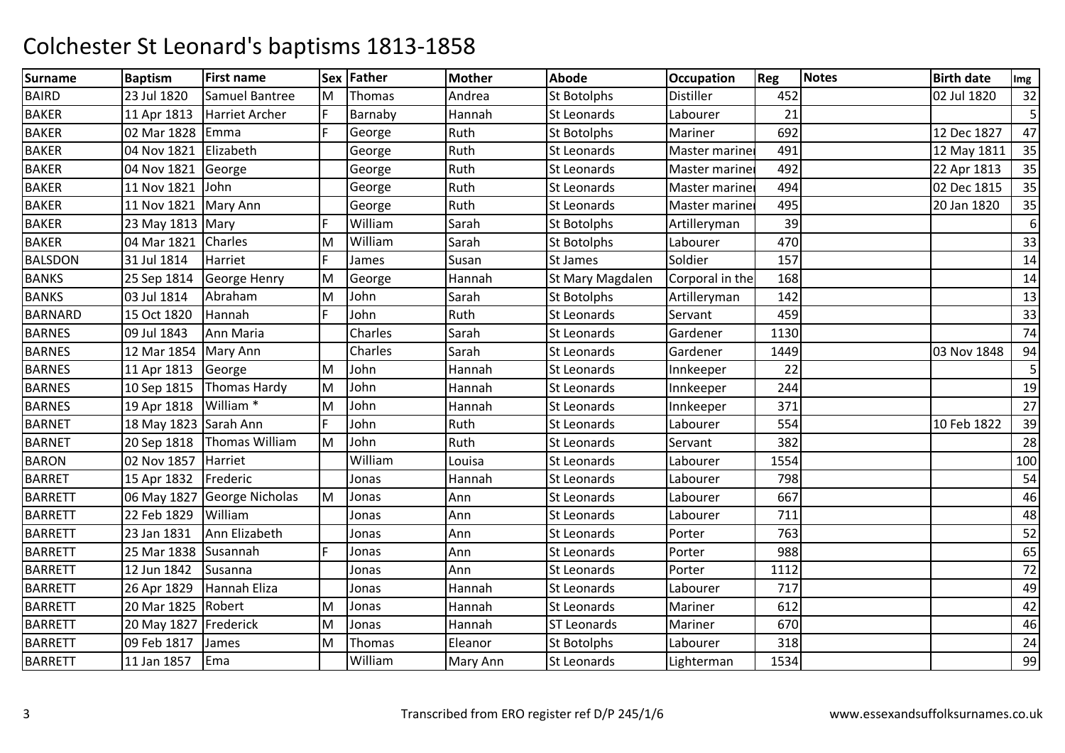# Colchester St Leonard's baptisms 1813-1858

| Surname | Baptism | First name | Sex | Father | Mother | Abode | Occupation | Reg | Notes | Birth date | Img |
|---|---|---|---|---|---|---|---|---|---|---|---|
| BAIRD | 23 Jul 1820 | Samuel Bantree | M | Thomas | Andrea | St Botolphs | Distiller | 452 | | 02 Jul 1820 | 32 |
| BAKER | 11 Apr 1813 | Harriet Archer | F | Barnaby | Hannah | St Leonards | Labourer | 21 | | | 5 |
| BAKER | 02 Mar 1828 | Emma | F | George | Ruth | St Botolphs | Mariner | 692 | | 12 Dec 1827 | 47 |
| BAKER | 04 Nov 1821 | Elizabeth | | George | Ruth | St Leonards | Master mariner | 491 | | 12 May 1811 | 35 |
| BAKER | 04 Nov 1821 | George | | George | Ruth | St Leonards | Master mariner | 492 | | 22 Apr 1813 | 35 |
| BAKER | 11 Nov 1821 | John | | George | Ruth | St Leonards | Master mariner | 494 | | 02 Dec 1815 | 35 |
| BAKER | 11 Nov 1821 | Mary Ann | | George | Ruth | St Leonards | Master mariner | 495 | | 20 Jan 1820 | 35 |
| BAKER | 23 May 1813 | Mary | F | William | Sarah | St Botolphs | Artilleryman | 39 | | | 6 |
| BAKER | 04 Mar 1821 | Charles | M | William | Sarah | St Botolphs | Labourer | 470 | | | 33 |
| BALSDON | 31 Jul 1814 | Harriet | F | James | Susan | St James | Soldier | 157 | | | 14 |
| BANKS | 25 Sep 1814 | George Henry | M | George | Hannah | St Mary Magdalen | Corporal in the | 168 | | | 14 |
| BANKS | 03 Jul 1814 | Abraham | M | John | Sarah | St Botolphs | Artilleryman | 142 | | | 13 |
| BARNARD | 15 Oct 1820 | Hannah | F | John | Ruth | St Leonards | Servant | 459 | | | 33 |
| BARNES | 09 Jul 1843 | Ann Maria | | Charles | Sarah | St Leonards | Gardener | 1130 | | | 74 |
| BARNES | 12 Mar 1854 | Mary Ann | | Charles | Sarah | St Leonards | Gardener | 1449 | | 03 Nov 1848 | 94 |
| BARNES | 11 Apr 1813 | George | M | John | Hannah | St Leonards | Innkeeper | 22 | | | 5 |
| BARNES | 10 Sep 1815 | Thomas Hardy | M | John | Hannah | St Leonards | Innkeeper | 244 | | | 19 |
| BARNES | 19 Apr 1818 | William * | M | John | Hannah | St Leonards | Innkeeper | 371 | | | 27 |
| BARNET | 18 May 1823 | Sarah Ann | F | John | Ruth | St Leonards | Labourer | 554 | | 10 Feb 1822 | 39 |
| BARNET | 20 Sep 1818 | Thomas William | M | John | Ruth | St Leonards | Servant | 382 | | | 28 |
| BARON | 02 Nov 1857 | Harriet | | William | Louisa | St Leonards | Labourer | 1554 | | | 100 |
| BARRET | 15 Apr 1832 | Frederic | | Jonas | Hannah | St Leonards | Labourer | 798 | | | 54 |
| BARRETT | 06 May 1827 | George Nicholas | M | Jonas | Ann | St Leonards | Labourer | 667 | | | 46 |
| BARRETT | 22 Feb 1829 | William | | Jonas | Ann | St Leonards | Labourer | 711 | | | 48 |
| BARRETT | 23 Jan 1831 | Ann Elizabeth | | Jonas | Ann | St Leonards | Porter | 763 | | | 52 |
| BARRETT | 25 Mar 1838 | Susannah | F | Jonas | Ann | St Leonards | Porter | 988 | | | 65 |
| BARRETT | 12 Jun 1842 | Susanna | | Jonas | Ann | St Leonards | Porter | 1112 | | | 72 |
| BARRETT | 26 Apr 1829 | Hannah Eliza | | Jonas | Hannah | St Leonards | Labourer | 717 | | | 49 |
| BARRETT | 20 Mar 1825 | Robert | M | Jonas | Hannah | St Leonards | Mariner | 612 | | | 42 |
| BARRETT | 20 May 1827 | Frederick | M | Jonas | Hannah | ST Leonards | Mariner | 670 | | | 46 |
| BARRETT | 09 Feb 1817 | James | M | Thomas | Eleanor | St Botolphs | Labourer | 318 | | | 24 |
| BARRETT | 11 Jan 1857 | Ema | | William | Mary Ann | St Leonards | Lighterman | 1534 | | | 99 |

Transcribed from ERO register ref D/P 245/1/6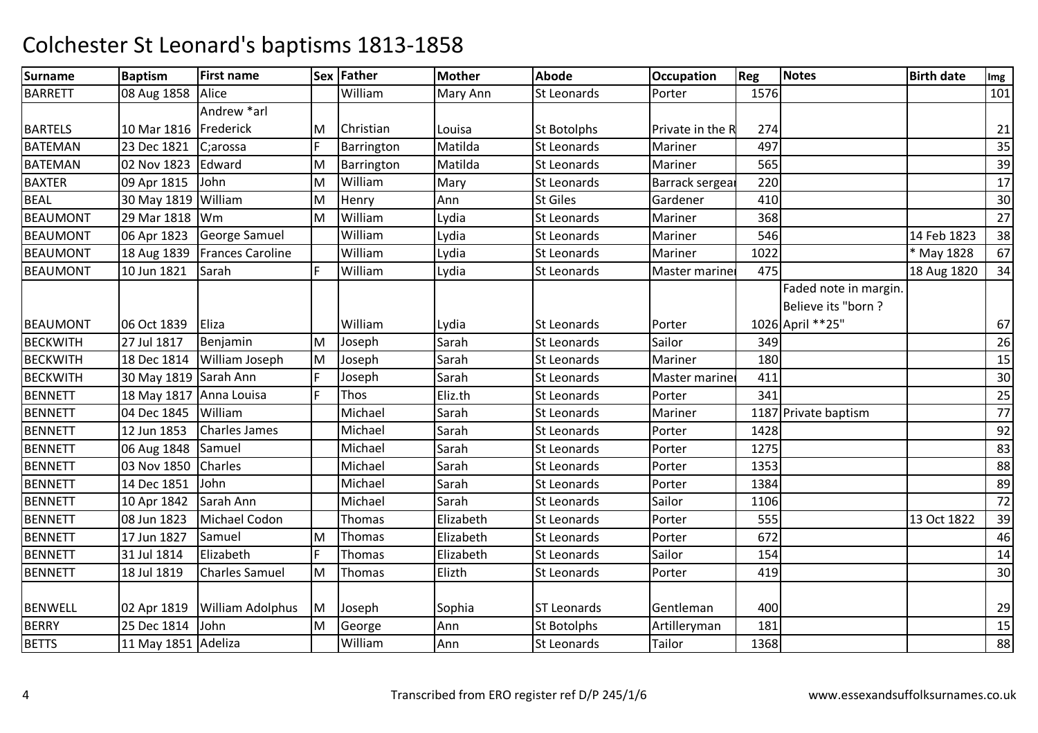# Colchester St Leonard's baptisms 1813-1858

| Surname | Baptism | First name | Sex | Father | Mother | Abode | Occupation | Reg | Notes | Birth date | Img |
|---|---|---|---|---|---|---|---|---|---|---|---|
| BARRETT | 08 Aug 1858 | Alice | | William | Mary Ann | St Leonards | Porter | 1576 | | | 101 |
| BARTELS | 10 Mar 1816 | Andrew *arl Frederick | M | Christian | Louisa | St Botolphs | Private in the R | 274 | | | 21 |
| BATEMAN | 23 Dec 1821 | C;arossa | F | Barrington | Matilda | St Leonards | Mariner | 497 | | | 35 |
| BATEMAN | 02 Nov 1823 | Edward | M | Barrington | Matilda | St Leonards | Mariner | 565 | | | 39 |
| BAXTER | 09 Apr 1815 | John | M | William | Mary | St Leonards | Barrack sergeai | 220 | | | 17 |
| BEAL | 30 May 1819 | William | M | Henry | Ann | St Giles | Gardener | 410 | | | 30 |
| BEAUMONT | 29 Mar 1818 | Wm | M | William | Lydia | St Leonards | Mariner | 368 | | | 27 |
| BEAUMONT | 06 Apr 1823 | George Samuel | | William | Lydia | St Leonards | Mariner | 546 | | 14 Feb 1823 | 38 |
| BEAUMONT | 18 Aug 1839 | Frances Caroline | | William | Lydia | St Leonards | Mariner | 1022 | | * May 1828 | 67 |
| BEAUMONT | 10 Jun 1821 | Sarah | F | William | Lydia | St Leonards | Master mariner | 475 | | 18 Aug 1820 | 34 |
| BEAUMONT | 06 Oct 1839 | Eliza | | William | Lydia | St Leonards | Porter | 1026 | Faded note in margin. Believe its "born ? April **25" | | 67 |
| BECKWITH | 27 Jul 1817 | Benjamin | M | Joseph | Sarah | St Leonards | Sailor | 349 | | | 26 |
| BECKWITH | 18 Dec 1814 | William Joseph | M | Joseph | Sarah | St Leonards | Mariner | 180 | | | 15 |
| BECKWITH | 30 May 1819 | Sarah Ann | F | Joseph | Sarah | St Leonards | Master mariner | 411 | | | 30 |
| BENNETT | 18 May 1817 | Anna Louisa | F | Thos | Eliz.th | St Leonards | Porter | 341 | | | 25 |
| BENNETT | 04 Dec 1845 | William | | Michael | Sarah | St Leonards | Mariner | 1187 | Private baptism | | 77 |
| BENNETT | 12 Jun 1853 | Charles James | | Michael | Sarah | St Leonards | Porter | 1428 | | | 92 |
| BENNETT | 06 Aug 1848 | Samuel | | Michael | Sarah | St Leonards | Porter | 1275 | | | 83 |
| BENNETT | 03 Nov 1850 | Charles | | Michael | Sarah | St Leonards | Porter | 1353 | | | 88 |
| BENNETT | 14 Dec 1851 | John | | Michael | Sarah | St Leonards | Porter | 1384 | | | 89 |
| BENNETT | 10 Apr 1842 | Sarah Ann | | Michael | Sarah | St Leonards | Sailor | 1106 | | | 72 |
| BENNETT | 08 Jun 1823 | Michael Codon | | Thomas | Elizabeth | St Leonards | Porter | 555 | | 13 Oct 1822 | 39 |
| BENNETT | 17 Jun 1827 | Samuel | M | Thomas | Elizabeth | St Leonards | Porter | 672 | | | 46 |
| BENNETT | 31 Jul 1814 | Elizabeth | F | Thomas | Elizabeth | St Leonards | Sailor | 154 | | | 14 |
| BENNETT | 18 Jul 1819 | Charles Samuel | M | Thomas | Elizth | St Leonards | Porter | 419 | | | 30 |
| BENWELL | 02 Apr 1819 | William Adolphus | M | Joseph | Sophia | ST Leonards | Gentleman | 400 | | | 29 |
| BERRY | 25 Dec 1814 | John | M | George | Ann | St Botolphs | Artilleryman | 181 | | | 15 |
| BETTS | 11 May 1851 | Adeliza | | William | Ann | St Leonards | Tailor | 1368 | | | 88 |

Transcribed from ERO register ref D/P 245/1/6 www.essexandsuffolksurnames.co.uk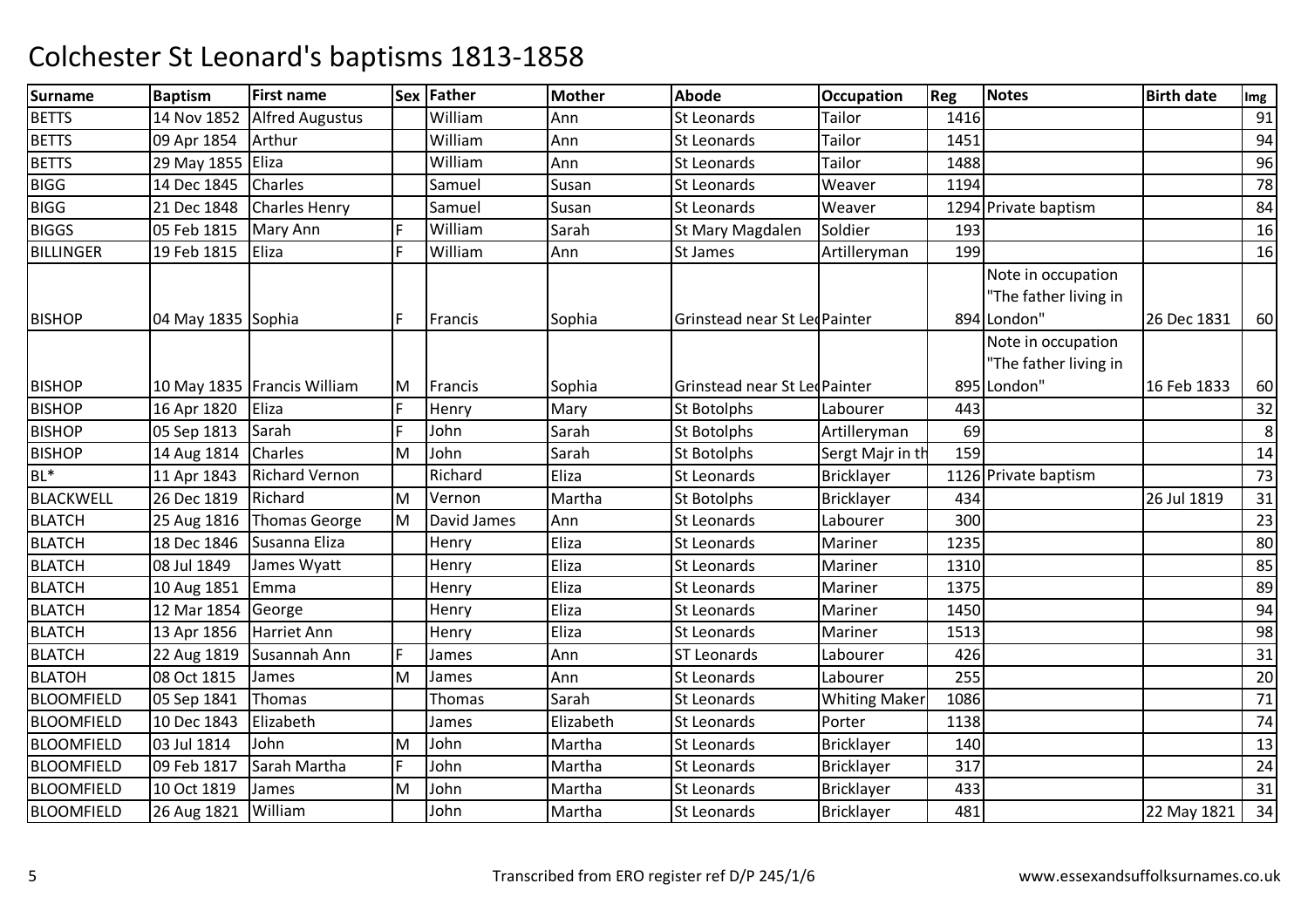# Colchester St Leonard's baptisms 1813-1858

| Surname | Baptism | First name | Sex | Father | Mother | Abode | Occupation | Reg | Notes | Birth date | Img |
|---|---|---|---|---|---|---|---|---|---|---|---|
| BETTS | 14 Nov 1852 | Alfred Augustus | | William | Ann | St Leonards | Tailor | 1416 | | | 91 |
| BETTS | 09 Apr 1854 | Arthur | | William | Ann | St Leonards | Tailor | 1451 | | | 94 |
| BETTS | 29 May 1855 | Eliza | | William | Ann | St Leonards | Tailor | 1488 | | | 96 |
| BIGG | 14 Dec 1845 | Charles | | Samuel | Susan | St Leonards | Weaver | 1194 | | | 78 |
| BIGG | 21 Dec 1848 | Charles Henry | | Samuel | Susan | St Leonards | Weaver | 1294 | Private baptism | | 84 |
| BIGGS | 05 Feb 1815 | Mary Ann | F | William | Sarah | St Mary Magdalen | Soldier | 193 | | | 16 |
| BILLINGER | 19 Feb 1815 | Eliza | F | William | Ann | St James | Artilleryman | 199 | | | 16 |
| BISHOP | 04 May 1835 | Sophia | F | Francis | Sophia | Grinstead near St Le | Painter | 894 | Note in occupation "The father living in London" | 26 Dec 1831 | 60 |
| BISHOP | 10 May 1835 | Francis William | M | Francis | Sophia | Grinstead near St Le | Painter | 895 | Note in occupation "The father living in London" | 16 Feb 1833 | 60 |
| BISHOP | 16 Apr 1820 | Eliza | F | Henry | Mary | St Botolphs | Labourer | 443 | | | 32 |
| BISHOP | 05 Sep 1813 | Sarah | F | John | Sarah | St Botolphs | Artilleryman | 69 | | | 8 |
| BISHOP | 14 Aug 1814 | Charles | M | John | Sarah | St Botolphs | Sergt Majr in th | 159 | | | 14 |
| BL* | 11 Apr 1843 | Richard Vernon | | Richard | Eliza | St Leonards | Bricklayer | 1126 | Private baptism | | 73 |
| BLACKWELL | 26 Dec 1819 | Richard | M | Vernon | Martha | St Botolphs | Bricklayer | 434 | | 26 Jul 1819 | 31 |
| BLATCH | 25 Aug 1816 | Thomas George | M | David James | Ann | St Leonards | Labourer | 300 | | | 23 |
| BLATCH | 18 Dec 1846 | Susanna Eliza | | Henry | Eliza | St Leonards | Mariner | 1235 | | | 80 |
| BLATCH | 08 Jul 1849 | James Wyatt | | Henry | Eliza | St Leonards | Mariner | 1310 | | | 85 |
| BLATCH | 10 Aug 1851 | Emma | | Henry | Eliza | St Leonards | Mariner | 1375 | | | 89 |
| BLATCH | 12 Mar 1854 | George | | Henry | Eliza | St Leonards | Mariner | 1450 | | | 94 |
| BLATCH | 13 Apr 1856 | Harriet Ann | | Henry | Eliza | St Leonards | Mariner | 1513 | | | 98 |
| BLATCH | 22 Aug 1819 | Susannah Ann | F | James | Ann | ST Leonards | Labourer | 426 | | | 31 |
| BLATOH | 08 Oct 1815 | James | M | James | Ann | St Leonards | Labourer | 255 | | | 20 |
| BLOOMFIELD | 05 Sep 1841 | Thomas | | Thomas | Sarah | St Leonards | Whiting Maker | 1086 | | | 71 |
| BLOOMFIELD | 10 Dec 1843 | Elizabeth | | James | Elizabeth | St Leonards | Porter | 1138 | | | 74 |
| BLOOMFIELD | 03 Jul 1814 | John | M | John | Martha | St Leonards | Bricklayer | 140 | | | 13 |
| BLOOMFIELD | 09 Feb 1817 | Sarah Martha | F | John | Martha | St Leonards | Bricklayer | 317 | | | 24 |
| BLOOMFIELD | 10 Oct 1819 | James | M | John | Martha | St Leonards | Bricklayer | 433 | | | 31 |
| BLOOMFIELD | 26 Aug 1821 | William | | John | Martha | St Leonards | Bricklayer | 481 | | 22 May 1821 | 34 |

Transcribed from ERO register ref D/P 245/1/6 www.essexandsuffolksurnames.co.uk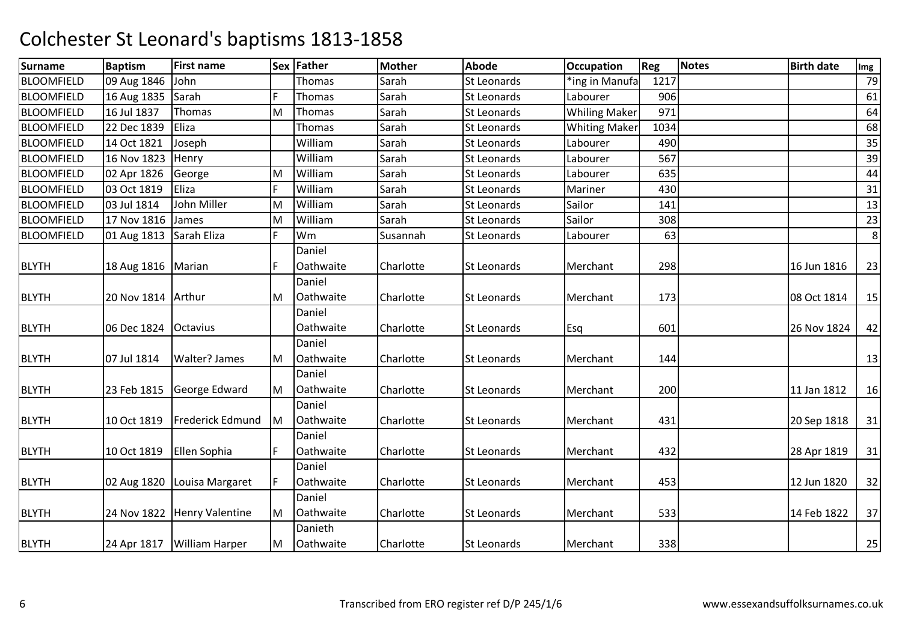# Colchester St Leonard's baptisms 1813-1858

| Surname | Baptism | First name | Sex | Father | Mother | Abode | Occupation | Reg | Notes | Birth date | Img |
|---|---|---|---|---|---|---|---|---|---|---|---|
| BLOOMFIELD | 09 Aug 1846 | John | | Thomas | Sarah | St Leonards | *ing in Manufa | 1217 | | | 79 |
| BLOOMFIELD | 16 Aug 1835 | Sarah | F | Thomas | Sarah | St Leonards | Labourer | 906 | | | 61 |
| BLOOMFIELD | 16 Jul 1837 | Thomas | M | Thomas | Sarah | St Leonards | Whiling Maker | 971 | | | 64 |
| BLOOMFIELD | 22 Dec 1839 | Eliza | | Thomas | Sarah | St Leonards | Whiting Maker | 1034 | | | 68 |
| BLOOMFIELD | 14 Oct 1821 | Joseph | | William | Sarah | St Leonards | Labourer | 490 | | | 35 |
| BLOOMFIELD | 16 Nov 1823 | Henry | | William | Sarah | St Leonards | Labourer | 567 | | | 39 |
| BLOOMFIELD | 02 Apr 1826 | George | M | William | Sarah | St Leonards | Labourer | 635 | | | 44 |
| BLOOMFIELD | 03 Oct 1819 | Eliza | F | William | Sarah | St Leonards | Mariner | 430 | | | 31 |
| BLOOMFIELD | 03 Jul 1814 | John Miller | M | William | Sarah | St Leonards | Sailor | 141 | | | 13 |
| BLOOMFIELD | 17 Nov 1816 | James | M | William | Sarah | St Leonards | Sailor | 308 | | | 23 |
| BLOOMFIELD | 01 Aug 1813 | Sarah Eliza | F | Wm | Susannah | St Leonards | Labourer | 63 | | | 8 |
| BLYTH | 18 Aug 1816 | Marian | F | Daniel Oathwaite | Charlotte | St Leonards | Merchant | 298 | | 16 Jun 1816 | 23 |
| BLYTH | 20 Nov 1814 | Arthur | M | Daniel Oathwaite | Charlotte | St Leonards | Merchant | 173 | | 08 Oct 1814 | 15 |
| BLYTH | 06 Dec 1824 | Octavius | | Daniel Oathwaite | Charlotte | St Leonards | Esq | 601 | | 26 Nov 1824 | 42 |
| BLYTH | 07 Jul 1814 | Walter? James | M | Daniel Oathwaite | Charlotte | St Leonards | Merchant | 144 | | | 13 |
| BLYTH | 23 Feb 1815 | George Edward | M | Daniel Oathwaite | Charlotte | St Leonards | Merchant | 200 | | 11 Jan 1812 | 16 |
| BLYTH | 10 Oct 1819 | Frederick Edmund | M | Daniel Oathwaite | Charlotte | St Leonards | Merchant | 431 | | 20 Sep 1818 | 31 |
| BLYTH | 10 Oct 1819 | Ellen Sophia | F | Daniel Oathwaite | Charlotte | St Leonards | Merchant | 432 | | 28 Apr 1819 | 31 |
| BLYTH | 02 Aug 1820 | Louisa Margaret | F | Daniel Oathwaite | Charlotte | St Leonards | Merchant | 453 | | 12 Jun 1820 | 32 |
| BLYTH | 24 Nov 1822 | Henry Valentine | M | Daniel Oathwaite | Charlotte | St Leonards | Merchant | 533 | | 14 Feb 1822 | 37 |
| BLYTH | 24 Apr 1817 | William Harper | M | Danieth Oathwaite | Charlotte | St Leonards | Merchant | 338 | | | 25 |

Transcribed from ERO register ref D/P 245/1/6

www.essexandsuffolksurnames.co.uk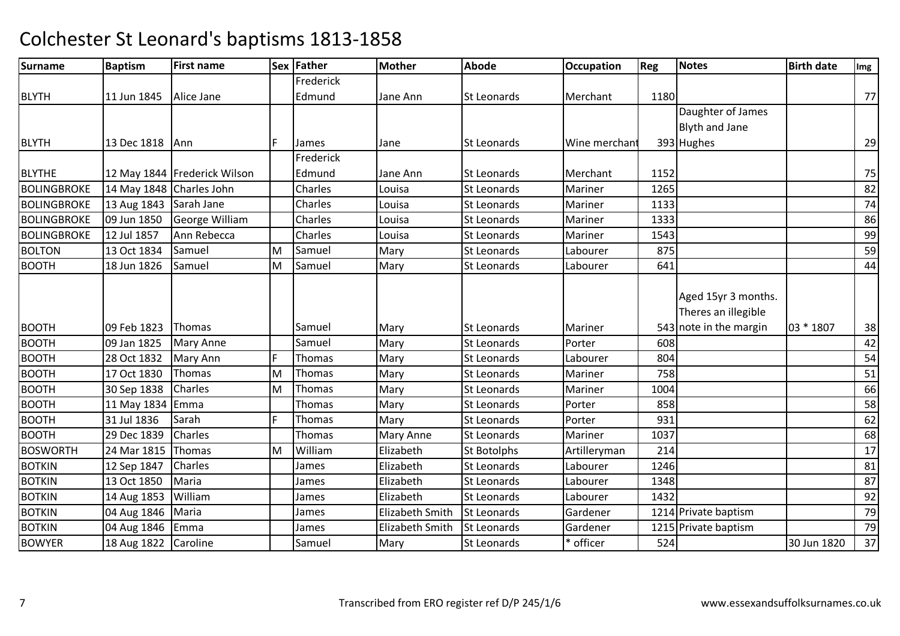# Colchester St Leonard's baptisms 1813-1858

| Surname | Baptism | First name | Sex | Father | Mother | Abode | Occupation | Reg | Notes | Birth date | Img |
|---|---|---|---|---|---|---|---|---|---|---|---|
| BLYTH | 11 Jun 1845 | Alice Jane | | Frederick Edmund | Jane Ann | St Leonards | Merchant | 1180 | | | 77 |
| BLYTH | 13 Dec 1818 | Ann | F | James | Jane | St Leonards | Wine merchant | 393 | Daughter of James Blyth and Jane Hughes | | 29 |
| BLYTHE | 12 May 1844 | Frederick Wilson | | Frederick Edmund | Jane Ann | St Leonards | Merchant | 1152 | | | 75 |
| BOLINGBROKE | 14 May 1848 | Charles John | | Charles | Louisa | St Leonards | Mariner | 1265 | | | 82 |
| BOLINGBROKE | 13 Aug 1843 | Sarah Jane | | Charles | Louisa | St Leonards | Mariner | 1133 | | | 74 |
| BOLINGBROKE | 09 Jun 1850 | George William | | Charles | Louisa | St Leonards | Mariner | 1333 | | | 86 |
| BOLINGBROKE | 12 Jul 1857 | Ann Rebecca | | Charles | Louisa | St Leonards | Mariner | 1543 | | | 99 |
| BOLTON | 13 Oct 1834 | Samuel | M | Samuel | Mary | St Leonards | Labourer | 875 | | | 59 |
| BOOTH | 18 Jun 1826 | Samuel | M | Samuel | Mary | St Leonards | Labourer | 641 | | | 44 |
| BOOTH | 09 Feb 1823 | Thomas | | Samuel | Mary | St Leonards | Mariner | 543 | Aged 15yr 3 months. Theres an illegible note in the margin | 03 * 1807 | 38 |
| BOOTH | 09 Jan 1825 | Mary Anne | | Samuel | Mary | St Leonards | Porter | 608 | | | 42 |
| BOOTH | 28 Oct 1832 | Mary Ann | F | Thomas | Mary | St Leonards | Labourer | 804 | | | 54 |
| BOOTH | 17 Oct 1830 | Thomas | M | Thomas | Mary | St Leonards | Mariner | 758 | | | 51 |
| BOOTH | 30 Sep 1838 | Charles | M | Thomas | Mary | St Leonards | Mariner | 1004 | | | 66 |
| BOOTH | 11 May 1834 | Emma | | Thomas | Mary | St Leonards | Porter | 858 | | | 58 |
| BOOTH | 31 Jul 1836 | Sarah | F | Thomas | Mary | St Leonards | Porter | 931 | | | 62 |
| BOOTH | 29 Dec 1839 | Charles | | Thomas | Mary Anne | St Leonards | Mariner | 1037 | | | 68 |
| BOSWORTH | 24 Mar 1815 | Thomas | M | William | Elizabeth | St Botolphs | Artilleryman | 214 | | | 17 |
| BOTKIN | 12 Sep 1847 | Charles | | James | Elizabeth | St Leonards | Labourer | 1246 | | | 81 |
| BOTKIN | 13 Oct 1850 | Maria | | James | Elizabeth | St Leonards | Labourer | 1348 | | | 87 |
| BOTKIN | 14 Aug 1853 | William | | James | Elizabeth | St Leonards | Labourer | 1432 | | | 92 |
| BOTKIN | 04 Aug 1846 | Maria | | James | Elizabeth Smith | St Leonards | Gardener | 1214 | Private baptism | | 79 |
| BOTKIN | 04 Aug 1846 | Emma | | James | Elizabeth Smith | St Leonards | Gardener | 1215 | Private baptism | | 79 |
| BOWYER | 18 Aug 1822 | Caroline | | Samuel | Mary | St Leonards | * officer | 524 | | 30 Jun 1820 | 37 |

Transcribed from ERO register ref D/P 245/1/6

www.essexandsuffolksurnames.co.uk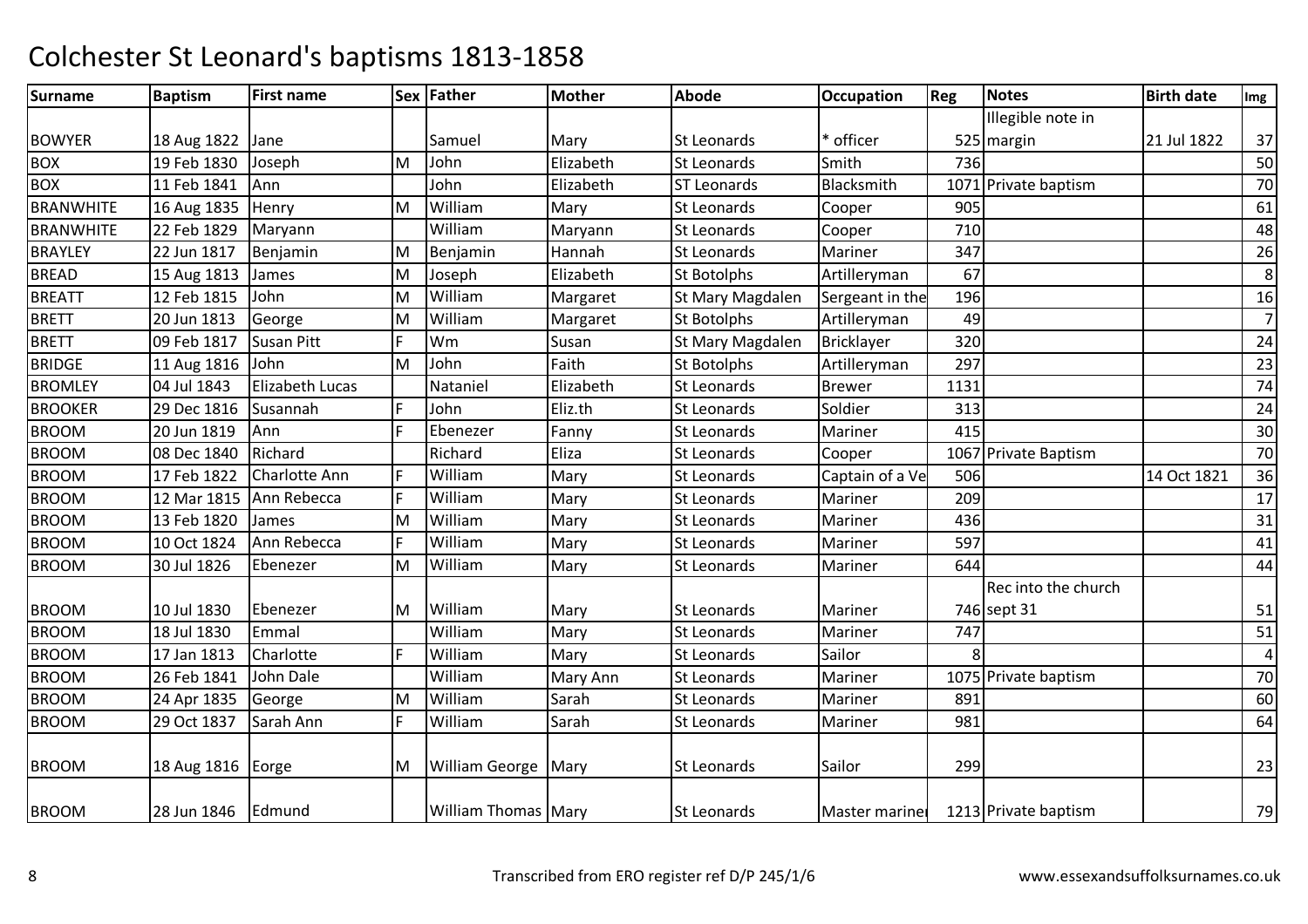# Colchester St Leonard's baptisms 1813-1858

| Surname | Baptism | First name | Sex | Father | Mother | Abode | Occupation | Reg | Notes | Birth date | Img |
|---|---|---|---|---|---|---|---|---|---|---|---|
| BOWYER | 18 Aug 1822 | Jane | | Samuel | Mary | St Leonards | * officer | 525 | Illegible note in margin | 21 Jul 1822 | 37 |
| BOX | 19 Feb 1830 | Joseph | M | John | Elizabeth | St Leonards | Smith | 736 | | | 50 |
| BOX | 11 Feb 1841 | Ann | | John | Elizabeth | ST Leonards | Blacksmith | 1071 | Private baptism | | 70 |
| BRANWHITE | 16 Aug 1835 | Henry | M | William | Mary | St Leonards | Cooper | 905 | | | 61 |
| BRANWHITE | 22 Feb 1829 | Maryann | | William | Maryann | St Leonards | Cooper | 710 | | | 48 |
| BRAYLEY | 22 Jun 1817 | Benjamin | M | Benjamin | Hannah | St Leonards | Mariner | 347 | | | 26 |
| BREAD | 15 Aug 1813 | James | M | Joseph | Elizabeth | St Botolphs | Artilleryman | 67 | | | 8 |
| BREATT | 12 Feb 1815 | John | M | William | Margaret | St Mary Magdalen | Sergeant in the | 196 | | | 16 |
| BRETT | 20 Jun 1813 | George | M | William | Margaret | St Botolphs | Artilleryman | 49 | | | 7 |
| BRETT | 09 Feb 1817 | Susan Pitt | F | Wm | Susan | St Mary Magdalen | Bricklayer | 320 | | | 24 |
| BRIDGE | 11 Aug 1816 | John | M | John | Faith | St Botolphs | Artilleryman | 297 | | | 23 |
| BROMLEY | 04 Jul 1843 | Elizabeth Lucas | | Nataniel | Elizabeth | St Leonards | Brewer | 1131 | | | 74 |
| BROOKER | 29 Dec 1816 | Susannah | F | John | Eliz.th | St Leonards | Soldier | 313 | | | 24 |
| BROOM | 20 Jun 1819 | Ann | F | Ebenezer | Fanny | St Leonards | Mariner | 415 | | | 30 |
| BROOM | 08 Dec 1840 | Richard | | Richard | Eliza | St Leonards | Cooper | 1067 | Private Baptism | | 70 |
| BROOM | 17 Feb 1822 | Charlotte Ann | F | William | Mary | St Leonards | Captain of a Ve | 506 | | 14 Oct 1821 | 36 |
| BROOM | 12 Mar 1815 | Ann Rebecca | F | William | Mary | St Leonards | Mariner | 209 | | | 17 |
| BROOM | 13 Feb 1820 | James | M | William | Mary | St Leonards | Mariner | 436 | | | 31 |
| BROOM | 10 Oct 1824 | Ann Rebecca | F | William | Mary | St Leonards | Mariner | 597 | | | 41 |
| BROOM | 30 Jul 1826 | Ebenezer | M | William | Mary | St Leonards | Mariner | 644 | | | 44 |
| BROOM | 10 Jul 1830 | Ebenezer | M | William | Mary | St Leonards | Mariner | 746 | Rec into the church sept 31 | | 51 |
| BROOM | 18 Jul 1830 | Emmal | | William | Mary | St Leonards | Mariner | 747 | | | 51 |
| BROOM | 17 Jan 1813 | Charlotte | F | William | Mary | St Leonards | Sailor | 8 | | | 4 |
| BROOM | 26 Feb 1841 | John Dale | | William | Mary Ann | St Leonards | Mariner | 1075 | Private baptism | | 70 |
| BROOM | 24 Apr 1835 | George | M | William | Sarah | St Leonards | Mariner | 891 | | | 60 |
| BROOM | 29 Oct 1837 | Sarah Ann | F | William | Sarah | St Leonards | Mariner | 981 | | | 64 |
| BROOM | 18 Aug 1816 | Eorge | M | William George | Mary | St Leonards | Sailor | 299 | | | 23 |
| BROOM | 28 Jun 1846 | Edmund | | William Thomas | Mary | St Leonards | Master mariner | 1213 | Private baptism | | 79 |

Transcribed from ERO register ref D/P 245/1/6 www.essexandsuffolksurnames.co.uk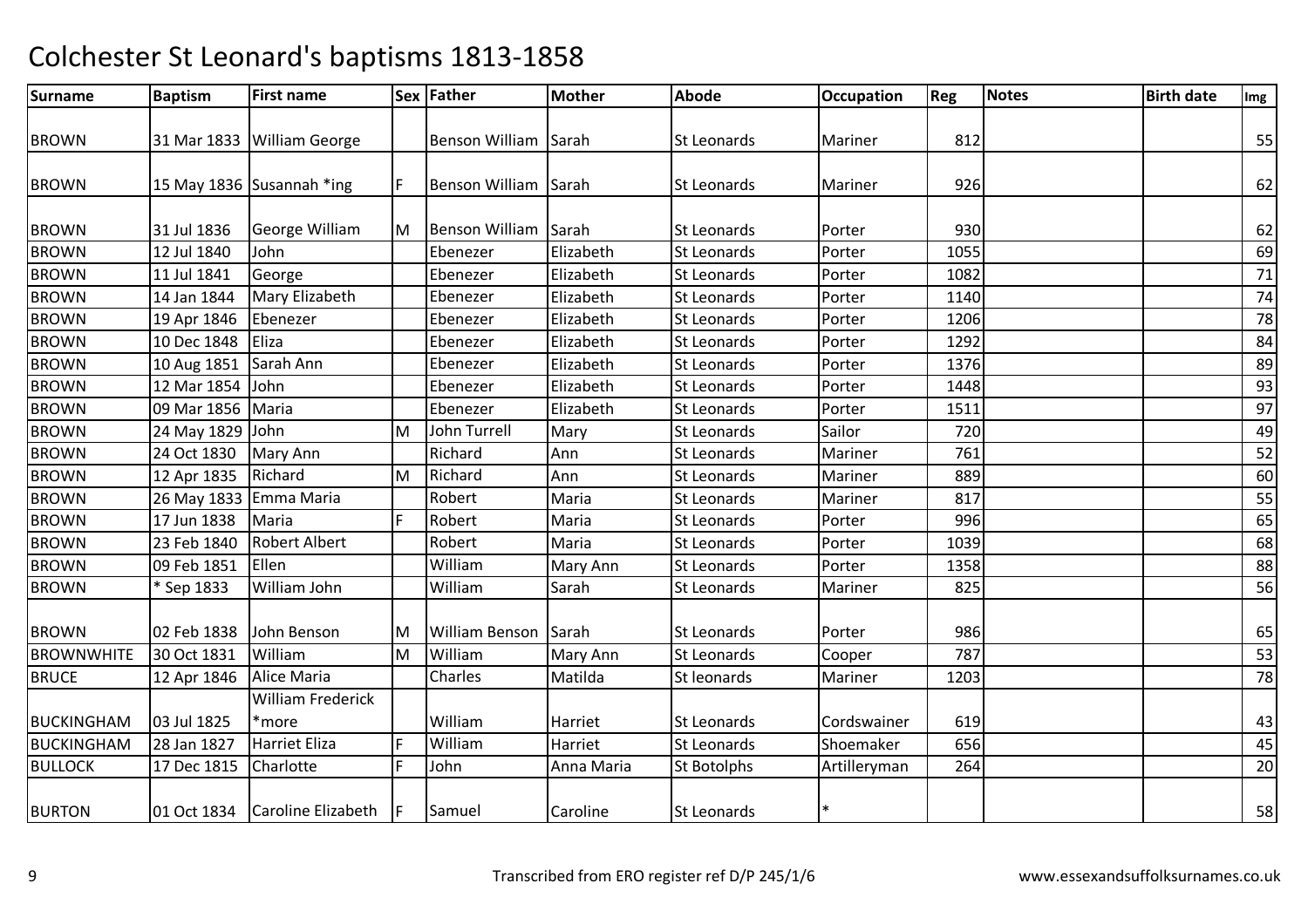# Colchester St Leonard's baptisms 1813-1858

| Surname | Baptism | First name | Sex | Father | Mother | Abode | Occupation | Reg | Notes | Birth date | Img |
|---|---|---|---|---|---|---|---|---|---|---|---|
| BROWN | 31 Mar 1833 | William George | | Benson William | Sarah | St Leonards | Mariner | 812 | | | 55 |
| BROWN | 15 May 1836 | Susannah *ing | F | Benson William | Sarah | St Leonards | Mariner | 926 | | | 62 |
| BROWN | 31 Jul 1836 | George William | M | Benson William | Sarah | St Leonards | Porter | 930 | | | 62 |
| BROWN | 12 Jul 1840 | John | | Ebenezer | Elizabeth | St Leonards | Porter | 1055 | | | 69 |
| BROWN | 11 Jul 1841 | George | | Ebenezer | Elizabeth | St Leonards | Porter | 1082 | | | 71 |
| BROWN | 14 Jan 1844 | Mary Elizabeth | | Ebenezer | Elizabeth | St Leonards | Porter | 1140 | | | 74 |
| BROWN | 19 Apr 1846 | Ebenezer | | Ebenezer | Elizabeth | St Leonards | Porter | 1206 | | | 78 |
| BROWN | 10 Dec 1848 | Eliza | | Ebenezer | Elizabeth | St Leonards | Porter | 1292 | | | 84 |
| BROWN | 10 Aug 1851 | Sarah Ann | | Ebenezer | Elizabeth | St Leonards | Porter | 1376 | | | 89 |
| BROWN | 12 Mar 1854 | John | | Ebenezer | Elizabeth | St Leonards | Porter | 1448 | | | 93 |
| BROWN | 09 Mar 1856 | Maria | | Ebenezer | Elizabeth | St Leonards | Porter | 1511 | | | 97 |
| BROWN | 24 May 1829 | John | M | John Turrell | Mary | St Leonards | Sailor | 720 | | | 49 |
| BROWN | 24 Oct 1830 | Mary Ann | | Richard | Ann | St Leonards | Mariner | 761 | | | 52 |
| BROWN | 12 Apr 1835 | Richard | M | Richard | Ann | St Leonards | Mariner | 889 | | | 60 |
| BROWN | 26 May 1833 | Emma Maria | | Robert | Maria | St Leonards | Mariner | 817 | | | 55 |
| BROWN | 17 Jun 1838 | Maria | F | Robert | Maria | St Leonards | Porter | 996 | | | 65 |
| BROWN | 23 Feb 1840 | Robert Albert | | Robert | Maria | St Leonards | Porter | 1039 | | | 68 |
| BROWN | 09 Feb 1851 | Ellen | | William | Mary Ann | St Leonards | Porter | 1358 | | | 88 |
| BROWN | * Sep 1833 | William John | | William | Sarah | St Leonards | Mariner | 825 | | | 56 |
| BROWN | 02 Feb 1838 | John Benson | M | William Benson | Sarah | St Leonards | Porter | 986 | | | 65 |
| BROWNWHITE | 30 Oct 1831 | William | M | William | Mary Ann | St Leonards | Cooper | 787 | | | 53 |
| BRUCE | 12 Apr 1846 | Alice Maria | | Charles | Matilda | St leonards | Mariner | 1203 | | | 78 |
| BUCKINGHAM | 03 Jul 1825 | William Frederick *more | | William | Harriet | St Leonards | Cordswainer | 619 | | | 43 |
| BUCKINGHAM | 28 Jan 1827 | Harriet Eliza | F | William | Harriet | St Leonards | Shoemaker | 656 | | | 45 |
| BULLOCK | 17 Dec 1815 | Charlotte | F | John | Anna Maria | St Botolphs | Artilleryman | 264 | | | 20 |
| BURTON | 01 Oct 1834 | Caroline Elizabeth | F | Samuel | Caroline | St Leonards | * | | | | 58 |

Transcribed from ERO register ref D/P 245/1/6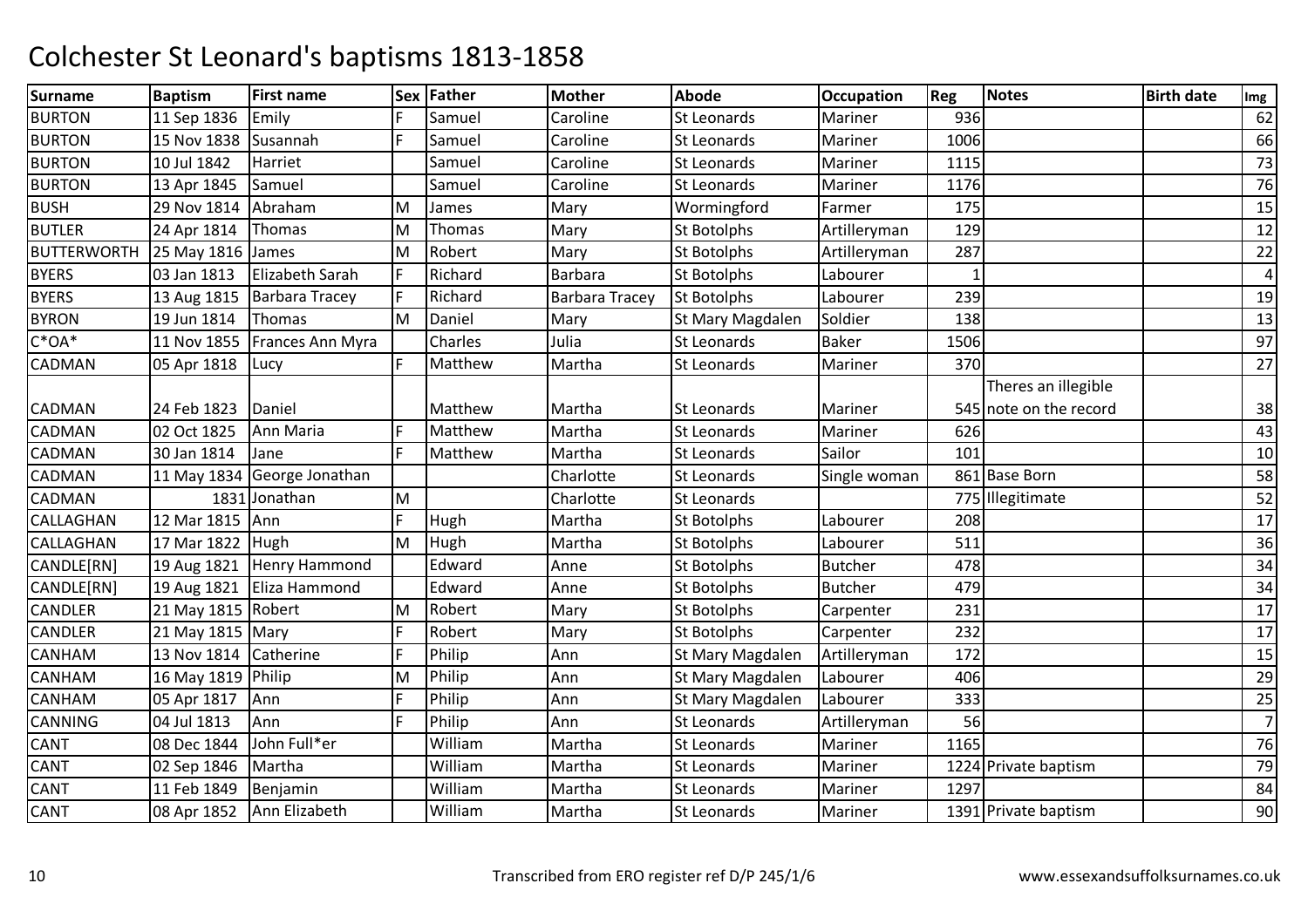# Colchester St Leonard's baptisms 1813-1858

| Surname | Baptism | First name | Sex | Father | Mother | Abode | Occupation | Reg | Notes | Birth date | Img |
|---|---|---|---|---|---|---|---|---|---|---|---|
| BURTON | 11 Sep 1836 | Emily | F | Samuel | Caroline | St Leonards | Mariner | 936 | | | 62 |
| BURTON | 15 Nov 1838 | Susannah | F | Samuel | Caroline | St Leonards | Mariner | 1006 | | | 66 |
| BURTON | 10 Jul 1842 | Harriet | | Samuel | Caroline | St Leonards | Mariner | 1115 | | | 73 |
| BURTON | 13 Apr 1845 | Samuel | | Samuel | Caroline | St Leonards | Mariner | 1176 | | | 76 |
| BUSH | 29 Nov 1814 | Abraham | M | James | Mary | Wormingford | Farmer | 175 | | | 15 |
| BUTLER | 24 Apr 1814 | Thomas | M | Thomas | Mary | St Botolphs | Artilleryman | 129 | | | 12 |
| BUTTERWORTH | 25 May 1816 | James | M | Robert | Mary | St Botolphs | Artilleryman | 287 | | | 22 |
| BYERS | 03 Jan 1813 | Elizabeth Sarah | F | Richard | Barbara | St Botolphs | Labourer | 1 | | | 4 |
| BYERS | 13 Aug 1815 | Barbara Tracey | F | Richard | Barbara Tracey | St Botolphs | Labourer | 239 | | | 19 |
| BYRON | 19 Jun 1814 | Thomas | M | Daniel | Mary | St Mary Magdalen | Soldier | 138 | | | 13 |
| C*OA* | 11 Nov 1855 | Frances Ann Myra | | Charles | Julia | St Leonards | Baker | 1506 | | | 97 |
| CADMAN | 05 Apr 1818 | Lucy | F | Matthew | Martha | St Leonards | Mariner | 370 | | | 27 |
| CADMAN | 24 Feb 1823 | Daniel | | Matthew | Martha | St Leonards | Mariner | 545 | Theres an illegible note on the record | | 38 |
| CADMAN | 02 Oct 1825 | Ann Maria | F | Matthew | Martha | St Leonards | Mariner | 626 | | | 43 |
| CADMAN | 30 Jan 1814 | Jane | F | Matthew | Martha | St Leonards | Sailor | 101 | | | 10 |
| CADMAN | 11 May 1834 | George Jonathan | | | Charlotte | St Leonards | Single woman | 861 | Base Born | | 58 |
| CADMAN | 1831 | Jonathan | M | | Charlotte | St Leonards | | 775 | Illegitimate | | 52 |
| CALLAGHAN | 12 Mar 1815 | Ann | F | Hugh | Martha | St Botolphs | Labourer | 208 | | | 17 |
| CALLAGHAN | 17 Mar 1822 | Hugh | M | Hugh | Martha | St Botolphs | Labourer | 511 | | | 36 |
| CANDLE[RN] | 19 Aug 1821 | Henry Hammond | | Edward | Anne | St Botolphs | Butcher | 478 | | | 34 |
| CANDLE[RN] | 19 Aug 1821 | Eliza Hammond | | Edward | Anne | St Botolphs | Butcher | 479 | | | 34 |
| CANDLER | 21 May 1815 | Robert | M | Robert | Mary | St Botolphs | Carpenter | 231 | | | 17 |
| CANDLER | 21 May 1815 | Mary | F | Robert | Mary | St Botolphs | Carpenter | 232 | | | 17 |
| CANHAM | 13 Nov 1814 | Catherine | F | Philip | Ann | St Mary Magdalen | Artilleryman | 172 | | | 15 |
| CANHAM | 16 May 1819 | Philip | M | Philip | Ann | St Mary Magdalen | Labourer | 406 | | | 29 |
| CANHAM | 05 Apr 1817 | Ann | F | Philip | Ann | St Mary Magdalen | Labourer | 333 | | | 25 |
| CANNING | 04 Jul 1813 | Ann | F | Philip | Ann | St Leonards | Artilleryman | 56 | | | 7 |
| CANT | 08 Dec 1844 | John Full*er | | William | Martha | St Leonards | Mariner | 1165 | | | 76 |
| CANT | 02 Sep 1846 | Martha | | William | Martha | St Leonards | Mariner | 1224 | Private baptism | | 79 |
| CANT | 11 Feb 1849 | Benjamin | | William | Martha | St Leonards | Mariner | 1297 | | | 84 |
| CANT | 08 Apr 1852 | Ann Elizabeth | | William | Martha | St Leonards | Mariner | 1391 | Private baptism | | 90 |

Transcribed from ERO register ref D/P 245/1/6

www.essexandsuffolksurnames.co.uk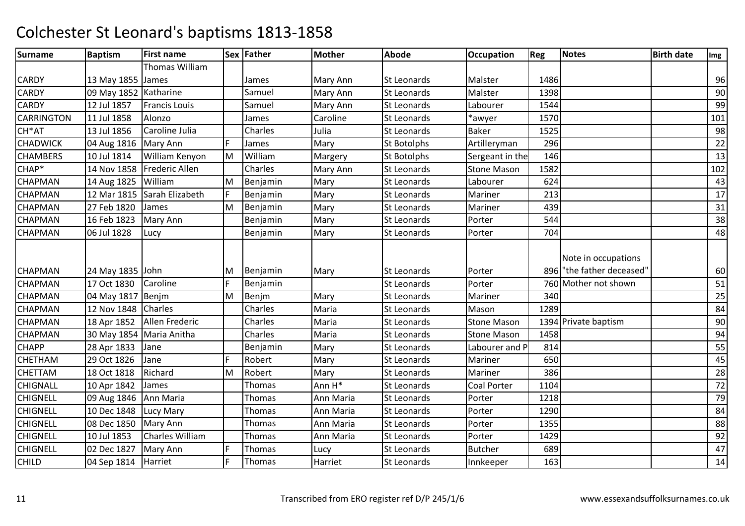# Colchester St Leonard's baptisms 1813-1858

| Surname | Baptism | First name | Sex | Father | Mother | Abode | Occupation | Reg | Notes | Birth date | Img |
|---|---|---|---|---|---|---|---|---|---|---|---|
| CARDY | 13 May 1855 | Thomas William James | | James | Mary Ann | St Leonards | Malster | 1486 | | | 96 |
| CARDY | 09 May 1852 | Katharine | | Samuel | Mary Ann | St Leonards | Malster | 1398 | | | 90 |
| CARDY | 12 Jul 1857 | Francis Louis | | Samuel | Mary Ann | St Leonards | Labourer | 1544 | | | 99 |
| CARRINGTON | 11 Jul 1858 | Alonzo | | James | Caroline | St Leonards | *awyer | 1570 | | | 101 |
| CH*AT | 13 Jul 1856 | Caroline Julia | | Charles | Julia | St Leonards | Baker | 1525 | | | 98 |
| CHADWICK | 04 Aug 1816 | Mary Ann | F | James | Mary | St Botolphs | Artilleryman | 296 | | | 22 |
| CHAMBERS | 10 Jul 1814 | William Kenyon | M | William | Margery | St Botolphs | Sergeant in the | 146 | | | 13 |
| CHAP* | 14 Nov 1858 | Frederic Allen | | Charles | Mary Ann | St Leonards | Stone Mason | 1582 | | | 102 |
| CHAPMAN | 14 Aug 1825 | William | M | Benjamin | Mary | St Leonards | Labourer | 624 | | | 43 |
| CHAPMAN | 12 Mar 1815 | Sarah Elizabeth | F | Benjamin | Mary | St Leonards | Mariner | 213 | | | 17 |
| CHAPMAN | 27 Feb 1820 | James | M | Benjamin | Mary | St Leonards | Mariner | 439 | | | 31 |
| CHAPMAN | 16 Feb 1823 | Mary Ann | | Benjamin | Mary | St Leonards | Porter | 544 | | | 38 |
| CHAPMAN | 06 Jul 1828 | Lucy | | Benjamin | Mary | St Leonards | Porter | 704 | | | 48 |
| CHAPMAN | 24 May 1835 | John | M | Benjamin | Mary | St Leonards | Porter | 896 | Note in occupations "the father deceased" | | 60 |
| CHAPMAN | 17 Oct 1830 | Caroline | F | Benjamin | | St Leonards | Porter | 760 | Mother not shown | | 51 |
| CHAPMAN | 04 May 1817 | Benjm | M | Benjm | Mary | St Leonards | Mariner | 340 | | | 25 |
| CHAPMAN | 12 Nov 1848 | Charles | | Charles | Maria | St Leonards | Mason | 1289 | | | 84 |
| CHAPMAN | 18 Apr 1852 | Allen Frederic | | Charles | Maria | St Leonards | Stone Mason | 1394 | Private baptism | | 90 |
| CHAPMAN | 30 May 1854 | Maria Anitha | | Charles | Maria | St Leonards | Stone Mason | 1458 | | | 94 |
| CHAPP | 28 Apr 1833 | Jane | | Benjamin | Mary | St Leonards | Labourer and P | 814 | | | 55 |
| CHETHAM | 29 Oct 1826 | Jane | F | Robert | Mary | St Leonards | Mariner | 650 | | | 45 |
| CHETTAM | 18 Oct 1818 | Richard | M | Robert | Mary | St Leonards | Mariner | 386 | | | 28 |
| CHIGNALL | 10 Apr 1842 | James | | Thomas | Ann H* | St Leonards | Coal Porter | 1104 | | | 72 |
| CHIGNELL | 09 Aug 1846 | Ann Maria | | Thomas | Ann Maria | St Leonards | Porter | 1218 | | | 79 |
| CHIGNELL | 10 Dec 1848 | Lucy Mary | | Thomas | Ann Maria | St Leonards | Porter | 1290 | | | 84 |
| CHIGNELL | 08 Dec 1850 | Mary Ann | | Thomas | Ann Maria | St Leonards | Porter | 1355 | | | 88 |
| CHIGNELL | 10 Jul 1853 | Charles William | | Thomas | Ann Maria | St Leonards | Porter | 1429 | | | 92 |
| CHIGNELL | 02 Dec 1827 | Mary Ann | F | Thomas | Lucy | St Leonards | Butcher | 689 | | | 47 |
| CHILD | 04 Sep 1814 | Harriet | F | Thomas | Harriet | St Leonards | Innkeeper | 163 | | | 14 |

Transcribed from ERO register ref D/P 245/1/6 www.essexandsuffolksurnames.co.uk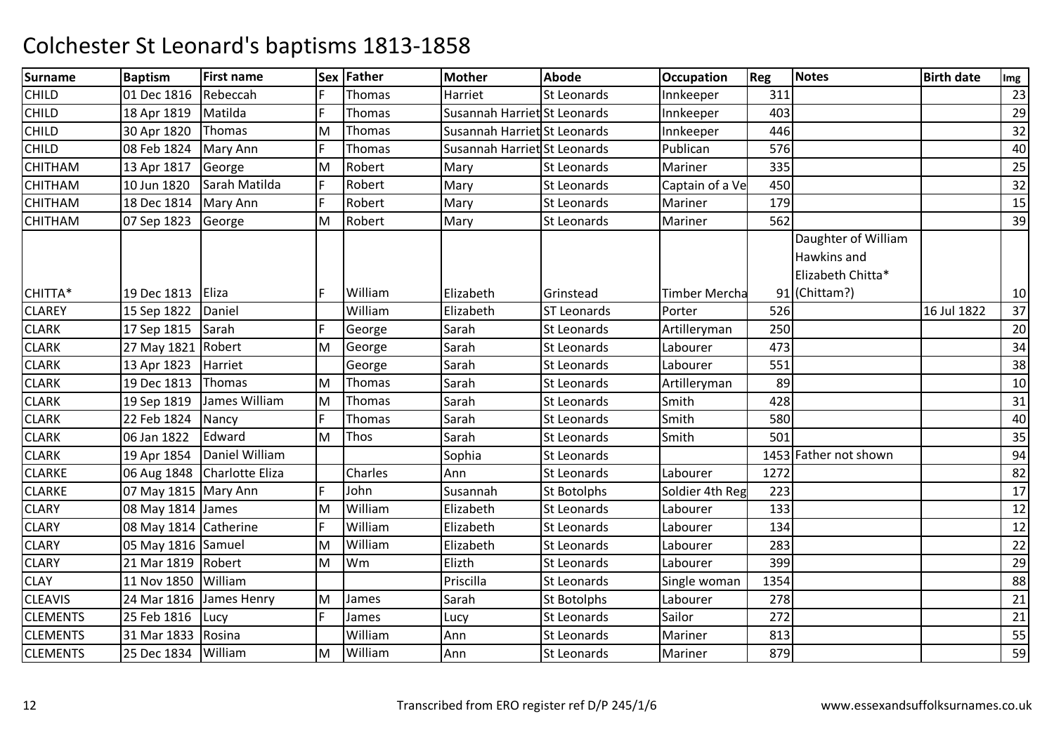# Colchester St Leonard's baptisms 1813-1858

| Surname | Baptism | First name | Sex | Father | Mother | Abode | Occupation | Reg | Notes | Birth date | Img |
|---|---|---|---|---|---|---|---|---|---|---|---|
| CHILD | 01 Dec 1816 | Rebeccah | F | Thomas | Harriet | St Leonards | Innkeeper | 311 | | | 23 |
| CHILD | 18 Apr 1819 | Matilda | F | Thomas | Susannah Harriet | St Leonards | Innkeeper | 403 | | | 29 |
| CHILD | 30 Apr 1820 | Thomas | M | Thomas | Susannah Harriet | St Leonards | Innkeeper | 446 | | | 32 |
| CHILD | 08 Feb 1824 | Mary Ann | F | Thomas | Susannah Harriet | St Leonards | Publican | 576 | | | 40 |
| CHITHAM | 13 Apr 1817 | George | M | Robert | Mary | St Leonards | Mariner | 335 | | | 25 |
| CHITHAM | 10 Jun 1820 | Sarah Matilda | F | Robert | Mary | St Leonards | Captain of a Ve | 450 | | | 32 |
| CHITHAM | 18 Dec 1814 | Mary Ann | F | Robert | Mary | St Leonards | Mariner | 179 | | | 15 |
| CHITHAM | 07 Sep 1823 | George | M | Robert | Mary | St Leonards | Mariner | 562 | | | 39 |
| CHITTA* | 19 Dec 1813 | Eliza | F | William | Elizabeth | Grinstead | Timber Mercha | 91 | Daughter of William Hawkins and Elizabeth Chitta* (Chittam?) | | 10 |
| CLAREY | 15 Sep 1822 | Daniel | | William | Elizabeth | ST Leonards | Porter | 526 | | 16 Jul 1822 | 37 |
| CLARK | 17 Sep 1815 | Sarah | F | George | Sarah | St Leonards | Artilleryman | 250 | | | 20 |
| CLARK | 27 May 1821 | Robert | M | George | Sarah | St Leonards | Labourer | 473 | | | 34 |
| CLARK | 13 Apr 1823 | Harriet | | George | Sarah | St Leonards | Labourer | 551 | | | 38 |
| CLARK | 19 Dec 1813 | Thomas | M | Thomas | Sarah | St Leonards | Artilleryman | 89 | | | 10 |
| CLARK | 19 Sep 1819 | James William | M | Thomas | Sarah | St Leonards | Smith | 428 | | | 31 |
| CLARK | 22 Feb 1824 | Nancy | F | Thomas | Sarah | St Leonards | Smith | 580 | | | 40 |
| CLARK | 06 Jan 1822 | Edward | M | Thos | Sarah | St Leonards | Smith | 501 | | | 35 |
| CLARK | 19 Apr 1854 | Daniel William | | | Sophia | St Leonards | | 1453 | Father not shown | | 94 |
| CLARKE | 06 Aug 1848 | Charlotte Eliza | | Charles | Ann | St Leonards | Labourer | 1272 | | | 82 |
| CLARKE | 07 May 1815 | Mary Ann | F | John | Susannah | St Botolphs | Soldier 4th Reg | 223 | | | 17 |
| CLARY | 08 May 1814 | James | M | William | Elizabeth | St Leonards | Labourer | 133 | | | 12 |
| CLARY | 08 May 1814 | Catherine | F | William | Elizabeth | St Leonards | Labourer | 134 | | | 12 |
| CLARY | 05 May 1816 | Samuel | M | William | Elizabeth | St Leonards | Labourer | 283 | | | 22 |
| CLARY | 21 Mar 1819 | Robert | M | Wm | Elizth | St Leonards | Labourer | 399 | | | 29 |
| CLAY | 11 Nov 1850 | William | | | Priscilla | St Leonards | Single woman | 1354 | | | 88 |
| CLEAVIS | 24 Mar 1816 | James Henry | M | James | Sarah | St Botolphs | Labourer | 278 | | | 21 |
| CLEMENTS | 25 Feb 1816 | Lucy | F | James | Lucy | St Leonards | Sailor | 272 | | | 21 |
| CLEMENTS | 31 Mar 1833 | Rosina | | William | Ann | St Leonards | Mariner | 813 | | | 55 |
| CLEMENTS | 25 Dec 1834 | William | M | William | Ann | St Leonards | Mariner | 879 | | | 59 |

Transcribed from ERO register ref D/P 245/1/6

www.essexandsuffolksurnames.co.uk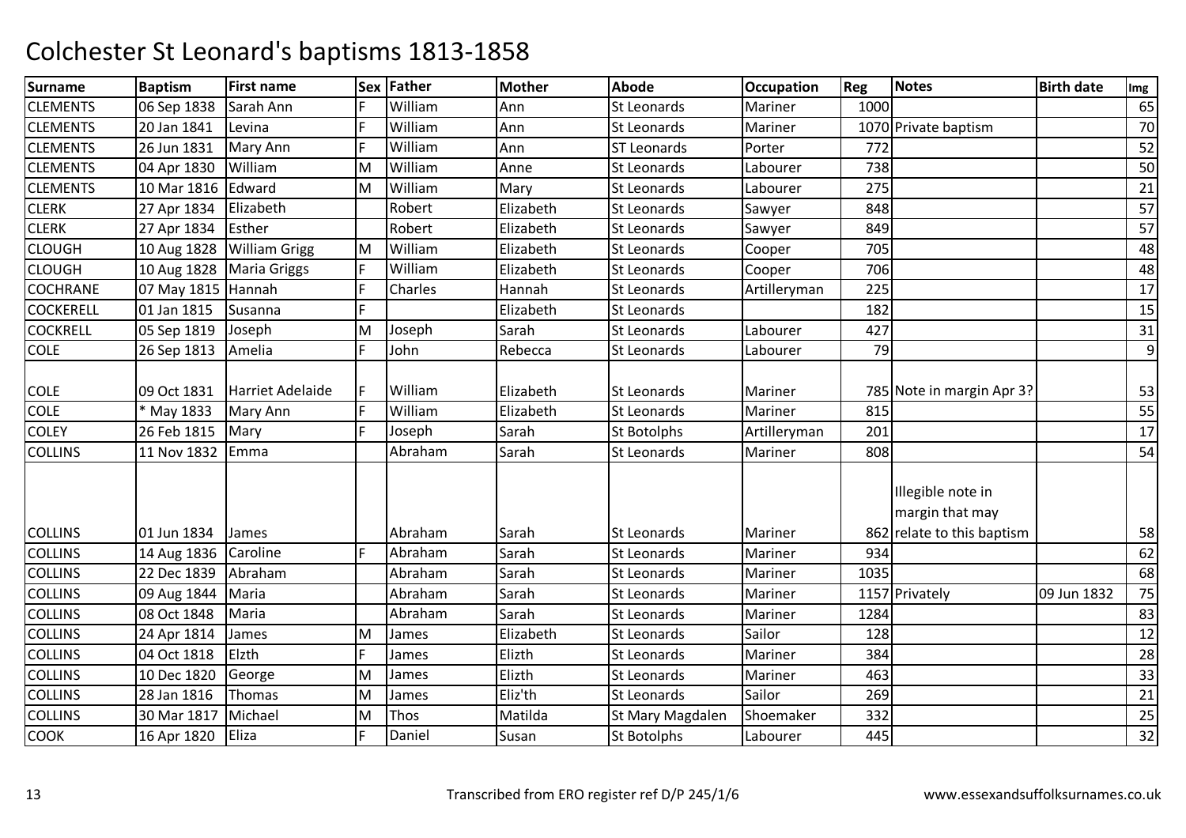# Colchester St Leonard's baptisms 1813-1858

| Surname | Baptism | First name | Sex | Father | Mother | Abode | Occupation | Reg | Notes | Birth date | Img |
|---|---|---|---|---|---|---|---|---|---|---|---|
| CLEMENTS | 06 Sep 1838 | Sarah Ann | F | William | Ann | St Leonards | Mariner | 1000 | | | 65 |
| CLEMENTS | 20 Jan 1841 | Levina | F | William | Ann | St Leonards | Mariner | 1070 | Private baptism | | 70 |
| CLEMENTS | 26 Jun 1831 | Mary Ann | F | William | Ann | ST Leonards | Porter | 772 | | | 52 |
| CLEMENTS | 04 Apr 1830 | William | M | William | Anne | St Leonards | Labourer | 738 | | | 50 |
| CLEMENTS | 10 Mar 1816 | Edward | M | William | Mary | St Leonards | Labourer | 275 | | | 21 |
| CLERK | 27 Apr 1834 | Elizabeth | | Robert | Elizabeth | St Leonards | Sawyer | 848 | | | 57 |
| CLERK | 27 Apr 1834 | Esther | | Robert | Elizabeth | St Leonards | Sawyer | 849 | | | 57 |
| CLOUGH | 10 Aug 1828 | William Grigg | M | William | Elizabeth | St Leonards | Cooper | 705 | | | 48 |
| CLOUGH | 10 Aug 1828 | Maria Griggs | F | William | Elizabeth | St Leonards | Cooper | 706 | | | 48 |
| COCHRANE | 07 May 1815 | Hannah | F | Charles | Hannah | St Leonards | Artilleryman | 225 | | | 17 |
| COCKERELL | 01 Jan 1815 | Susanna | F | | Elizabeth | St Leonards | | 182 | | | 15 |
| COCKRELL | 05 Sep 1819 | Joseph | M | Joseph | Sarah | St Leonards | Labourer | 427 | | | 31 |
| COLE | 26 Sep 1813 | Amelia | F | John | Rebecca | St Leonards | Labourer | 79 | | | 9 |
| COLE | 09 Oct 1831 | Harriet Adelaide | F | William | Elizabeth | St Leonards | Mariner | 785 | Note in margin Apr 3? | | 53 |
| COLE | * May 1833 | Mary Ann | F | William | Elizabeth | St Leonards | Mariner | 815 | | | 55 |
| COLEY | 26 Feb 1815 | Mary | F | Joseph | Sarah | St Botolphs | Artilleryman | 201 | | | 17 |
| COLLINS | 11 Nov 1832 | Emma | | Abraham | Sarah | St Leonards | Mariner | 808 | | | 54 |
| COLLINS | 01 Jun 1834 | James | | Abraham | Sarah | St Leonards | Mariner | 862 | Illegible note in margin that may relate to this baptism | | 58 |
| COLLINS | 14 Aug 1836 | Caroline | F | Abraham | Sarah | St Leonards | Mariner | 934 | | | 62 |
| COLLINS | 22 Dec 1839 | Abraham | | Abraham | Sarah | St Leonards | Mariner | 1035 | | | 68 |
| COLLINS | 09 Aug 1844 | Maria | | Abraham | Sarah | St Leonards | Mariner | 1157 | Privately | 09 Jun 1832 | 75 |
| COLLINS | 08 Oct 1848 | Maria | | Abraham | Sarah | St Leonards | Mariner | 1284 | | | 83 |
| COLLINS | 24 Apr 1814 | James | M | James | Elizabeth | St Leonards | Sailor | 128 | | | 12 |
| COLLINS | 04 Oct 1818 | Elzth | F | James | Elizth | St Leonards | Mariner | 384 | | | 28 |
| COLLINS | 10 Dec 1820 | George | M | James | Elizth | St Leonards | Mariner | 463 | | | 33 |
| COLLINS | 28 Jan 1816 | Thomas | M | James | Eliz'th | St Leonards | Sailor | 269 | | | 21 |
| COLLINS | 30 Mar 1817 | Michael | M | Thos | Matilda | St Mary Magdalen | Shoemaker | 332 | | | 25 |
| COOK | 16 Apr 1820 | Eliza | F | Daniel | Susan | St Botolphs | Labourer | 445 | | | 32 |

Transcribed from ERO register ref D/P 245/1/6

www.essexandsuffolksurnames.co.uk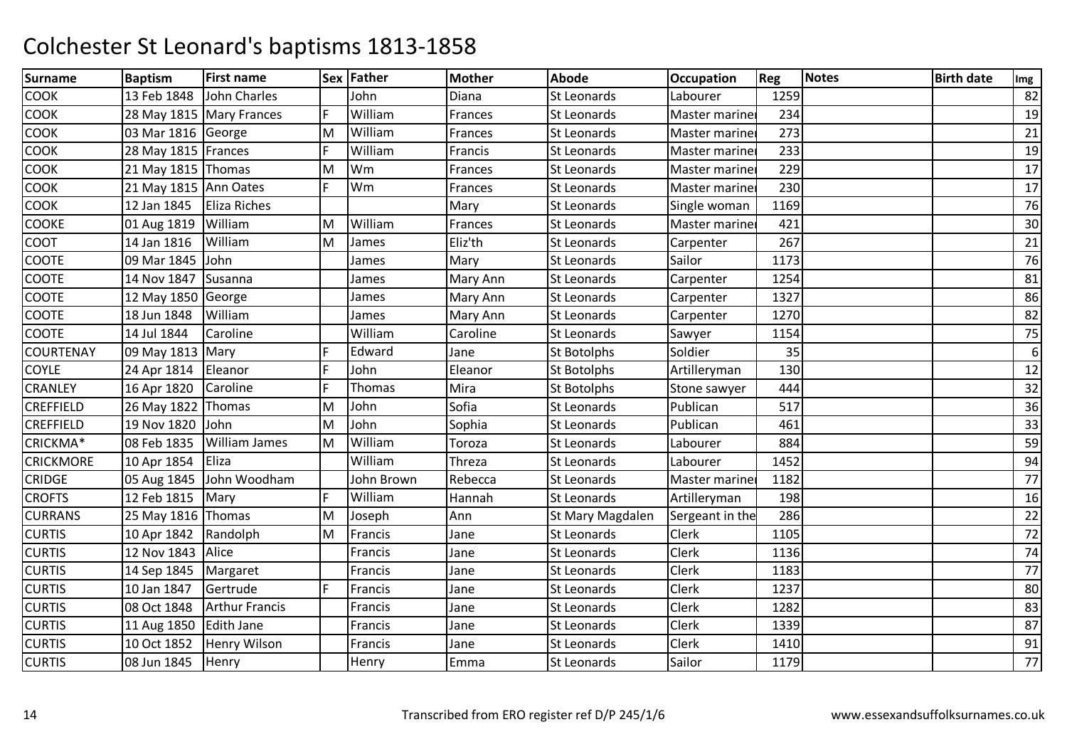# Colchester St Leonard's baptisms 1813-1858

| Surname | Baptism | First name | Sex | Father | Mother | Abode | Occupation | Reg | Notes | Birth date | Img |
|---|---|---|---|---|---|---|---|---|---|---|---|
| COOK | 13 Feb 1848 | John Charles | | John | Diana | St Leonards | Labourer | 1259 | | | 82 |
| COOK | 28 May 1815 | Mary Frances | F | William | Frances | St Leonards | Master mariner | 234 | | | 19 |
| COOK | 03 Mar 1816 | George | M | William | Frances | St Leonards | Master mariner | 273 | | | 21 |
| COOK | 28 May 1815 | Frances | F | William | Francis | St Leonards | Master mariner | 233 | | | 19 |
| COOK | 21 May 1815 | Thomas | M | Wm | Frances | St Leonards | Master mariner | 229 | | | 17 |
| COOK | 21 May 1815 | Ann Oates | F | Wm | Frances | St Leonards | Master mariner | 230 | | | 17 |
| COOK | 12 Jan 1845 | Eliza Riches | | | Mary | St Leonards | Single woman | 1169 | | | 76 |
| COOKE | 01 Aug 1819 | William | M | William | Frances | St Leonards | Master mariner | 421 | | | 30 |
| COOT | 14 Jan 1816 | William | M | James | Eliz'th | St Leonards | Carpenter | 267 | | | 21 |
| COOTE | 09 Mar 1845 | John | | James | Mary | St Leonards | Sailor | 1173 | | | 76 |
| COOTE | 14 Nov 1847 | Susanna | | James | Mary Ann | St Leonards | Carpenter | 1254 | | | 81 |
| COOTE | 12 May 1850 | George | | James | Mary Ann | St Leonards | Carpenter | 1327 | | | 86 |
| COOTE | 18 Jun 1848 | William | | James | Mary Ann | St Leonards | Carpenter | 1270 | | | 82 |
| COOTE | 14 Jul 1844 | Caroline | | William | Caroline | St Leonards | Sawyer | 1154 | | | 75 |
| COURTENAY | 09 May 1813 | Mary | F | Edward | Jane | St Botolphs | Soldier | 35 | | | 6 |
| COYLE | 24 Apr 1814 | Eleanor | F | John | Eleanor | St Botolphs | Artilleryman | 130 | | | 12 |
| CRANLEY | 16 Apr 1820 | Caroline | F | Thomas | Mira | St Botolphs | Stone sawyer | 444 | | | 32 |
| CREFFIELD | 26 May 1822 | Thomas | M | John | Sofia | St Leonards | Publican | 517 | | | 36 |
| CREFFIELD | 19 Nov 1820 | John | M | John | Sophia | St Leonards | Publican | 461 | | | 33 |
| CRICKMA* | 08 Feb 1835 | William James | M | William | Toroza | St Leonards | Labourer | 884 | | | 59 |
| CRICKMORE | 10 Apr 1854 | Eliza | | William | Threza | St Leonards | Labourer | 1452 | | | 94 |
| CRIDGE | 05 Aug 1845 | John Woodham | | John Brown | Rebecca | St Leonards | Master mariner | 1182 | | | 77 |
| CROFTS | 12 Feb 1815 | Mary | F | William | Hannah | St Leonards | Artilleryman | 198 | | | 16 |
| CURRANS | 25 May 1816 | Thomas | M | Joseph | Ann | St Mary Magdalen | Sergeant in the | 286 | | | 22 |
| CURTIS | 10 Apr 1842 | Randolph | M | Francis | Jane | St Leonards | Clerk | 1105 | | | 72 |
| CURTIS | 12 Nov 1843 | Alice | | Francis | Jane | St Leonards | Clerk | 1136 | | | 74 |
| CURTIS | 14 Sep 1845 | Margaret | | Francis | Jane | St Leonards | Clerk | 1183 | | | 77 |
| CURTIS | 10 Jan 1847 | Gertrude | F | Francis | Jane | St Leonards | Clerk | 1237 | | | 80 |
| CURTIS | 08 Oct 1848 | Arthur Francis | | Francis | Jane | St Leonards | Clerk | 1282 | | | 83 |
| CURTIS | 11 Aug 1850 | Edith Jane | | Francis | Jane | St Leonards | Clerk | 1339 | | | 87 |
| CURTIS | 10 Oct 1852 | Henry Wilson | | Francis | Jane | St Leonards | Clerk | 1410 | | | 91 |
| CURTIS | 08 Jun 1845 | Henry | | Henry | Emma | St Leonards | Sailor | 1179 | | | 77 |

Transcribed from ERO register ref D/P 245/1/6

www.essexandsuffolksurnames.co.uk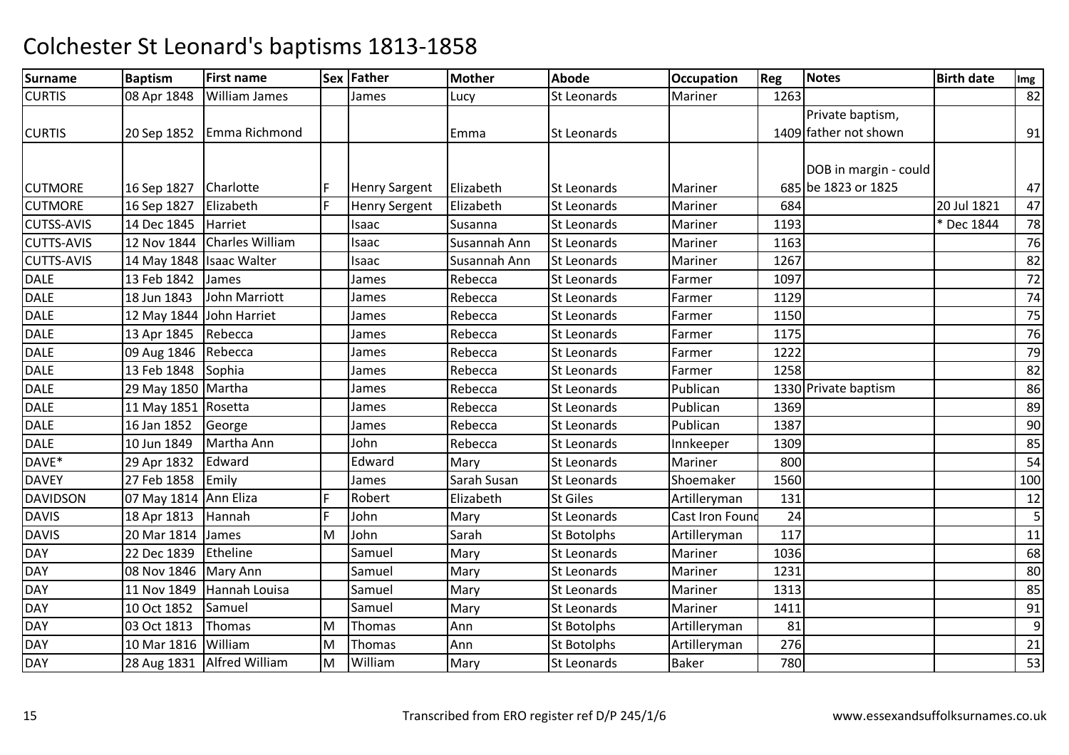# Colchester St Leonard's baptisms 1813-1858

| Surname | Baptism | First name | Sex | Father | Mother | Abode | Occupation | Reg | Notes | Birth date | Img |
|---|---|---|---|---|---|---|---|---|---|---|---|
| CURTIS | 08 Apr 1848 | William James | | James | Lucy | St Leonards | Mariner | 1263 | | | 82 |
| CURTIS | 20 Sep 1852 | Emma Richmond | | | Emma | St Leonards | | 1409 | Private baptism, father not shown | | 91 |
| CUTMORE | 16 Sep 1827 | Charlotte | F | Henry Sargent | Elizabeth | St Leonards | Mariner | 685 | DOB in margin - could be 1823 or 1825 | | 47 |
| CUTMORE | 16 Sep 1827 | Elizabeth | F | Henry Sergent | Elizabeth | St Leonards | Mariner | 684 | | 20 Jul 1821 | 47 |
| CUTSS-AVIS | 14 Dec 1845 | Harriet | | Isaac | Susanna | St Leonards | Mariner | 1193 | | * Dec 1844 | 78 |
| CUTTS-AVIS | 12 Nov 1844 | Charles William | | Isaac | Susannah Ann | St Leonards | Mariner | 1163 | | | 76 |
| CUTTS-AVIS | 14 May 1848 | Isaac Walter | | Isaac | Susannah Ann | St Leonards | Mariner | 1267 | | | 82 |
| DALE | 13 Feb 1842 | James | | James | Rebecca | St Leonards | Farmer | 1097 | | | 72 |
| DALE | 18 Jun 1843 | John Marriott | | James | Rebecca | St Leonards | Farmer | 1129 | | | 74 |
| DALE | 12 May 1844 | John Harriet | | James | Rebecca | St Leonards | Farmer | 1150 | | | 75 |
| DALE | 13 Apr 1845 | Rebecca | | James | Rebecca | St Leonards | Farmer | 1175 | | | 76 |
| DALE | 09 Aug 1846 | Rebecca | | James | Rebecca | St Leonards | Farmer | 1222 | | | 79 |
| DALE | 13 Feb 1848 | Sophia | | James | Rebecca | St Leonards | Farmer | 1258 | | | 82 |
| DALE | 29 May 1850 | Martha | | James | Rebecca | St Leonards | Publican | 1330 | Private baptism | | 86 |
| DALE | 11 May 1851 | Rosetta | | James | Rebecca | St Leonards | Publican | 1369 | | | 89 |
| DALE | 16 Jan 1852 | George | | James | Rebecca | St Leonards | Publican | 1387 | | | 90 |
| DALE | 10 Jun 1849 | Martha Ann | | John | Rebecca | St Leonards | Innkeeper | 1309 | | | 85 |
| DAVE* | 29 Apr 1832 | Edward | | Edward | Mary | St Leonards | Mariner | 800 | | | 54 |
| DAVEY | 27 Feb 1858 | Emily | | James | Sarah Susan | St Leonards | Shoemaker | 1560 | | | 100 |
| DAVIDSON | 07 May 1814 | Ann Eliza | F | Robert | Elizabeth | St Giles | Artilleryman | 131 | | | 12 |
| DAVIS | 18 Apr 1813 | Hannah | F | John | Mary | St Leonards | Cast Iron Found | 24 | | | 5 |
| DAVIS | 20 Mar 1814 | James | M | John | Sarah | St Botolphs | Artilleryman | 117 | | | 11 |
| DAY | 22 Dec 1839 | Etheline | | Samuel | Mary | St Leonards | Mariner | 1036 | | | 68 |
| DAY | 08 Nov 1846 | Mary Ann | | Samuel | Mary | St Leonards | Mariner | 1231 | | | 80 |
| DAY | 11 Nov 1849 | Hannah Louisa | | Samuel | Mary | St Leonards | Mariner | 1313 | | | 85 |
| DAY | 10 Oct 1852 | Samuel | | Samuel | Mary | St Leonards | Mariner | 1411 | | | 91 |
| DAY | 03 Oct 1813 | Thomas | M | Thomas | Ann | St Botolphs | Artilleryman | 81 | | | 9 |
| DAY | 10 Mar 1816 | William | M | Thomas | Ann | St Botolphs | Artilleryman | 276 | | | 21 |
| DAY | 28 Aug 1831 | Alfred William | M | William | Mary | St Leonards | Baker | 780 | | | 53 |

Transcribed from ERO register ref D/P 245/1/6 www.essexandsuffolksurnames.co.uk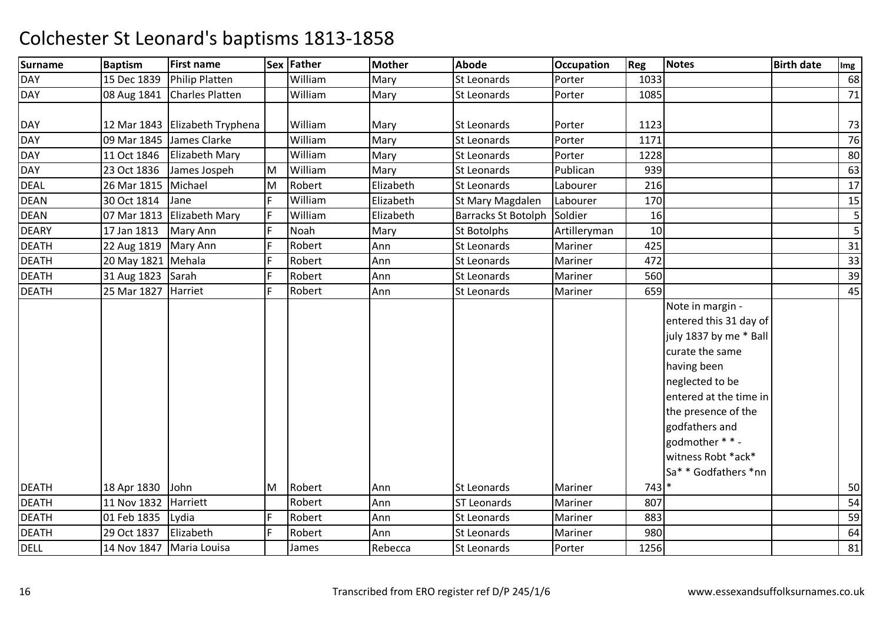# Colchester St Leonard's baptisms 1813-1858

| Surname | Baptism | First name | Sex | Father | Mother | Abode | Occupation | Reg | Notes | Birth date | Img |
|---|---|---|---|---|---|---|---|---|---|---|---|
| DAY | 15 Dec 1839 | Philip Platten | | William | Mary | St Leonards | Porter | 1033 | | | 68 |
| DAY | 08 Aug 1841 | Charles Platten | | William | Mary | St Leonards | Porter | 1085 | | | 71 |
| DAY | 12 Mar 1843 | Elizabeth Tryphena | | William | Mary | St Leonards | Porter | 1123 | | | 73 |
| DAY | 09 Mar 1845 | James Clarke | | William | Mary | St Leonards | Porter | 1171 | | | 76 |
| DAY | 11 Oct 1846 | Elizabeth Mary | | William | Mary | St Leonards | Porter | 1228 | | | 80 |
| DAY | 23 Oct 1836 | James Jospeh | M | William | Mary | St Leonards | Publican | 939 | | | 63 |
| DEAL | 26 Mar 1815 | Michael | M | Robert | Elizabeth | St Leonards | Labourer | 216 | | | 17 |
| DEAN | 30 Oct 1814 | Jane | F | William | Elizabeth | St Mary Magdalen | Labourer | 170 | | | 15 |
| DEAN | 07 Mar 1813 | Elizabeth Mary | F | William | Elizabeth | Barracks St Botolph | Soldier | 16 | | | 5 |
| DEARY | 17 Jan 1813 | Mary Ann | F | Noah | Mary | St Botolphs | Artilleryman | 10 | | | 5 |
| DEATH | 22 Aug 1819 | Mary Ann | F | Robert | Ann | St Leonards | Mariner | 425 | | | 31 |
| DEATH | 20 May 1821 | Mehala | F | Robert | Ann | St Leonards | Mariner | 472 | | | 33 |
| DEATH | 31 Aug 1823 | Sarah | F | Robert | Ann | St Leonards | Mariner | 560 | | | 39 |
| DEATH | 25 Mar 1827 | Harriet | F | Robert | Ann | St Leonards | Mariner | 659 | | | 45 |
| DEATH | 18 Apr 1830 | John | M | Robert | Ann | St Leonards | Mariner | 743 | Note in margin - entered this 31 day of july 1837 by me * Ball curate the same having been neglected to be entered at the time in the presence of the godfathers and godmother * * - witness Robt *ack* Sa* * Godfathers *nn * | | 50 |
| DEATH | 11 Nov 1832 | Harriett | | Robert | Ann | ST Leonards | Mariner | 807 | | | 54 |
| DEATH | 01 Feb 1835 | Lydia | F | Robert | Ann | St Leonards | Mariner | 883 | | | 59 |
| DEATH | 29 Oct 1837 | Elizabeth | F | Robert | Ann | St Leonards | Mariner | 980 | | | 64 |
| DELL | 14 Nov 1847 | Maria Louisa | | James | Rebecca | St Leonards | Porter | 1256 | | | 81 |

Transcribed from ERO register ref D/P 245/1/6 www.essexandsuffolksurnames.co.uk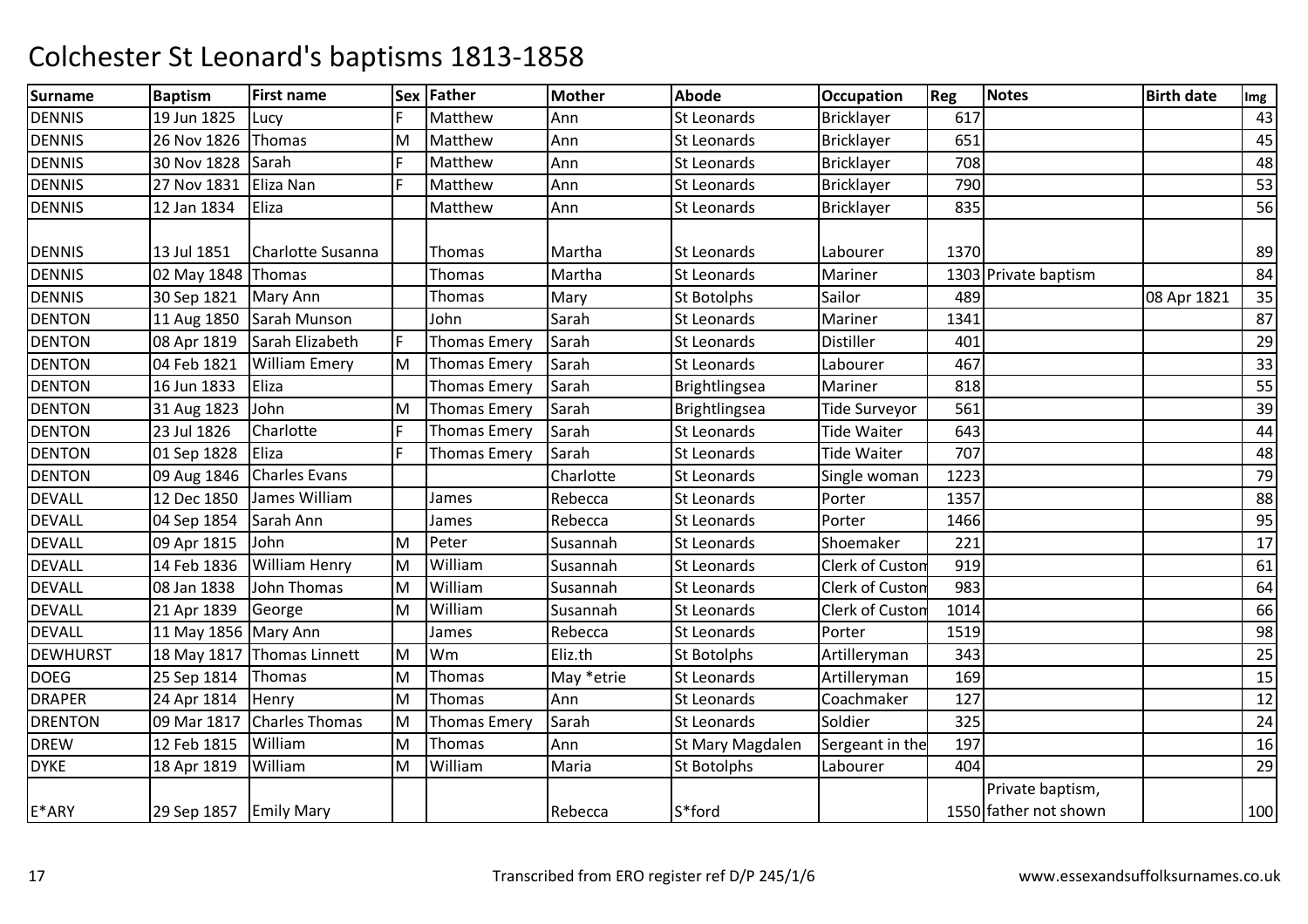# Colchester St Leonard's baptisms 1813-1858

| Surname | Baptism | First name | Sex | Father | Mother | Abode | Occupation | Reg | Notes | Birth date | Img |
|---|---|---|---|---|---|---|---|---|---|---|---|
| DENNIS | 19 Jun 1825 | Lucy | F | Matthew | Ann | St Leonards | Bricklayer | 617 | | | 43 |
| DENNIS | 26 Nov 1826 | Thomas | M | Matthew | Ann | St Leonards | Bricklayer | 651 | | | 45 |
| DENNIS | 30 Nov 1828 | Sarah | F | Matthew | Ann | St Leonards | Bricklayer | 708 | | | 48 |
| DENNIS | 27 Nov 1831 | Eliza Nan | F | Matthew | Ann | St Leonards | Bricklayer | 790 | | | 53 |
| DENNIS | 12 Jan 1834 | Eliza | | Matthew | Ann | St Leonards | Bricklayer | 835 | | | 56 |
| DENNIS | 13 Jul 1851 | Charlotte Susanna | | Thomas | Martha | St Leonards | Labourer | 1370 | | | 89 |
| DENNIS | 02 May 1848 | Thomas | | Thomas | Martha | St Leonards | Mariner | 1303 | Private baptism | | 84 |
| DENNIS | 30 Sep 1821 | Mary Ann | | Thomas | Mary | St Botolphs | Sailor | 489 | | 08 Apr 1821 | 35 |
| DENTON | 11 Aug 1850 | Sarah Munson | | John | Sarah | St Leonards | Mariner | 1341 | | | 87 |
| DENTON | 08 Apr 1819 | Sarah Elizabeth | F | Thomas Emery | Sarah | St Leonards | Distiller | 401 | | | 29 |
| DENTON | 04 Feb 1821 | William Emery | M | Thomas Emery | Sarah | St Leonards | Labourer | 467 | | | 33 |
| DENTON | 16 Jun 1833 | Eliza | | Thomas Emery | Sarah | Brightlingsea | Mariner | 818 | | | 55 |
| DENTON | 31 Aug 1823 | John | M | Thomas Emery | Sarah | Brightlingsea | Tide Surveyor | 561 | | | 39 |
| DENTON | 23 Jul 1826 | Charlotte | F | Thomas Emery | Sarah | St Leonards | Tide Waiter | 643 | | | 44 |
| DENTON | 01 Sep 1828 | Eliza | F | Thomas Emery | Sarah | St Leonards | Tide Waiter | 707 | | | 48 |
| DENTON | 09 Aug 1846 | Charles Evans | | | Charlotte | St Leonards | Single woman | 1223 | | | 79 |
| DEVALL | 12 Dec 1850 | James William | | James | Rebecca | St Leonards | Porter | 1357 | | | 88 |
| DEVALL | 04 Sep 1854 | Sarah Ann | | James | Rebecca | St Leonards | Porter | 1466 | | | 95 |
| DEVALL | 09 Apr 1815 | John | M | Peter | Susannah | St Leonards | Shoemaker | 221 | | | 17 |
| DEVALL | 14 Feb 1836 | William Henry | M | William | Susannah | St Leonards | Clerk of Custom | 919 | | | 61 |
| DEVALL | 08 Jan 1838 | John Thomas | M | William | Susannah | St Leonards | Clerk of Custom | 983 | | | 64 |
| DEVALL | 21 Apr 1839 | George | M | William | Susannah | St Leonards | Clerk of Custom | 1014 | | | 66 |
| DEVALL | 11 May 1856 | Mary Ann | | James | Rebecca | St Leonards | Porter | 1519 | | | 98 |
| DEWHURST | 18 May 1817 | Thomas Linnett | M | Wm | Eliz.th | St Botolphs | Artilleryman | 343 | | | 25 |
| DOEG | 25 Sep 1814 | Thomas | M | Thomas | May *etrie | St Leonards | Artilleryman | 169 | | | 15 |
| DRAPER | 24 Apr 1814 | Henry | M | Thomas | Ann | St Leonards | Coachmaker | 127 | | | 12 |
| DRENTON | 09 Mar 1817 | Charles Thomas | M | Thomas Emery | Sarah | St Leonards | Soldier | 325 | | | 24 |
| DREW | 12 Feb 1815 | William | M | Thomas | Ann | St Mary Magdalen | Sergeant in the | 197 | | | 16 |
| DYKE | 18 Apr 1819 | William | M | William | Maria | St Botolphs | Labourer | 404 | | | 29 |
| E*ARY | 29 Sep 1857 | Emily Mary | | | Rebecca | S*ford | | 1550 | Private baptism, father not shown | | 100 |

Transcribed from ERO register ref D/P 245/1/6

www.essexandsuffolksurnames.co.uk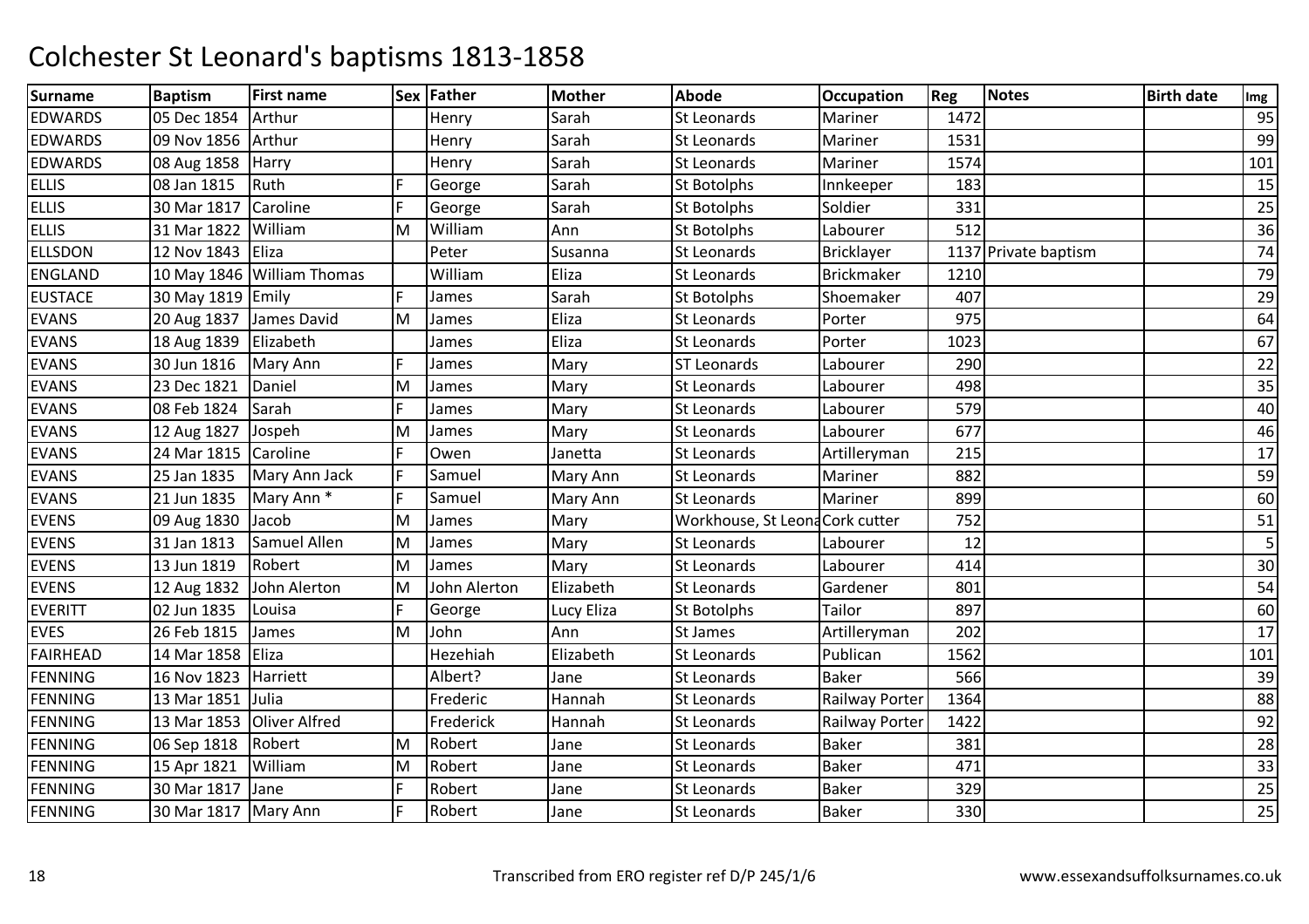# Colchester St Leonard's baptisms 1813-1858

| Surname | Baptism | First name | Sex | Father | Mother | Abode | Occupation | Reg | Notes | Birth date | Img |
|---|---|---|---|---|---|---|---|---|---|---|---|
| EDWARDS | 05 Dec 1854 | Arthur | | Henry | Sarah | St Leonards | Mariner | 1472 | | | 95 |
| EDWARDS | 09 Nov 1856 | Arthur | | Henry | Sarah | St Leonards | Mariner | 1531 | | | 99 |
| EDWARDS | 08 Aug 1858 | Harry | | Henry | Sarah | St Leonards | Mariner | 1574 | | | 101 |
| ELLIS | 08 Jan 1815 | Ruth | F | George | Sarah | St Botolphs | Innkeeper | 183 | | | 15 |
| ELLIS | 30 Mar 1817 | Caroline | F | George | Sarah | St Botolphs | Soldier | 331 | | | 25 |
| ELLIS | 31 Mar 1822 | William | M | William | Ann | St Botolphs | Labourer | 512 | | | 36 |
| ELLSDON | 12 Nov 1843 | Eliza | | Peter | Susanna | St Leonards | Bricklayer | 1137 | Private baptism | | 74 |
| ENGLAND | 10 May 1846 | William Thomas | | William | Eliza | St Leonards | Brickmaker | 1210 | | | 79 |
| EUSTACE | 30 May 1819 | Emily | F | James | Sarah | St Botolphs | Shoemaker | 407 | | | 29 |
| EVANS | 20 Aug 1837 | James David | M | James | Eliza | St Leonards | Porter | 975 | | | 64 |
| EVANS | 18 Aug 1839 | Elizabeth | | James | Eliza | St Leonards | Porter | 1023 | | | 67 |
| EVANS | 30 Jun 1816 | Mary Ann | F | James | Mary | ST Leonards | Labourer | 290 | | | 22 |
| EVANS | 23 Dec 1821 | Daniel | M | James | Mary | St Leonards | Labourer | 498 | | | 35 |
| EVANS | 08 Feb 1824 | Sarah | F | James | Mary | St Leonards | Labourer | 579 | | | 40 |
| EVANS | 12 Aug 1827 | Jospeh | M | James | Mary | St Leonards | Labourer | 677 | | | 46 |
| EVANS | 24 Mar 1815 | Caroline | F | Owen | Janetta | St Leonards | Artilleryman | 215 | | | 17 |
| EVANS | 25 Jan 1835 | Mary Ann Jack | F | Samuel | Mary Ann | St Leonards | Mariner | 882 | | | 59 |
| EVANS | 21 Jun 1835 | Mary Ann * | F | Samuel | Mary Ann | St Leonards | Mariner | 899 | | | 60 |
| EVENS | 09 Aug 1830 | Jacob | M | James | Mary | Workhouse, St Leona | Cork cutter | 752 | | | 51 |
| EVENS | 31 Jan 1813 | Samuel Allen | M | James | Mary | St Leonards | Labourer | 12 | | | 5 |
| EVENS | 13 Jun 1819 | Robert | M | James | Mary | St Leonards | Labourer | 414 | | | 30 |
| EVENS | 12 Aug 1832 | John Alerton | M | John Alerton | Elizabeth | St Leonards | Gardener | 801 | | | 54 |
| EVERITT | 02 Jun 1835 | Louisa | F | George | Lucy Eliza | St Botolphs | Tailor | 897 | | | 60 |
| EVES | 26 Feb 1815 | James | M | John | Ann | St James | Artilleryman | 202 | | | 17 |
| FAIRHEAD | 14 Mar 1858 | Eliza | | Hezehiah | Elizabeth | St Leonards | Publican | 1562 | | | 101 |
| FENNING | 16 Nov 1823 | Harriett | | Albert? | Jane | St Leonards | Baker | 566 | | | 39 |
| FENNING | 13 Mar 1851 | Julia | | Frederic | Hannah | St Leonards | Railway Porter | 1364 | | | 88 |
| FENNING | 13 Mar 1853 | Oliver Alfred | | Frederick | Hannah | St Leonards | Railway Porter | 1422 | | | 92 |
| FENNING | 06 Sep 1818 | Robert | M | Robert | Jane | St Leonards | Baker | 381 | | | 28 |
| FENNING | 15 Apr 1821 | William | M | Robert | Jane | St Leonards | Baker | 471 | | | 33 |
| FENNING | 30 Mar 1817 | Jane | F | Robert | Jane | St Leonards | Baker | 329 | | | 25 |
| FENNING | 30 Mar 1817 | Mary Ann | F | Robert | Jane | St Leonards | Baker | 330 | | | 25 |

Transcribed from ERO register ref D/P 245/1/6

www.essexandsuffolksurnames.co.uk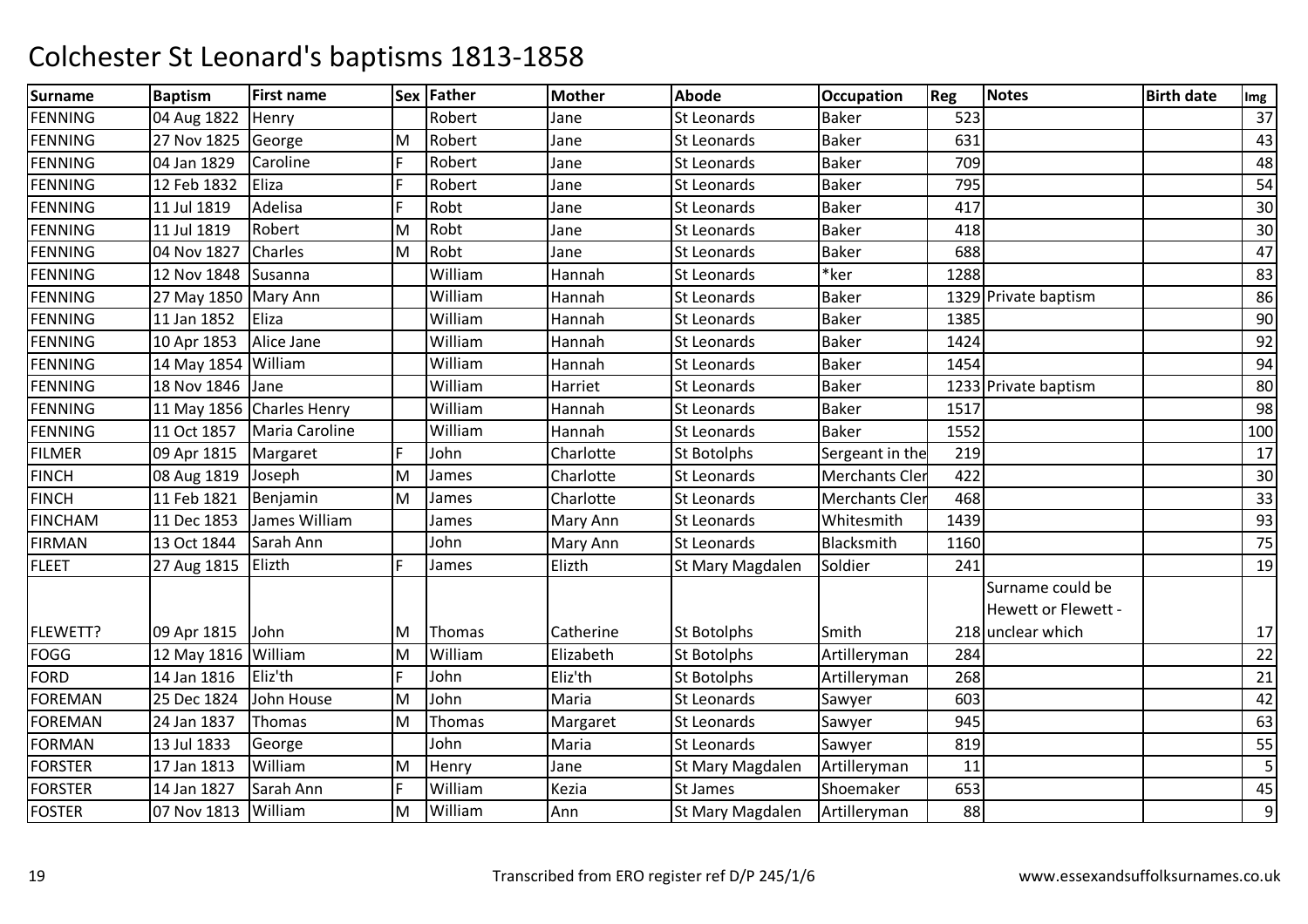# Colchester St Leonard's baptisms 1813-1858

| Surname | Baptism | First name | Sex | Father | Mother | Abode | Occupation | Reg | Notes | Birth date | Img |
|---|---|---|---|---|---|---|---|---|---|---|---|
| FENNING | 04 Aug 1822 | Henry | | Robert | Jane | St Leonards | Baker | 523 | | | 37 |
| FENNING | 27 Nov 1825 | George | M | Robert | Jane | St Leonards | Baker | 631 | | | 43 |
| FENNING | 04 Jan 1829 | Caroline | F | Robert | Jane | St Leonards | Baker | 709 | | | 48 |
| FENNING | 12 Feb 1832 | Eliza | F | Robert | Jane | St Leonards | Baker | 795 | | | 54 |
| FENNING | 11 Jul 1819 | Adelisa | F | Robt | Jane | St Leonards | Baker | 417 | | | 30 |
| FENNING | 11 Jul 1819 | Robert | M | Robt | Jane | St Leonards | Baker | 418 | | | 30 |
| FENNING | 04 Nov 1827 | Charles | M | Robt | Jane | St Leonards | Baker | 688 | | | 47 |
| FENNING | 12 Nov 1848 | Susanna | | William | Hannah | St Leonards | *ker | 1288 | | | 83 |
| FENNING | 27 May 1850 | Mary Ann | | William | Hannah | St Leonards | Baker | 1329 | Private baptism | | 86 |
| FENNING | 11 Jan 1852 | Eliza | | William | Hannah | St Leonards | Baker | 1385 | | | 90 |
| FENNING | 10 Apr 1853 | Alice Jane | | William | Hannah | St Leonards | Baker | 1424 | | | 92 |
| FENNING | 14 May 1854 | William | | William | Hannah | St Leonards | Baker | 1454 | | | 94 |
| FENNING | 18 Nov 1846 | Jane | | William | Harriet | St Leonards | Baker | 1233 | Private baptism | | 80 |
| FENNING | 11 May 1856 | Charles Henry | | William | Hannah | St Leonards | Baker | 1517 | | | 98 |
| FENNING | 11 Oct 1857 | Maria Caroline | | William | Hannah | St Leonards | Baker | 1552 | | | 100 |
| FILMER | 09 Apr 1815 | Margaret | F | John | Charlotte | St Botolphs | Sergeant in the | 219 | | | 17 |
| FINCH | 08 Aug 1819 | Joseph | M | James | Charlotte | St Leonards | Merchants Cler | 422 | | | 30 |
| FINCH | 11 Feb 1821 | Benjamin | M | James | Charlotte | St Leonards | Merchants Cler | 468 | | | 33 |
| FINCHAM | 11 Dec 1853 | James William | | James | Mary Ann | St Leonards | Whitesmith | 1439 | | | 93 |
| FIRMAN | 13 Oct 1844 | Sarah Ann | | John | Mary Ann | St Leonards | Blacksmith | 1160 | | | 75 |
| FLEET | 27 Aug 1815 | Elizth | F | James | Elizth | St Mary Magdalen | Soldier | 241 | | | 19 |
| FLEWETT? | 09 Apr 1815 | John | M | Thomas | Catherine | St Botolphs | Smith | 218 | Surname could be Hewett or Flewett - unclear which | | 17 |
| FOGG | 12 May 1816 | William | M | William | Elizabeth | St Botolphs | Artilleryman | 284 | | | 22 |
| FORD | 14 Jan 1816 | Eliz'th | F | John | Eliz'th | St Botolphs | Artilleryman | 268 | | | 21 |
| FOREMAN | 25 Dec 1824 | John House | M | John | Maria | St Leonards | Sawyer | 603 | | | 42 |
| FOREMAN | 24 Jan 1837 | Thomas | M | Thomas | Margaret | St Leonards | Sawyer | 945 | | | 63 |
| FORMAN | 13 Jul 1833 | George | | John | Maria | St Leonards | Sawyer | 819 | | | 55 |
| FORSTER | 17 Jan 1813 | William | M | Henry | Jane | St Mary Magdalen | Artilleryman | 11 | | | 5 |
| FORSTER | 14 Jan 1827 | Sarah Ann | F | William | Kezia | St James | Shoemaker | 653 | | | 45 |
| FOSTER | 07 Nov 1813 | William | M | William | Ann | St Mary Magdalen | Artilleryman | 88 | | | 9 |

Transcribed from ERO register ref D/P 245/1/6

www.essexandsuffolksurnames.co.uk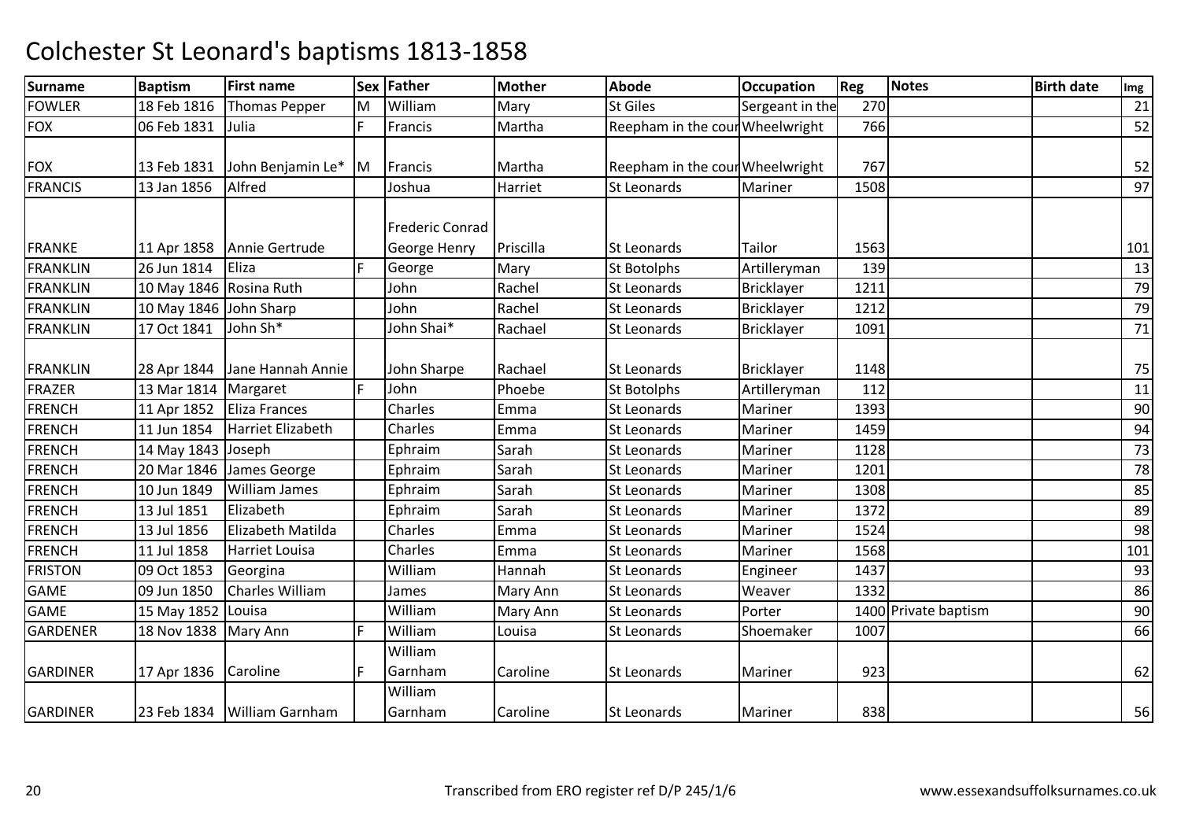# Colchester St Leonard's baptisms 1813-1858

| Surname | Baptism | First name | Sex | Father | Mother | Abode | Occupation | Reg | Notes | Birth date | Img |
|---|---|---|---|---|---|---|---|---|---|---|---|
| FOWLER | 18 Feb 1816 | Thomas Pepper | M | William | Mary | St Giles | Sergeant in the | 270 | | | 21 |
| FOX | 06 Feb 1831 | Julia | F | Francis | Martha | Reepham in the cour | Wheelwright | 766 | | | 52 |
| FOX | 13 Feb 1831 | John Benjamin Le* | M | Francis | Martha | Reepham in the cour | Wheelwright | 767 | | | 52 |
| FRANCIS | 13 Jan 1856 | Alfred | | Joshua | Harriet | St Leonards | Mariner | 1508 | | | 97 |
| FRANKE | 11 Apr 1858 | Annie Gertrude | | Frederic Conrad George Henry | Priscilla | St Leonards | Tailor | 1563 | | | 101 |
| FRANKLIN | 26 Jun 1814 | Eliza | F | George | Mary | St Botolphs | Artilleryman | 139 | | | 13 |
| FRANKLIN | 10 May 1846 | Rosina Ruth | | John | Rachel | St Leonards | Bricklayer | 1211 | | | 79 |
| FRANKLIN | 10 May 1846 | John Sharp | | John | Rachel | St Leonards | Bricklayer | 1212 | | | 79 |
| FRANKLIN | 17 Oct 1841 | John Sh* | | John Shai* | Rachael | St Leonards | Bricklayer | 1091 | | | 71 |
| FRANKLIN | 28 Apr 1844 | Jane Hannah Annie | | John Sharpe | Rachael | St Leonards | Bricklayer | 1148 | | | 75 |
| FRAZER | 13 Mar 1814 | Margaret | F | John | Phoebe | St Botolphs | Artilleryman | 112 | | | 11 |
| FRENCH | 11 Apr 1852 | Eliza Frances | | Charles | Emma | St Leonards | Mariner | 1393 | | | 90 |
| FRENCH | 11 Jun 1854 | Harriet Elizabeth | | Charles | Emma | St Leonards | Mariner | 1459 | | | 94 |
| FRENCH | 14 May 1843 | Joseph | | Ephraim | Sarah | St Leonards | Mariner | 1128 | | | 73 |
| FRENCH | 20 Mar 1846 | James George | | Ephraim | Sarah | St Leonards | Mariner | 1201 | | | 78 |
| FRENCH | 10 Jun 1849 | William James | | Ephraim | Sarah | St Leonards | Mariner | 1308 | | | 85 |
| FRENCH | 13 Jul 1851 | Elizabeth | | Ephraim | Sarah | St Leonards | Mariner | 1372 | | | 89 |
| FRENCH | 13 Jul 1856 | Elizabeth Matilda | | Charles | Emma | St Leonards | Mariner | 1524 | | | 98 |
| FRENCH | 11 Jul 1858 | Harriet Louisa | | Charles | Emma | St Leonards | Mariner | 1568 | | | 101 |
| FRISTON | 09 Oct 1853 | Georgina | | William | Hannah | St Leonards | Engineer | 1437 | | | 93 |
| GAME | 09 Jun 1850 | Charles William | | James | Mary Ann | St Leonards | Weaver | 1332 | | | 86 |
| GAME | 15 May 1852 | Louisa | | William | Mary Ann | St Leonards | Porter | 1400 | Private baptism | | 90 |
| GARDENER | 18 Nov 1838 | Mary Ann | F | William | Louisa | St Leonards | Shoemaker | 1007 | | | 66 |
| GARDINER | 17 Apr 1836 | Caroline | F | William Garnham | Caroline | St Leonards | Mariner | 923 | | | 62 |
| GARDINER | 23 Feb 1834 | William Garnham | | William Garnham | Caroline | St Leonards | Mariner | 838 | | | 56 |

Transcribed from ERO register ref D/P 245/1/6

www.essexandsuffolksurnames.co.uk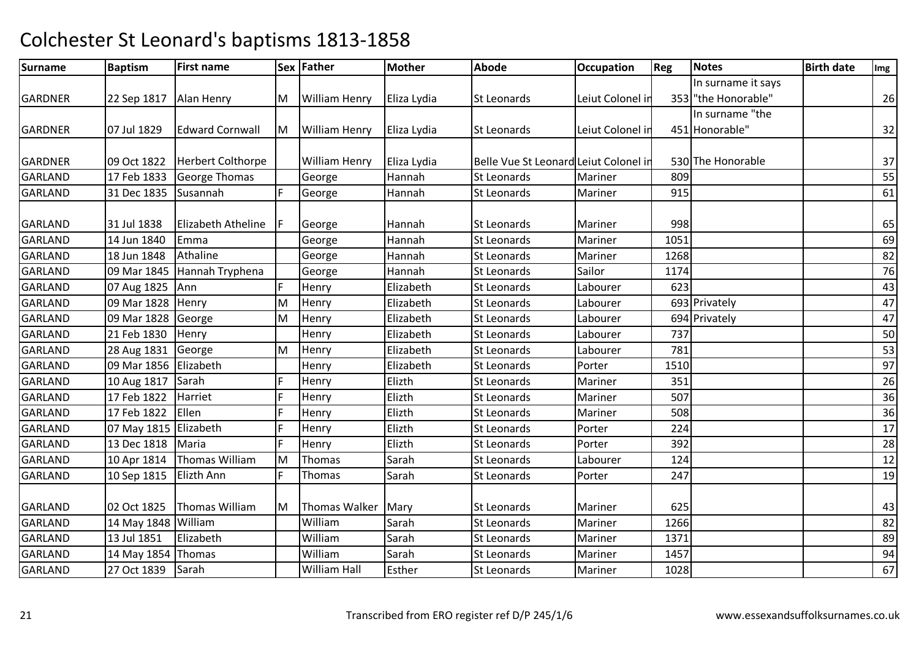# Colchester St Leonard's baptisms 1813-1858

| Surname | Baptism | First name | Sex | Father | Mother | Abode | Occupation | Reg | Notes | Birth date | Img |
|---|---|---|---|---|---|---|---|---|---|---|---|
| GARDNER | 22 Sep 1817 | Alan Henry | M | William Henry | Eliza Lydia | St Leonards | Leiut Colonel in | 353 | In surname it says "the Honorable" | | 26 |
| GARDNER | 07 Jul 1829 | Edward Cornwall | M | William Henry | Eliza Lydia | St Leonards | Leiut Colonel in | 451 | In surname "the Honorable" | | 32 |
| GARDNER | 09 Oct 1822 | Herbert Colthorpe | | William Henry | Eliza Lydia | Belle Vue St Leonard | Leiut Colonel in | 530 | The Honorable | | 37 |
| GARLAND | 17 Feb 1833 | George Thomas | | George | Hannah | St Leonards | Mariner | 809 | | | 55 |
| GARLAND | 31 Dec 1835 | Susannah | F | George | Hannah | St Leonards | Mariner | 915 | | | 61 |
| GARLAND | 31 Jul 1838 | Elizabeth Atheline | F | George | Hannah | St Leonards | Mariner | 998 | | | 65 |
| GARLAND | 14 Jun 1840 | Emma | | George | Hannah | St Leonards | Mariner | 1051 | | | 69 |
| GARLAND | 18 Jun 1848 | Athaline | | George | Hannah | St Leonards | Mariner | 1268 | | | 82 |
| GARLAND | 09 Mar 1845 | Hannah Tryphena | | George | Hannah | St Leonards | Sailor | 1174 | | | 76 |
| GARLAND | 07 Aug 1825 | Ann | F | Henry | Elizabeth | St Leonards | Labourer | 623 | | | 43 |
| GARLAND | 09 Mar 1828 | Henry | M | Henry | Elizabeth | St Leonards | Labourer | 693 | Privately | | 47 |
| GARLAND | 09 Mar 1828 | George | M | Henry | Elizabeth | St Leonards | Labourer | 694 | Privately | | 47 |
| GARLAND | 21 Feb 1830 | Henry | | Henry | Elizabeth | St Leonards | Labourer | 737 | | | 50 |
| GARLAND | 28 Aug 1831 | George | M | Henry | Elizabeth | St Leonards | Labourer | 781 | | | 53 |
| GARLAND | 09 Mar 1856 | Elizabeth | | Henry | Elizabeth | St Leonards | Porter | 1510 | | | 97 |
| GARLAND | 10 Aug 1817 | Sarah | F | Henry | Elizth | St Leonards | Mariner | 351 | | | 26 |
| GARLAND | 17 Feb 1822 | Harriet | F | Henry | Elizth | St Leonards | Mariner | 507 | | | 36 |
| GARLAND | 17 Feb 1822 | Ellen | F | Henry | Elizth | St Leonards | Mariner | 508 | | | 36 |
| GARLAND | 07 May 1815 | Elizabeth | F | Henry | Elizth | St Leonards | Porter | 224 | | | 17 |
| GARLAND | 13 Dec 1818 | Maria | F | Henry | Elizth | St Leonards | Porter | 392 | | | 28 |
| GARLAND | 10 Apr 1814 | Thomas William | M | Thomas | Sarah | St Leonards | Labourer | 124 | | | 12 |
| GARLAND | 10 Sep 1815 | Elizth Ann | F | Thomas | Sarah | St Leonards | Porter | 247 | | | 19 |
| GARLAND | 02 Oct 1825 | Thomas William | M | Thomas Walker | Mary | St Leonards | Mariner | 625 | | | 43 |
| GARLAND | 14 May 1848 | William | | William | Sarah | St Leonards | Mariner | 1266 | | | 82 |
| GARLAND | 13 Jul 1851 | Elizabeth | | William | Sarah | St Leonards | Mariner | 1371 | | | 89 |
| GARLAND | 14 May 1854 | Thomas | | William | Sarah | St Leonards | Mariner | 1457 | | | 94 |
| GARLAND | 27 Oct 1839 | Sarah | | William Hall | Esther | St Leonards | Mariner | 1028 | | | 67 |

Transcribed from ERO register ref D/P 245/1/6

www.essexandsuffolksurnames.co.uk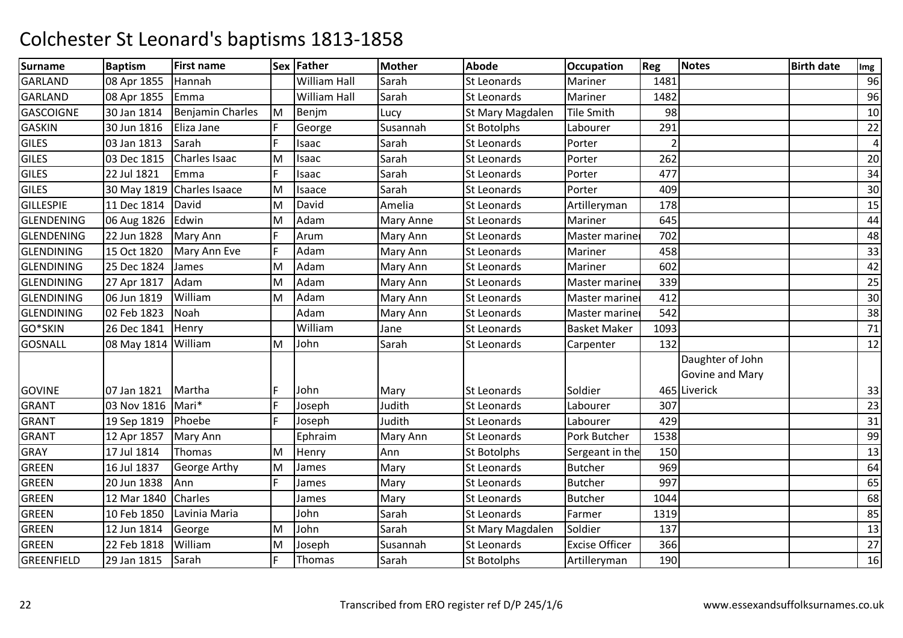# Colchester St Leonard's baptisms 1813-1858

| Surname | Baptism | First name | Sex | Father | Mother | Abode | Occupation | Reg | Notes | Birth date | Img |
|---|---|---|---|---|---|---|---|---|---|---|---|
| GARLAND | 08 Apr 1855 | Hannah | | William Hall | Sarah | St Leonards | Mariner | 1481 | | | 96 |
| GARLAND | 08 Apr 1855 | Emma | | William Hall | Sarah | St Leonards | Mariner | 1482 | | | 96 |
| GASCOIGNE | 30 Jan 1814 | Benjamin Charles | M | Benjm | Lucy | St Mary Magdalen | Tile Smith | 98 | | | 10 |
| GASKIN | 30 Jun 1816 | Eliza Jane | F | George | Susannah | St Botolphs | Labourer | 291 | | | 22 |
| GILES | 03 Jan 1813 | Sarah | F | Isaac | Sarah | St Leonards | Porter | 2 | | | 4 |
| GILES | 03 Dec 1815 | Charles Isaac | M | Isaac | Sarah | St Leonards | Porter | 262 | | | 20 |
| GILES | 22 Jul 1821 | Emma | F | Isaac | Sarah | St Leonards | Porter | 477 | | | 34 |
| GILES | 30 May 1819 | Charles Isaace | M | Isaace | Sarah | St Leonards | Porter | 409 | | | 30 |
| GILLESPIE | 11 Dec 1814 | David | M | David | Amelia | St Leonards | Artilleryman | 178 | | | 15 |
| GLENDENING | 06 Aug 1826 | Edwin | M | Adam | Mary Anne | St Leonards | Mariner | 645 | | | 44 |
| GLENDENING | 22 Jun 1828 | Mary Ann | F | Arum | Mary Ann | St Leonards | Master mariner | 702 | | | 48 |
| GLENDINING | 15 Oct 1820 | Mary Ann Eve | F | Adam | Mary Ann | St Leonards | Mariner | 458 | | | 33 |
| GLENDINING | 25 Dec 1824 | James | M | Adam | Mary Ann | St Leonards | Mariner | 602 | | | 42 |
| GLENDINING | 27 Apr 1817 | Adam | M | Adam | Mary Ann | St Leonards | Master mariner | 339 | | | 25 |
| GLENDINING | 06 Jun 1819 | William | M | Adam | Mary Ann | St Leonards | Master mariner | 412 | | | 30 |
| GLENDINING | 02 Feb 1823 | Noah | | Adam | Mary Ann | St Leonards | Master mariner | 542 | | | 38 |
| GO*SKIN | 26 Dec 1841 | Henry | | William | Jane | St Leonards | Basket Maker | 1093 | | | 71 |
| GOSNALL | 08 May 1814 | William | M | John | Sarah | St Leonards | Carpenter | 132 | | | 12 |
| GOVINE | 07 Jan 1821 | Martha | F | John | Mary | St Leonards | Soldier | 465 | Daughter of John Govine and Mary Liverick | | 33 |
| GRANT | 03 Nov 1816 | Mari* | F | Joseph | Judith | St Leonards | Labourer | 307 | | | 23 |
| GRANT | 19 Sep 1819 | Phoebe | F | Joseph | Judith | St Leonards | Labourer | 429 | | | 31 |
| GRANT | 12 Apr 1857 | Mary Ann | | Ephraim | Mary Ann | St Leonards | Pork Butcher | 1538 | | | 99 |
| GRAY | 17 Jul 1814 | Thomas | M | Henry | Ann | St Botolphs | Sergeant in the | 150 | | | 13 |
| GREEN | 16 Jul 1837 | George Arthy | M | James | Mary | St Leonards | Butcher | 969 | | | 64 |
| GREEN | 20 Jun 1838 | Ann | F | James | Mary | St Leonards | Butcher | 997 | | | 65 |
| GREEN | 12 Mar 1840 | Charles | | James | Mary | St Leonards | Butcher | 1044 | | | 68 |
| GREEN | 10 Feb 1850 | Lavinia Maria | | John | Sarah | St Leonards | Farmer | 1319 | | | 85 |
| GREEN | 12 Jun 1814 | George | M | John | Sarah | St Mary Magdalen | Soldier | 137 | | | 13 |
| GREEN | 22 Feb 1818 | William | M | Joseph | Susannah | St Leonards | Excise Officer | 366 | | | 27 |
| GREENFIELD | 29 Jan 1815 | Sarah | F | Thomas | Sarah | St Botolphs | Artilleryman | 190 | | | 16 |

Transcribed from ERO register ref D/P 245/1/6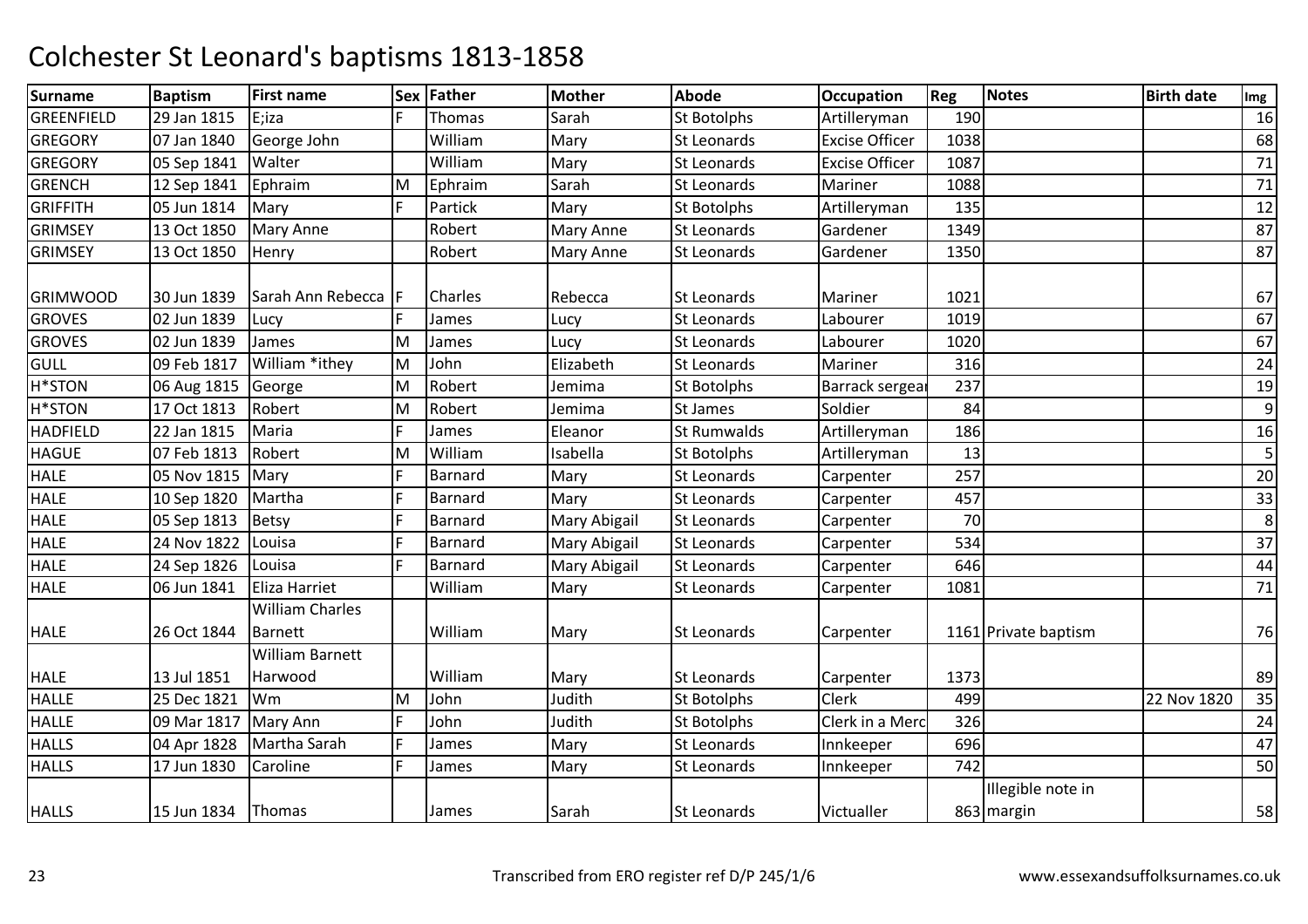# Colchester St Leonard's baptisms 1813-1858

| Surname | Baptism | First name | Sex | Father | Mother | Abode | Occupation | Reg | Notes | Birth date | Img |
|---|---|---|---|---|---|---|---|---|---|---|---|
| GREENFIELD | 29 Jan 1815 | E;iza | F | Thomas | Sarah | St Botolphs | Artilleryman | 190 | | | 16 |
| GREGORY | 07 Jan 1840 | George John | | William | Mary | St Leonards | Excise Officer | 1038 | | | 68 |
| GREGORY | 05 Sep 1841 | Walter | | William | Mary | St Leonards | Excise Officer | 1087 | | | 71 |
| GRENCH | 12 Sep 1841 | Ephraim | M | Ephraim | Sarah | St Leonards | Mariner | 1088 | | | 71 |
| GRIFFITH | 05 Jun 1814 | Mary | F | Partick | Mary | St Botolphs | Artilleryman | 135 | | | 12 |
| GRIMSEY | 13 Oct 1850 | Mary Anne | | Robert | Mary Anne | St Leonards | Gardener | 1349 | | | 87 |
| GRIMSEY | 13 Oct 1850 | Henry | | Robert | Mary Anne | St Leonards | Gardener | 1350 | | | 87 |
| GRIMWOOD | 30 Jun 1839 | Sarah Ann Rebecca | F | Charles | Rebecca | St Leonards | Mariner | 1021 | | | 67 |
| GROVES | 02 Jun 1839 | Lucy | F | James | Lucy | St Leonards | Labourer | 1019 | | | 67 |
| GROVES | 02 Jun 1839 | James | M | James | Lucy | St Leonards | Labourer | 1020 | | | 67 |
| GULL | 09 Feb 1817 | William *ithey | M | John | Elizabeth | St Leonards | Mariner | 316 | | | 24 |
| H*STON | 06 Aug 1815 | George | M | Robert | Jemima | St Botolphs | Barrack sergear | 237 | | | 19 |
| H*STON | 17 Oct 1813 | Robert | M | Robert | Jemima | St James | Soldier | 84 | | | 9 |
| HADFIELD | 22 Jan 1815 | Maria | F | James | Eleanor | St Rumwalds | Artilleryman | 186 | | | 16 |
| HAGUE | 07 Feb 1813 | Robert | M | William | Isabella | St Botolphs | Artilleryman | 13 | | | 5 |
| HALE | 05 Nov 1815 | Mary | F | Barnard | Mary | St Leonards | Carpenter | 257 | | | 20 |
| HALE | 10 Sep 1820 | Martha | F | Barnard | Mary | St Leonards | Carpenter | 457 | | | 33 |
| HALE | 05 Sep 1813 | Betsy | F | Barnard | Mary Abigail | St Leonards | Carpenter | 70 | | | 8 |
| HALE | 24 Nov 1822 | Louisa | F | Barnard | Mary Abigail | St Leonards | Carpenter | 534 | | | 37 |
| HALE | 24 Sep 1826 | Louisa | F | Barnard | Mary Abigail | St Leonards | Carpenter | 646 | | | 44 |
| HALE | 06 Jun 1841 | Eliza Harriet | | William | Mary | St Leonards | Carpenter | 1081 | | | 71 |
| HALE | 26 Oct 1844 | William Charles Barnett | | William | Mary | St Leonards | Carpenter | 1161 | Private baptism | | 76 |
| HALE | 13 Jul 1851 | William Barnett Harwood | | William | Mary | St Leonards | Carpenter | 1373 | | | 89 |
| HALLE | 25 Dec 1821 | Wm | M | John | Judith | St Botolphs | Clerk | 499 | | 22 Nov 1820 | 35 |
| HALLE | 09 Mar 1817 | Mary Ann | F | John | Judith | St Botolphs | Clerk in a Merc | 326 | | | 24 |
| HALLS | 04 Apr 1828 | Martha Sarah | F | James | Mary | St Leonards | Innkeeper | 696 | | | 47 |
| HALLS | 17 Jun 1830 | Caroline | F | James | Mary | St Leonards | Innkeeper | 742 | | | 50 |
| HALLS | 15 Jun 1834 | Thomas | | James | Sarah | St Leonards | Victualler | 863 | Illegible note in margin | | 58 |

Transcribed from ERO register ref D/P 245/1/6 www.essexandsuffolksurnames.co.uk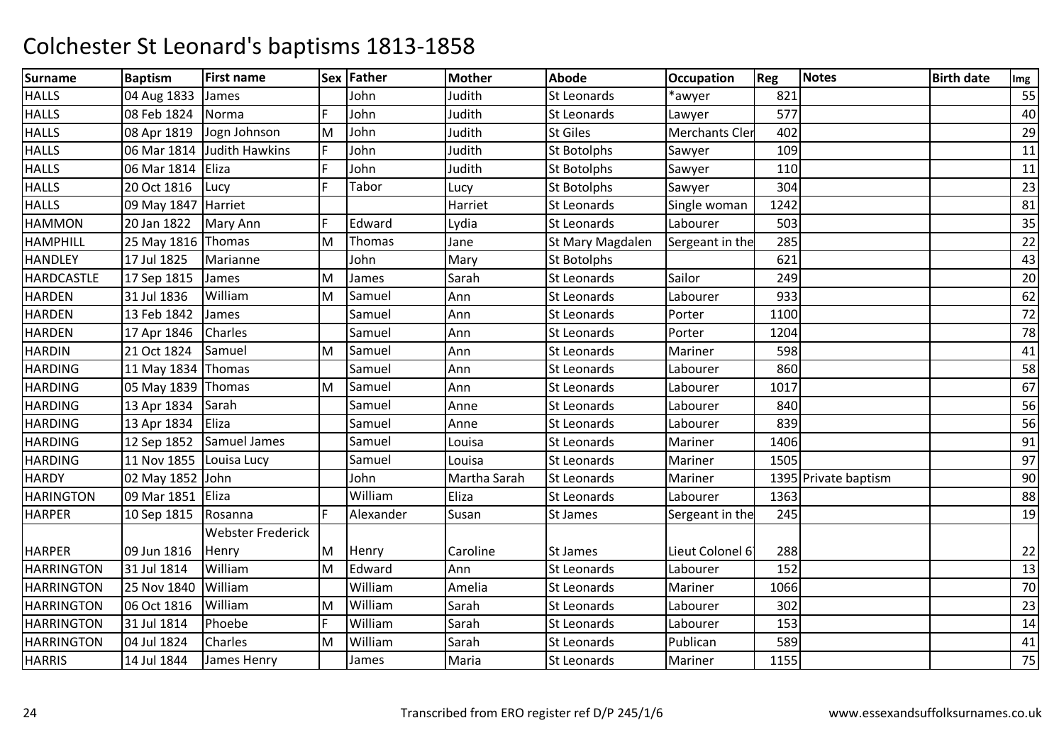# Colchester St Leonard's baptisms 1813-1858

| Surname | Baptism | First name | Sex | Father | Mother | Abode | Occupation | Reg | Notes | Birth date | Img |
|---|---|---|---|---|---|---|---|---|---|---|---|
| HALLS | 04 Aug 1833 | James | | John | Judith | St Leonards | *awyer | 821 | | | 55 |
| HALLS | 08 Feb 1824 | Norma | F | John | Judith | St Leonards | Lawyer | 577 | | | 40 |
| HALLS | 08 Apr 1819 | Jogn Johnson | M | John | Judith | St Giles | Merchants Cler | 402 | | | 29 |
| HALLS | 06 Mar 1814 | Judith Hawkins | F | John | Judith | St Botolphs | Sawyer | 109 | | | 11 |
| HALLS | 06 Mar 1814 | Eliza | F | John | Judith | St Botolphs | Sawyer | 110 | | | 11 |
| HALLS | 20 Oct 1816 | Lucy | F | Tabor | Lucy | St Botolphs | Sawyer | 304 | | | 23 |
| HALLS | 09 May 1847 | Harriet | | | Harriet | St Leonards | Single woman | 1242 | | | 81 |
| HAMMON | 20 Jan 1822 | Mary Ann | F | Edward | Lydia | St Leonards | Labourer | 503 | | | 35 |
| HAMPHILL | 25 May 1816 | Thomas | M | Thomas | Jane | St Mary Magdalen | Sergeant in the | 285 | | | 22 |
| HANDLEY | 17 Jul 1825 | Marianne | | John | Mary | St Botolphs | | 621 | | | 43 |
| HARDCASTLE | 17 Sep 1815 | James | M | James | Sarah | St Leonards | Sailor | 249 | | | 20 |
| HARDEN | 31 Jul 1836 | William | M | Samuel | Ann | St Leonards | Labourer | 933 | | | 62 |
| HARDEN | 13 Feb 1842 | James | | Samuel | Ann | St Leonards | Porter | 1100 | | | 72 |
| HARDEN | 17 Apr 1846 | Charles | | Samuel | Ann | St Leonards | Porter | 1204 | | | 78 |
| HARDIN | 21 Oct 1824 | Samuel | M | Samuel | Ann | St Leonards | Mariner | 598 | | | 41 |
| HARDING | 11 May 1834 | Thomas | | Samuel | Ann | St Leonards | Labourer | 860 | | | 58 |
| HARDING | 05 May 1839 | Thomas | M | Samuel | Ann | St Leonards | Labourer | 1017 | | | 67 |
| HARDING | 13 Apr 1834 | Sarah | | Samuel | Anne | St Leonards | Labourer | 840 | | | 56 |
| HARDING | 13 Apr 1834 | Eliza | | Samuel | Anne | St Leonards | Labourer | 839 | | | 56 |
| HARDING | 12 Sep 1852 | Samuel James | | Samuel | Louisa | St Leonards | Mariner | 1406 | | | 91 |
| HARDING | 11 Nov 1855 | Louisa Lucy | | Samuel | Louisa | St Leonards | Mariner | 1505 | | | 97 |
| HARDY | 02 May 1852 | John | | John | Martha Sarah | St Leonards | Mariner | 1395 | Private baptism | | 90 |
| HARINGTON | 09 Mar 1851 | Eliza | | William | Eliza | St Leonards | Labourer | 1363 | | | 88 |
| HARPER | 10 Sep 1815 | Rosanna | F | Alexander | Susan | St James | Sergeant in the | 245 | | | 19 |
| HARPER | 09 Jun 1816 | Webster Frederick Henry | M | Henry | Caroline | St James | Lieut Colonel 6 | 288 | | | 22 |
| HARRINGTON | 31 Jul 1814 | William | M | Edward | Ann | St Leonards | Labourer | 152 | | | 13 |
| HARRINGTON | 25 Nov 1840 | William | | William | Amelia | St Leonards | Mariner | 1066 | | | 70 |
| HARRINGTON | 06 Oct 1816 | William | M | William | Sarah | St Leonards | Labourer | 302 | | | 23 |
| HARRINGTON | 31 Jul 1814 | Phoebe | F | William | Sarah | St Leonards | Labourer | 153 | | | 14 |
| HARRINGTON | 04 Jul 1824 | Charles | M | William | Sarah | St Leonards | Publican | 589 | | | 41 |
| HARRIS | 14 Jul 1844 | James Henry | | James | Maria | St Leonards | Mariner | 1155 | | | 75 |

Transcribed from ERO register ref D/P 245/1/6 www.essexandsuffolksurnames.co.uk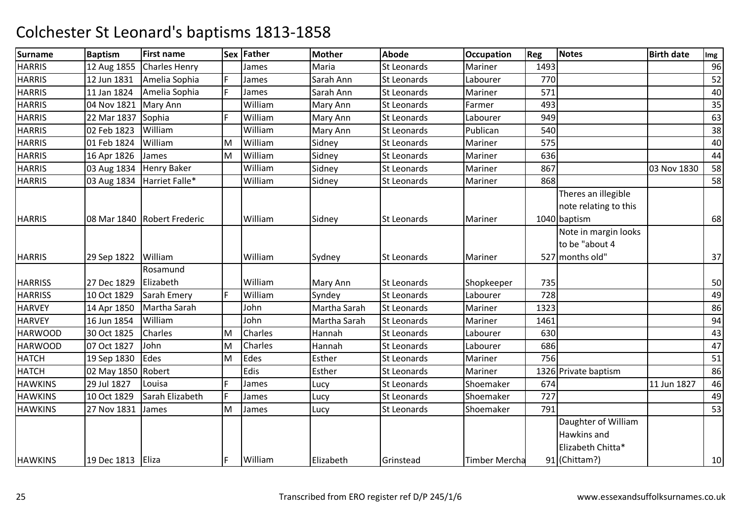# Colchester St Leonard's baptisms 1813-1858

| Surname | Baptism | First name | Sex | Father | Mother | Abode | Occupation | Reg | Notes | Birth date | Img |
|---|---|---|---|---|---|---|---|---|---|---|---|
| HARRIS | 12 Aug 1855 | Charles Henry | | James | Maria | St Leonards | Mariner | 1493 | | | 96 |
| HARRIS | 12 Jun 1831 | Amelia Sophia | F | James | Sarah Ann | St Leonards | Labourer | 770 | | | 52 |
| HARRIS | 11 Jan 1824 | Amelia Sophia | F | James | Sarah Ann | St Leonards | Mariner | 571 | | | 40 |
| HARRIS | 04 Nov 1821 | Mary Ann | | William | Mary Ann | St Leonards | Farmer | 493 | | | 35 |
| HARRIS | 22 Mar 1837 | Sophia | F | William | Mary Ann | St Leonards | Labourer | 949 | | | 63 |
| HARRIS | 02 Feb 1823 | William | | William | Mary Ann | St Leonards | Publican | 540 | | | 38 |
| HARRIS | 01 Feb 1824 | William | M | William | Sidney | St Leonards | Mariner | 575 | | | 40 |
| HARRIS | 16 Apr 1826 | James | M | William | Sidney | St Leonards | Mariner | 636 | | | 44 |
| HARRIS | 03 Aug 1834 | Henry Baker | | William | Sidney | St Leonards | Mariner | 867 | | 03 Nov 1830 | 58 |
| HARRIS | 03 Aug 1834 | Harriet Falle* | | William | Sidney | St Leonards | Mariner | 868 | | | 58 |
| HARRIS | 08 Mar 1840 | Robert Frederic | | William | Sidney | St Leonards | Mariner | 1040 | Theres an illegible note relating to this baptism | | 68 |
| HARRIS | 29 Sep 1822 | William | | William | Sydney | St Leonards | Mariner | 527 | Note in margin looks to be "about 4 months old" | | 37 |
| HARRISS | 27 Dec 1829 | Rosamund Elizabeth | | William | Mary Ann | St Leonards | Shopkeeper | 735 | | | 50 |
| HARRISS | 10 Oct 1829 | Sarah Emery | F | William | Syndey | St Leonards | Labourer | 728 | | | 49 |
| HARVEY | 14 Apr 1850 | Martha Sarah | | John | Martha Sarah | St Leonards | Mariner | 1323 | | | 86 |
| HARVEY | 16 Jun 1854 | William | | John | Martha Sarah | St Leonards | Mariner | 1461 | | | 94 |
| HARWOOD | 30 Oct 1825 | Charles | M | Charles | Hannah | St Leonards | Labourer | 630 | | | 43 |
| HARWOOD | 07 Oct 1827 | John | M | Charles | Hannah | St Leonards | Labourer | 686 | | | 47 |
| HATCH | 19 Sep 1830 | Edes | M | Edes | Esther | St Leonards | Mariner | 756 | | | 51 |
| HATCH | 02 May 1850 | Robert | | Edis | Esther | St Leonards | Mariner | 1326 | Private baptism | | 86 |
| HAWKINS | 29 Jul 1827 | Louisa | F | James | Lucy | St Leonards | Shoemaker | 674 | | 11 Jun 1827 | 46 |
| HAWKINS | 10 Oct 1829 | Sarah Elizabeth | F | James | Lucy | St Leonards | Shoemaker | 727 | | | 49 |
| HAWKINS | 27 Nov 1831 | James | M | James | Lucy | St Leonards | Shoemaker | 791 | | | 53 |
| HAWKINS | 19 Dec 1813 | Eliza | F | William | Elizabeth | Grinstead | Timber Mercha | 91 | Daughter of William Hawkins and Elizabeth Chitta* (Chittam?) | | 10 |

Transcribed from ERO register ref D/P 245/1/6 | www.essexandsuffolksurnames.co.uk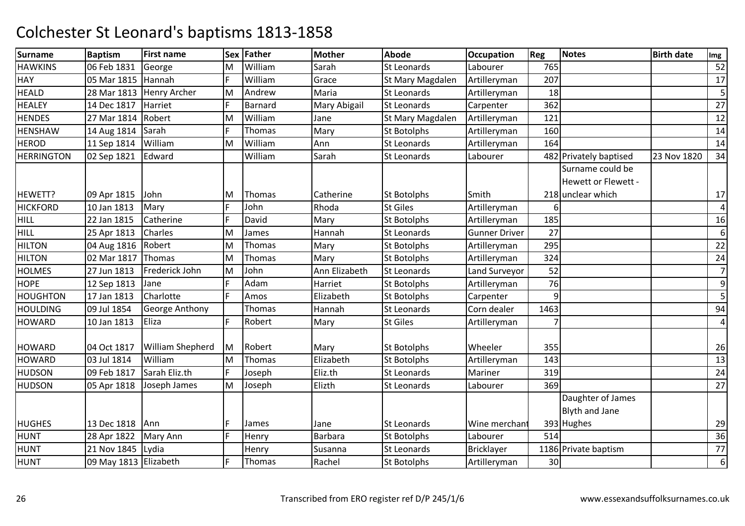# Colchester St Leonard's baptisms 1813-1858

| Surname | Baptism | First name | Sex | Father | Mother | Abode | Occupation | Reg | Notes | Birth date | Img |
|---|---|---|---|---|---|---|---|---|---|---|---|
| HAWKINS | 06 Feb 1831 | George | M | William | Sarah | St Leonards | Labourer | 765 | | | 52 |
| HAY | 05 Mar 1815 | Hannah | F | William | Grace | St Mary Magdalen | Artilleryman | 207 | | | 17 |
| HEALD | 28 Mar 1813 | Henry Archer | M | Andrew | Maria | St Leonards | Artilleryman | 18 | | | 5 |
| HEALEY | 14 Dec 1817 | Harriet | F | Barnard | Mary Abigail | St Leonards | Carpenter | 362 | | | 27 |
| HENDES | 27 Mar 1814 | Robert | M | William | Jane | St Mary Magdalen | Artilleryman | 121 | | | 12 |
| HENSHAW | 14 Aug 1814 | Sarah | F | Thomas | Mary | St Botolphs | Artilleryman | 160 | | | 14 |
| HEROD | 11 Sep 1814 | William | M | William | Ann | St Leonards | Artilleryman | 164 | | | 14 |
| HERRINGTON | 02 Sep 1821 | Edward | | William | Sarah | St Leonards | Labourer | 482 | Privately baptised | 23 Nov 1820 | 34 |
| HEWETT? | 09 Apr 1815 | John | M | Thomas | Catherine | St Botolphs | Smith | 218 | Surname could be Hewett or Flewett - unclear which | | 17 |
| HICKFORD | 10 Jan 1813 | Mary | F | John | Rhoda | St Giles | Artilleryman | 6 | | | 4 |
| HILL | 22 Jan 1815 | Catherine | F | David | Mary | St Botolphs | Artilleryman | 185 | | | 16 |
| HILL | 25 Apr 1813 | Charles | M | James | Hannah | St Leonards | Gunner Driver | 27 | | | 6 |
| HILTON | 04 Aug 1816 | Robert | M | Thomas | Mary | St Botolphs | Artilleryman | 295 | | | 22 |
| HILTON | 02 Mar 1817 | Thomas | M | Thomas | Mary | St Botolphs | Artilleryman | 324 | | | 24 |
| HOLMES | 27 Jun 1813 | Frederick John | M | John | Ann Elizabeth | St Leonards | Land Surveyor | 52 | | | 7 |
| HOPE | 12 Sep 1813 | Jane | F | Adam | Harriet | St Botolphs | Artilleryman | 76 | | | 9 |
| HOUGHTON | 17 Jan 1813 | Charlotte | F | Amos | Elizabeth | St Botolphs | Carpenter | 9 | | | 5 |
| HOULDING | 09 Jul 1854 | George Anthony | | Thomas | Hannah | St Leonards | Corn dealer | 1463 | | | 94 |
| HOWARD | 10 Jan 1813 | Eliza | F | Robert | Mary | St Giles | Artilleryman | 7 | | | 4 |
| HOWARD | 04 Oct 1817 | William Shepherd | M | Robert | Mary | St Botolphs | Wheeler | 355 | | | 26 |
| HOWARD | 03 Jul 1814 | William | M | Thomas | Elizabeth | St Botolphs | Artilleryman | 143 | | | 13 |
| HUDSON | 09 Feb 1817 | Sarah Eliz.th | F | Joseph | Eliz.th | St Leonards | Mariner | 319 | | | 24 |
| HUDSON | 05 Apr 1818 | Joseph James | M | Joseph | Elizth | St Leonards | Labourer | 369 | | | 27 |
| HUGHES | 13 Dec 1818 | Ann | F | James | Jane | St Leonards | Wine merchant | 393 | Daughter of James Blyth and Jane Hughes | | 29 |
| HUNT | 28 Apr 1822 | Mary Ann | F | Henry | Barbara | St Botolphs | Labourer | 514 | | | 36 |
| HUNT | 21 Nov 1845 | Lydia | | Henry | Susanna | St Leonards | Bricklayer | 1186 | Private baptism | | 77 |
| HUNT | 09 May 1813 | Elizabeth | F | Thomas | Rachel | St Botolphs | Artilleryman | 30 | | | 6 |

Transcribed from ERO register ref D/P 245/1/6 www.essexandsuffolksurnames.co.uk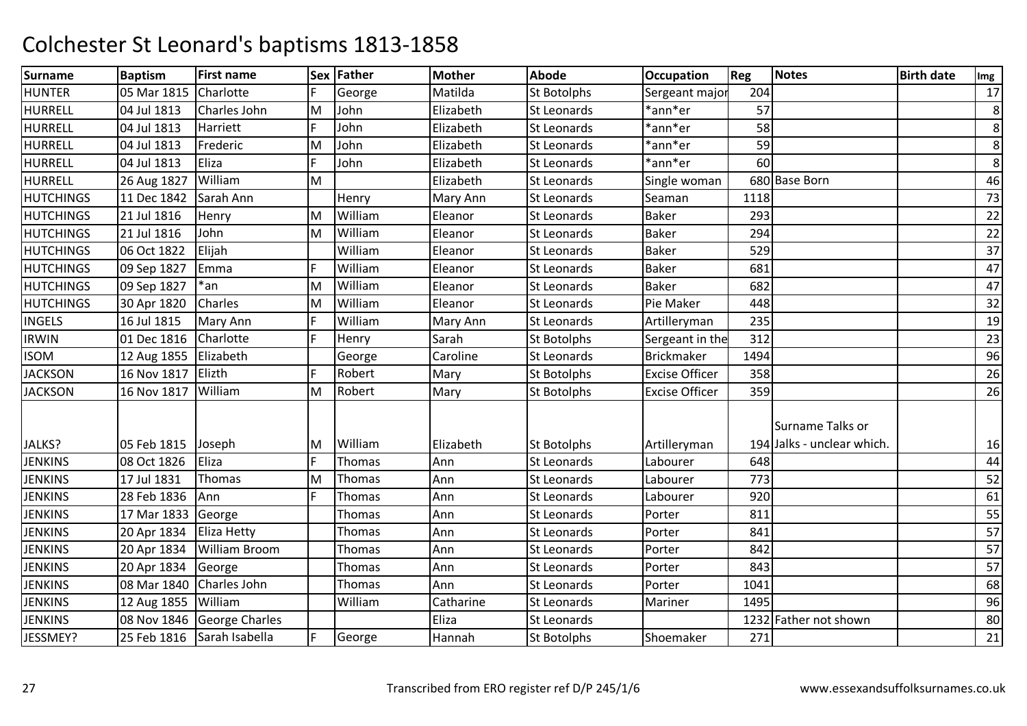# Colchester St Leonard's baptisms 1813-1858

| Surname | Baptism | First name | Sex | Father | Mother | Abode | Occupation | Reg | Notes | Birth date | Img |
|---|---|---|---|---|---|---|---|---|---|---|---|
| HUNTER | 05 Mar 1815 | Charlotte | F | George | Matilda | St Botolphs | Sergeant major | 204 | | | 17 |
| HURRELL | 04 Jul 1813 | Charles John | M | John | Elizabeth | St Leonards | *ann*er | 57 | | | 8 |
| HURRELL | 04 Jul 1813 | Harriett | F | John | Elizabeth | St Leonards | *ann*er | 58 | | | 8 |
| HURRELL | 04 Jul 1813 | Frederic | M | John | Elizabeth | St Leonards | *ann*er | 59 | | | 8 |
| HURRELL | 04 Jul 1813 | Eliza | F | John | Elizabeth | St Leonards | *ann*er | 60 | | | 8 |
| HURRELL | 26 Aug 1827 | William | M | | Elizabeth | St Leonards | Single woman | 680 | Base Born | | 46 |
| HUTCHINGS | 11 Dec 1842 | Sarah Ann | | Henry | Mary Ann | St Leonards | Seaman | 1118 | | | 73 |
| HUTCHINGS | 21 Jul 1816 | Henry | M | William | Eleanor | St Leonards | Baker | 293 | | | 22 |
| HUTCHINGS | 21 Jul 1816 | John | M | William | Eleanor | St Leonards | Baker | 294 | | | 22 |
| HUTCHINGS | 06 Oct 1822 | Elijah | | William | Eleanor | St Leonards | Baker | 529 | | | 37 |
| HUTCHINGS | 09 Sep 1827 | Emma | F | William | Eleanor | St Leonards | Baker | 681 | | | 47 |
| HUTCHINGS | 09 Sep 1827 | *an | M | William | Eleanor | St Leonards | Baker | 682 | | | 47 |
| HUTCHINGS | 30 Apr 1820 | Charles | M | William | Eleanor | St Leonards | Pie Maker | 448 | | | 32 |
| INGELS | 16 Jul 1815 | Mary Ann | F | William | Mary Ann | St Leonards | Artilleryman | 235 | | | 19 |
| IRWIN | 01 Dec 1816 | Charlotte | F | Henry | Sarah | St Botolphs | Sergeant in the | 312 | | | 23 |
| ISOM | 12 Aug 1855 | Elizabeth | | George | Caroline | St Leonards | Brickmaker | 1494 | | | 96 |
| JACKSON | 16 Nov 1817 | Elizth | F | Robert | Mary | St Botolphs | Excise Officer | 358 | | | 26 |
| JACKSON | 16 Nov 1817 | William | M | Robert | Mary | St Botolphs | Excise Officer | 359 | | | 26 |
| JALKS? | 05 Feb 1815 | Joseph | M | William | Elizabeth | St Botolphs | Artilleryman | 194 | Surname Talks or Jalks - unclear which. | | 16 |
| JENKINS | 08 Oct 1826 | Eliza | F | Thomas | Ann | St Leonards | Labourer | 648 | | | 44 |
| JENKINS | 17 Jul 1831 | Thomas | M | Thomas | Ann | St Leonards | Labourer | 773 | | | 52 |
| JENKINS | 28 Feb 1836 | Ann | F | Thomas | Ann | St Leonards | Labourer | 920 | | | 61 |
| JENKINS | 17 Mar 1833 | George | | Thomas | Ann | St Leonards | Porter | 811 | | | 55 |
| JENKINS | 20 Apr 1834 | Eliza Hetty | | Thomas | Ann | St Leonards | Porter | 841 | | | 57 |
| JENKINS | 20 Apr 1834 | William Broom | | Thomas | Ann | St Leonards | Porter | 842 | | | 57 |
| JENKINS | 20 Apr 1834 | George | | Thomas | Ann | St Leonards | Porter | 843 | | | 57 |
| JENKINS | 08 Mar 1840 | Charles John | | Thomas | Ann | St Leonards | Porter | 1041 | | | 68 |
| JENKINS | 12 Aug 1855 | William | | William | Catharine | St Leonards | Mariner | 1495 | | | 96 |
| JENKINS | 08 Nov 1846 | George Charles | | | Eliza | St Leonards | | 1232 | Father not shown | | 80 |
| JESSMEY? | 25 Feb 1816 | Sarah Isabella | F | George | Hannah | St Botolphs | Shoemaker | 271 | | | 21 |

Transcribed from ERO register ref D/P 245/1/6 www.essexandsuffolksurnames.co.uk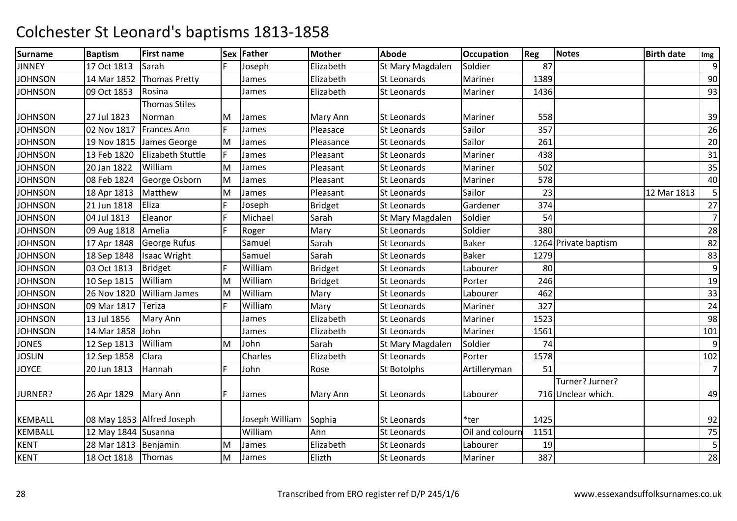# Colchester St Leonard's baptisms 1813-1858

| Surname | Baptism | First name | Sex | Father | Mother | Abode | Occupation | Reg | Notes | Birth date | Img |
|---|---|---|---|---|---|---|---|---|---|---|---|
| JINNEY | 17 Oct 1813 | Sarah | F | Joseph | Elizabeth | St Mary Magdalen | Soldier | 87 | | | 9 |
| JOHNSON | 14 Mar 1852 | Thomas Pretty | | James | Elizabeth | St Leonards | Mariner | 1389 | | | 90 |
| JOHNSON | 09 Oct 1853 | Rosina | | James | Elizabeth | St Leonards | Mariner | 1436 | | | 93 |
| JOHNSON | 27 Jul 1823 | Thomas Stiles Norman | M | James | Mary Ann | St Leonards | Mariner | 558 | | | 39 |
| JOHNSON | 02 Nov 1817 | Frances Ann | F | James | Pleasace | St Leonards | Sailor | 357 | | | 26 |
| JOHNSON | 19 Nov 1815 | James George | M | James | Pleasance | St Leonards | Sailor | 261 | | | 20 |
| JOHNSON | 13 Feb 1820 | Elizabeth Stuttle | F | James | Pleasant | St Leonards | Mariner | 438 | | | 31 |
| JOHNSON | 20 Jan 1822 | William | M | James | Pleasant | St Leonards | Mariner | 502 | | | 35 |
| JOHNSON | 08 Feb 1824 | George Osborn | M | James | Pleasant | St Leonards | Mariner | 578 | | | 40 |
| JOHNSON | 18 Apr 1813 | Matthew | M | James | Pleasant | St Leonards | Sailor | 23 | | 12 Mar 1813 | 5 |
| JOHNSON | 21 Jun 1818 | Eliza | F | Joseph | Bridget | St Leonards | Gardener | 374 | | | 27 |
| JOHNSON | 04 Jul 1813 | Eleanor | F | Michael | Sarah | St Mary Magdalen | Soldier | 54 | | | 7 |
| JOHNSON | 09 Aug 1818 | Amelia | F | Roger | Mary | St Leonards | Soldier | 380 | | | 28 |
| JOHNSON | 17 Apr 1848 | George Rufus | | Samuel | Sarah | St Leonards | Baker | 1264 | Private baptism | | 82 |
| JOHNSON | 18 Sep 1848 | Isaac Wright | | Samuel | Sarah | St Leonards | Baker | 1279 | | | 83 |
| JOHNSON | 03 Oct 1813 | Bridget | F | William | Bridget | St Leonards | Labourer | 80 | | | 9 |
| JOHNSON | 10 Sep 1815 | William | M | William | Bridget | St Leonards | Porter | 246 | | | 19 |
| JOHNSON | 26 Nov 1820 | William James | M | William | Mary | St Leonards | Labourer | 462 | | | 33 |
| JOHNSON | 09 Mar 1817 | Teriza | F | William | Mary | St Leonards | Mariner | 327 | | | 24 |
| JOHNSON | 13 Jul 1856 | Mary Ann | | James | Elizabeth | St Leonards | Mariner | 1523 | | | 98 |
| JOHNSON | 14 Mar 1858 | John | | James | Elizabeth | St Leonards | Mariner | 1561 | | | 101 |
| JONES | 12 Sep 1813 | William | M | John | Sarah | St Mary Magdalen | Soldier | 74 | | | 9 |
| JOSLIN | 12 Sep 1858 | Clara | | Charles | Elizabeth | St Leonards | Porter | 1578 | | | 102 |
| JOYCE | 20 Jun 1813 | Hannah | F | John | Rose | St Botolphs | Artilleryman | 51 | | | 7 |
| JURNER? | 26 Apr 1829 | Mary Ann | F | James | Mary Ann | St Leonards | Labourer | 716 | Turner? Jurner? Unclear which. | | 49 |
| KEMBALL | 08 May 1853 | Alfred Joseph | | Joseph William | Sophia | St Leonards | *ter | 1425 | | | 92 |
| KEMBALL | 12 May 1844 | Susanna | | William | Ann | St Leonards | Oil and colourn | 1151 | | | 75 |
| KENT | 28 Mar 1813 | Benjamin | M | James | Elizabeth | St Leonards | Labourer | 19 | | | 5 |
| KENT | 18 Oct 1818 | Thomas | M | James | Elizth | St Leonards | Mariner | 387 | | | 28 |

Transcribed from ERO register ref D/P 245/1/6

www.essexandsuffolksurnames.co.uk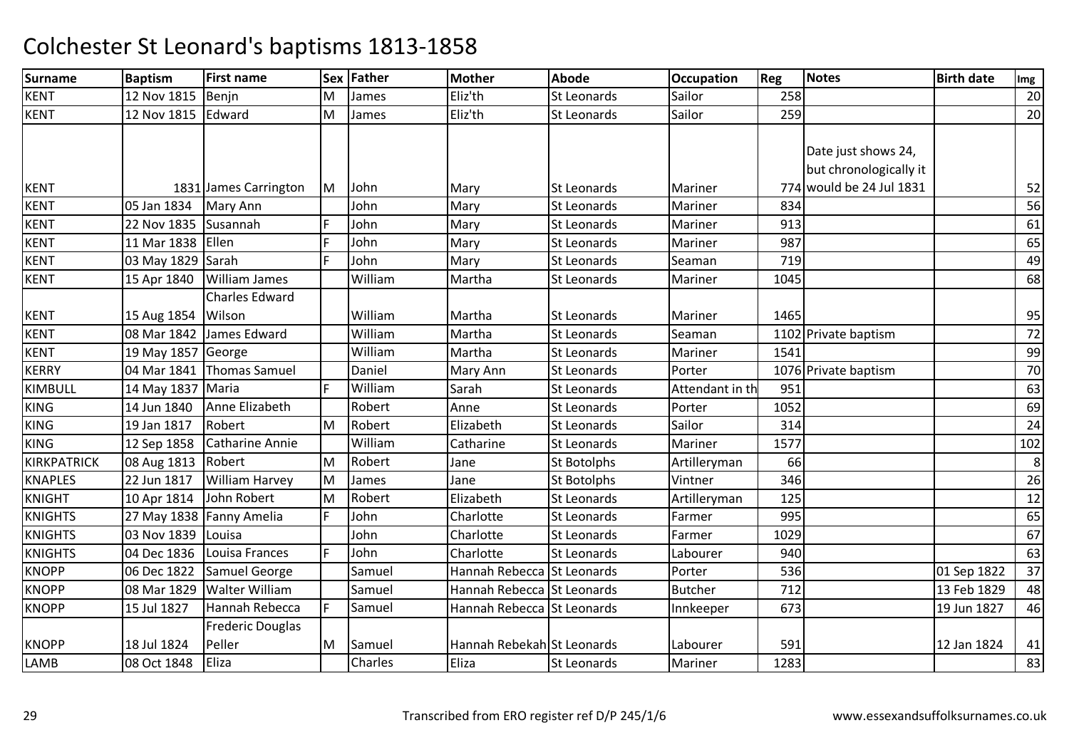# Colchester St Leonard's baptisms 1813-1858

| Surname | Baptism | First name | Sex | Father | Mother | Abode | Occupation | Reg | Notes | Birth date | Img |
|---|---|---|---|---|---|---|---|---|---|---|---|
| KENT | 12 Nov 1815 | Benjn | M | James | Eliz'th | St Leonards | Sailor | 258 | | | 20 |
| KENT | 12 Nov 1815 | Edward | M | James | Eliz'th | St Leonards | Sailor | 259 | | | 20 |
| KENT | 1831 | James Carrington | M | John | Mary | St Leonards | Mariner | 774 | Date just shows 24, but chronologically it would be 24 Jul 1831 | | 52 |
| KENT | 05 Jan 1834 | Mary Ann | | John | Mary | St Leonards | Mariner | 834 | | | 56 |
| KENT | 22 Nov 1835 | Susannah | F | John | Mary | St Leonards | Mariner | 913 | | | 61 |
| KENT | 11 Mar 1838 | Ellen | F | John | Mary | St Leonards | Mariner | 987 | | | 65 |
| KENT | 03 May 1829 | Sarah | F | John | Mary | St Leonards | Seaman | 719 | | | 49 |
| KENT | 15 Apr 1840 | William James | | William | Martha | St Leonards | Mariner | 1045 | | | 68 |
| KENT | 15 Aug 1854 | Charles Edward Wilson | | William | Martha | St Leonards | Mariner | 1465 | | | 95 |
| KENT | 08 Mar 1842 | James Edward | | William | Martha | St Leonards | Seaman | 1102 | Private baptism | | 72 |
| KENT | 19 May 1857 | George | | William | Martha | St Leonards | Mariner | 1541 | | | 99 |
| KERRY | 04 Mar 1841 | Thomas Samuel | | Daniel | Mary Ann | St Leonards | Porter | 1076 | Private baptism | | 70 |
| KIMBULL | 14 May 1837 | Maria | F | William | Sarah | St Leonards | Attendant in th | 951 | | | 63 |
| KING | 14 Jun 1840 | Anne Elizabeth | | Robert | Anne | St Leonards | Porter | 1052 | | | 69 |
| KING | 19 Jan 1817 | Robert | M | Robert | Elizabeth | St Leonards | Sailor | 314 | | | 24 |
| KING | 12 Sep 1858 | Catharine Annie | | William | Catharine | St Leonards | Mariner | 1577 | | | 102 |
| KIRKPATRICK | 08 Aug 1813 | Robert | M | Robert | Jane | St Botolphs | Artilleryman | 66 | | | 8 |
| KNAPLES | 22 Jun 1817 | William Harvey | M | James | Jane | St Botolphs | Vintner | 346 | | | 26 |
| KNIGHT | 10 Apr 1814 | John Robert | M | Robert | Elizabeth | St Leonards | Artilleryman | 125 | | | 12 |
| KNIGHTS | 27 May 1838 | Fanny Amelia | F | John | Charlotte | St Leonards | Farmer | 995 | | | 65 |
| KNIGHTS | 03 Nov 1839 | Louisa | | John | Charlotte | St Leonards | Farmer | 1029 | | | 67 |
| KNIGHTS | 04 Dec 1836 | Louisa Frances | F | John | Charlotte | St Leonards | Labourer | 940 | | | 63 |
| KNOPP | 06 Dec 1822 | Samuel George | | Samuel | Hannah Rebecca | St Leonards | Porter | 536 | | 01 Sep 1822 | 37 |
| KNOPP | 08 Mar 1829 | Walter William | | Samuel | Hannah Rebecca | St Leonards | Butcher | 712 | | 13 Feb 1829 | 48 |
| KNOPP | 15 Jul 1827 | Hannah Rebecca | F | Samuel | Hannah Rebecca | St Leonards | Innkeeper | 673 | | 19 Jun 1827 | 46 |
| KNOPP | 18 Jul 1824 | Frederic Douglas Peller | M | Samuel | Hannah Rebekah | St Leonards | Labourer | 591 | | 12 Jan 1824 | 41 |
| LAMB | 08 Oct 1848 | Eliza | | Charles | Eliza | St Leonards | Mariner | 1283 | | | 83 |

Transcribed from ERO register ref D/P 245/1/6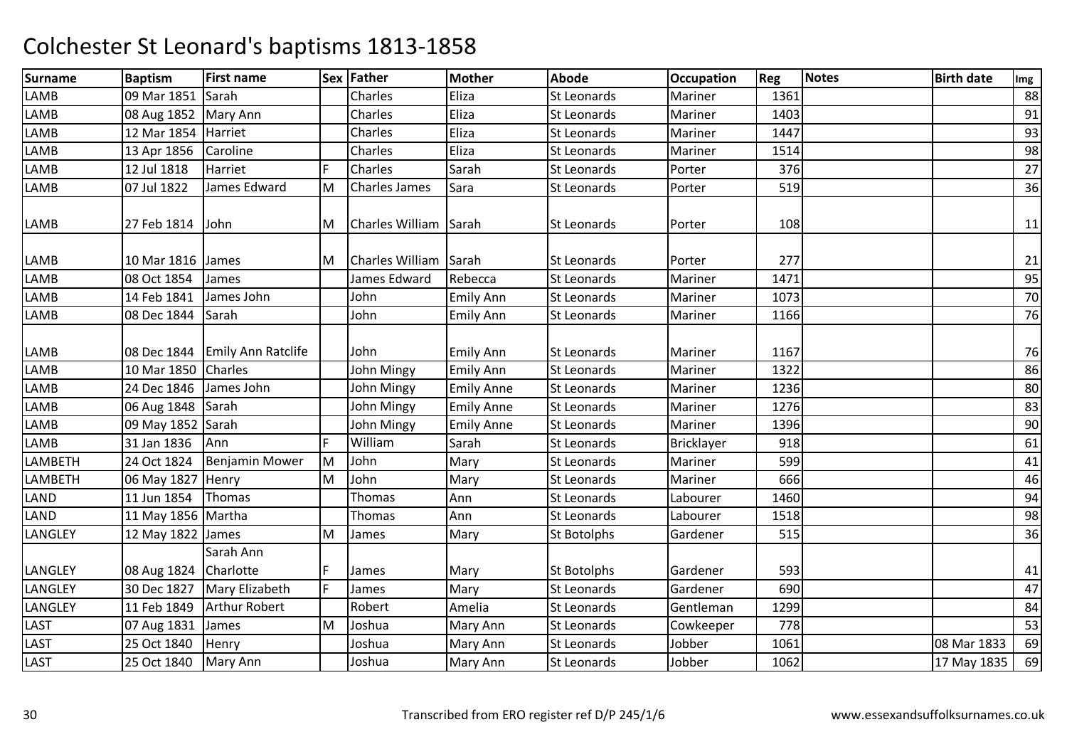# Colchester St Leonard's baptisms 1813-1858

| Surname | Baptism | First name | Sex | Father | Mother | Abode | Occupation | Reg | Notes | Birth date | Img |
|---|---|---|---|---|---|---|---|---|---|---|---|
| LAMB | 09 Mar 1851 | Sarah | | Charles | Eliza | St Leonards | Mariner | 1361 | | | 88 |
| LAMB | 08 Aug 1852 | Mary Ann | | Charles | Eliza | St Leonards | Mariner | 1403 | | | 91 |
| LAMB | 12 Mar 1854 | Harriet | | Charles | Eliza | St Leonards | Mariner | 1447 | | | 93 |
| LAMB | 13 Apr 1856 | Caroline | | Charles | Eliza | St Leonards | Mariner | 1514 | | | 98 |
| LAMB | 12 Jul 1818 | Harriet | F | Charles | Sarah | St Leonards | Porter | 376 | | | 27 |
| LAMB | 07 Jul 1822 | James Edward | M | Charles James | Sara | St Leonards | Porter | 519 | | | 36 |
| LAMB | 27 Feb 1814 | John | M | Charles William | Sarah | St Leonards | Porter | 108 | | | 11 |
| LAMB | 10 Mar 1816 | James | M | Charles William | Sarah | St Leonards | Porter | 277 | | | 21 |
| LAMB | 08 Oct 1854 | James | | James Edward | Rebecca | St Leonards | Mariner | 1471 | | | 95 |
| LAMB | 14 Feb 1841 | James John | | John | Emily Ann | St Leonards | Mariner | 1073 | | | 70 |
| LAMB | 08 Dec 1844 | Sarah | | John | Emily Ann | St Leonards | Mariner | 1166 | | | 76 |
| LAMB | 08 Dec 1844 | Emily Ann Ratclife | | John | Emily Ann | St Leonards | Mariner | 1167 | | | 76 |
| LAMB | 10 Mar 1850 | Charles | | John Mingy | Emily Ann | St Leonards | Mariner | 1322 | | | 86 |
| LAMB | 24 Dec 1846 | James John | | John Mingy | Emily Anne | St Leonards | Mariner | 1236 | | | 80 |
| LAMB | 06 Aug 1848 | Sarah | | John Mingy | Emily Anne | St Leonards | Mariner | 1276 | | | 83 |
| LAMB | 09 May 1852 | Sarah | | John Mingy | Emily Anne | St Leonards | Mariner | 1396 | | | 90 |
| LAMB | 31 Jan 1836 | Ann | F | William | Sarah | St Leonards | Bricklayer | 918 | | | 61 |
| LAMBETH | 24 Oct 1824 | Benjamin Mower | M | John | Mary | St Leonards | Mariner | 599 | | | 41 |
| LAMBETH | 06 May 1827 | Henry | M | John | Mary | St Leonards | Mariner | 666 | | | 46 |
| LAND | 11 Jun 1854 | Thomas | | Thomas | Ann | St Leonards | Labourer | 1460 | | | 94 |
| LAND | 11 May 1856 | Martha | | Thomas | Ann | St Leonards | Labourer | 1518 | | | 98 |
| LANGLEY | 12 May 1822 | James | M | James | Mary | St Botolphs | Gardener | 515 | | | 36 |
| LANGLEY | 08 Aug 1824 | Sarah Ann Charlotte | F | James | Mary | St Botolphs | Gardener | 593 | | | 41 |
| LANGLEY | 30 Dec 1827 | Mary Elizabeth | F | James | Mary | St Leonards | Gardener | 690 | | | 47 |
| LANGLEY | 11 Feb 1849 | Arthur Robert | | Robert | Amelia | St Leonards | Gentleman | 1299 | | | 84 |
| LAST | 07 Aug 1831 | James | M | Joshua | Mary Ann | St Leonards | Cowkeeper | 778 | | | 53 |
| LAST | 25 Oct 1840 | Henry | | Joshua | Mary Ann | St Leonards | Jobber | 1061 | | 08 Mar 1833 | 69 |
| LAST | 25 Oct 1840 | Mary Ann | | Joshua | Mary Ann | St Leonards | Jobber | 1062 | | 17 May 1835 | 69 |

Transcribed from ERO register ref D/P 245/1/6

www.essexandsuffolksurnames.co.uk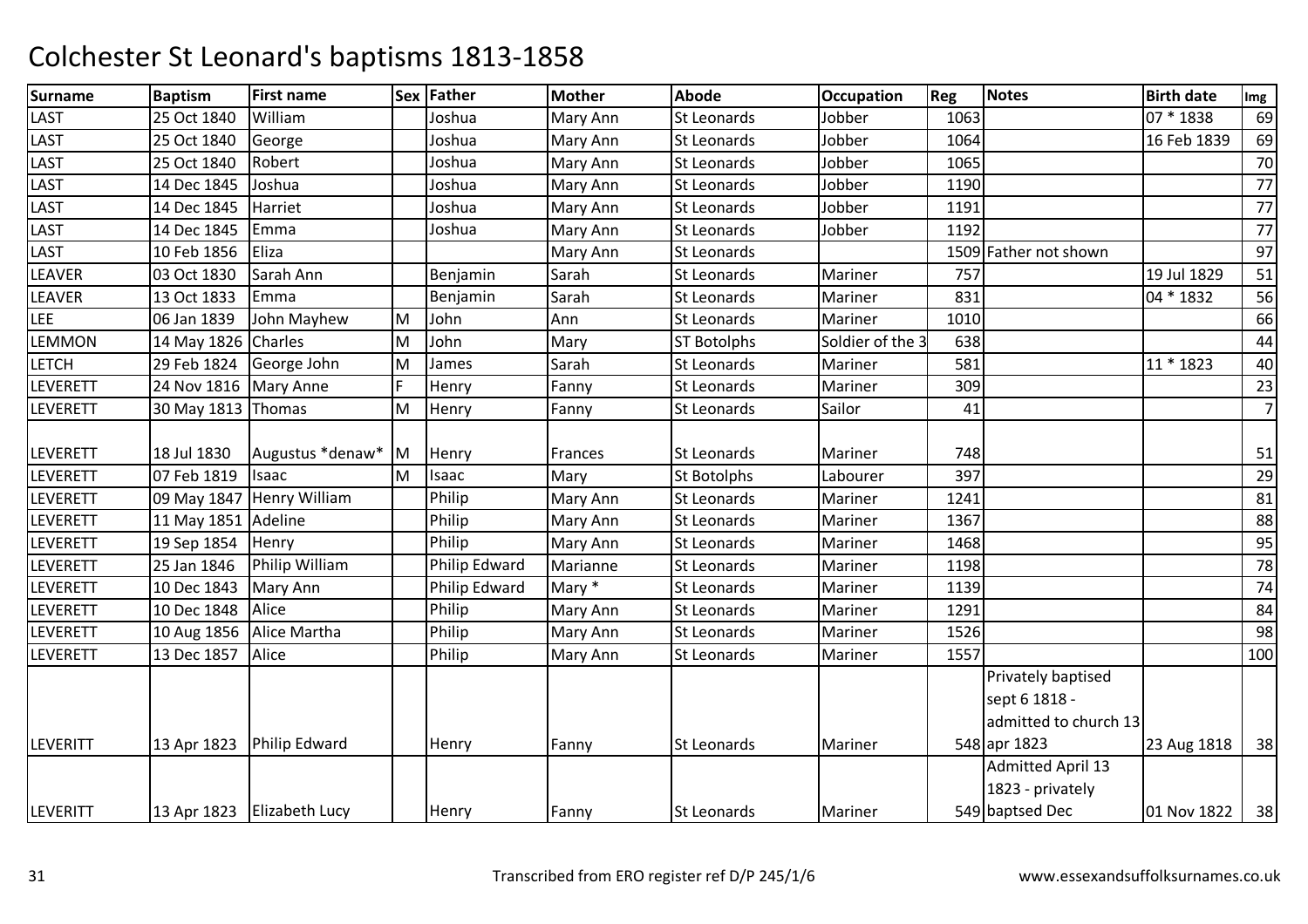# Colchester St Leonard's baptisms 1813-1858

| Surname | Baptism | First name | Sex | Father | Mother | Abode | Occupation | Reg | Notes | Birth date | Img |
|---|---|---|---|---|---|---|---|---|---|---|---|
| LAST | 25 Oct 1840 | William | | Joshua | Mary Ann | St Leonards | Jobber | 1063 | | 07 * 1838 | 69 |
| LAST | 25 Oct 1840 | George | | Joshua | Mary Ann | St Leonards | Jobber | 1064 | | 16 Feb 1839 | 69 |
| LAST | 25 Oct 1840 | Robert | | Joshua | Mary Ann | St Leonards | Jobber | 1065 | | | 70 |
| LAST | 14 Dec 1845 | Joshua | | Joshua | Mary Ann | St Leonards | Jobber | 1190 | | | 77 |
| LAST | 14 Dec 1845 | Harriet | | Joshua | Mary Ann | St Leonards | Jobber | 1191 | | | 77 |
| LAST | 14 Dec 1845 | Emma | | Joshua | Mary Ann | St Leonards | Jobber | 1192 | | | 77 |
| LAST | 10 Feb 1856 | Eliza | | | Mary Ann | St Leonards | | 1509 | Father not shown | | 97 |
| LEAVER | 03 Oct 1830 | Sarah Ann | | Benjamin | Sarah | St Leonards | Mariner | 757 | | 19 Jul 1829 | 51 |
| LEAVER | 13 Oct 1833 | Emma | | Benjamin | Sarah | St Leonards | Mariner | 831 | | 04 * 1832 | 56 |
| LEE | 06 Jan 1839 | John Mayhew | M | John | Ann | St Leonards | Mariner | 1010 | | | 66 |
| LEMMON | 14 May 1826 | Charles | M | John | Mary | ST Botolphs | Soldier of the 3 | 638 | | | 44 |
| LETCH | 29 Feb 1824 | George John | M | James | Sarah | St Leonards | Mariner | 581 | | 11 * 1823 | 40 |
| LEVERETT | 24 Nov 1816 | Mary Anne | F | Henry | Fanny | St Leonards | Mariner | 309 | | | 23 |
| LEVERETT | 30 May 1813 | Thomas | M | Henry | Fanny | St Leonards | Sailor | 41 | | | 7 |
| LEVERETT | 18 Jul 1830 | Augustus *denaw* | M | Henry | Frances | St Leonards | Mariner | 748 | | | 51 |
| LEVERETT | 07 Feb 1819 | Isaac | M | Isaac | Mary | St Botolphs | Labourer | 397 | | | 29 |
| LEVERETT | 09 May 1847 | Henry William | | Philip | Mary Ann | St Leonards | Mariner | 1241 | | | 81 |
| LEVERETT | 11 May 1851 | Adeline | | Philip | Mary Ann | St Leonards | Mariner | 1367 | | | 88 |
| LEVERETT | 19 Sep 1854 | Henry | | Philip | Mary Ann | St Leonards | Mariner | 1468 | | | 95 |
| LEVERETT | 25 Jan 1846 | Philip William | | Philip Edward | Marianne | St Leonards | Mariner | 1198 | | | 78 |
| LEVERETT | 10 Dec 1843 | Mary Ann | | Philip Edward | Mary * | St Leonards | Mariner | 1139 | | | 74 |
| LEVERETT | 10 Dec 1848 | Alice | | Philip | Mary Ann | St Leonards | Mariner | 1291 | | | 84 |
| LEVERETT | 10 Aug 1856 | Alice Martha | | Philip | Mary Ann | St Leonards | Mariner | 1526 | | | 98 |
| LEVERETT | 13 Dec 1857 | Alice | | Philip | Mary Ann | St Leonards | Mariner | 1557 | | | 100 |
| LEVERITT | 13 Apr 1823 | Philip Edward | | Henry | Fanny | St Leonards | Mariner | 548 | Privately baptised sept 6 1818 - admitted to church 13 apr 1823 | 23 Aug 1818 | 38 |
| LEVERITT | 13 Apr 1823 | Elizabeth Lucy | | Henry | Fanny | St Leonards | Mariner | 549 | Admitted April 13 1823 - privately baptsed Dec | 01 Nov 1822 | 38 |

Transcribed from ERO register ref D/P 245/1/6

www.essexandsuffolksurnames.co.uk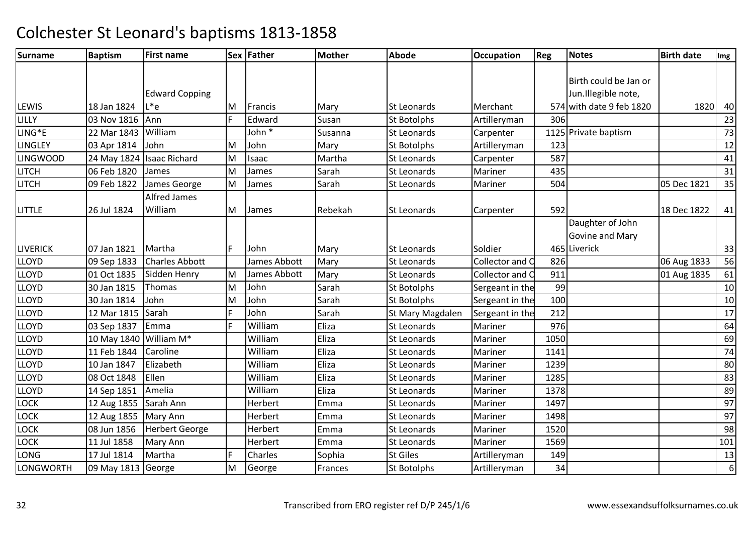# Colchester St Leonard's baptisms 1813-1858

| Surname | Baptism | First name | Sex | Father | Mother | Abode | Occupation | Reg | Notes | Birth date | Img |
|---|---|---|---|---|---|---|---|---|---|---|---|
| LEWIS | 18 Jan 1824 | Edward Copping L*e | M | Francis | Mary | St Leonards | Merchant | 574 | Birth could be Jan or Jun.Illegible note, with date 9 feb 1820 | 1820 | 40 |
| LILLY | 03 Nov 1816 | Ann | F | Edward | Susan | St Botolphs | Artilleryman | 306 | | | 23 |
| LING*E | 22 Mar 1843 | William | | John * | Susanna | St Leonards | Carpenter | 1125 | Private baptism | | 73 |
| LINGLEY | 03 Apr 1814 | John | M | John | Mary | St Botolphs | Artilleryman | 123 | | | 12 |
| LINGWOOD | 24 May 1824 | Isaac Richard | M | Isaac | Martha | St Leonards | Carpenter | 587 | | | 41 |
| LITCH | 06 Feb 1820 | James | M | James | Sarah | St Leonards | Mariner | 435 | | | 31 |
| LITCH | 09 Feb 1822 | James George | M | James | Sarah | St Leonards | Mariner | 504 | | 05 Dec 1821 | 35 |
| LITTLE | 26 Jul 1824 | Alfred James William | M | James | Rebekah | St Leonards | Carpenter | 592 | | 18 Dec 1822 | 41 |
| LIVERICK | 07 Jan 1821 | Martha | F | John | Mary | St Leonards | Soldier | 465 | Daughter of John Govine and Mary Liverick | | 33 |
| LLOYD | 09 Sep 1833 | Charles Abbott | | James Abbott | Mary | St Leonards | Collector and C | 826 | | 06 Aug 1833 | 56 |
| LLOYD | 01 Oct 1835 | Sidden Henry | M | James Abbott | Mary | St Leonards | Collector and C | 911 | | 01 Aug 1835 | 61 |
| LLOYD | 30 Jan 1815 | Thomas | M | John | Sarah | St Botolphs | Sergeant in the | 99 | | | 10 |
| LLOYD | 30 Jan 1814 | John | M | John | Sarah | St Botolphs | Sergeant in the | 100 | | | 10 |
| LLOYD | 12 Mar 1815 | Sarah | F | John | Sarah | St Mary Magdalen | Sergeant in the | 212 | | | 17 |
| LLOYD | 03 Sep 1837 | Emma | F | William | Eliza | St Leonards | Mariner | 976 | | | 64 |
| LLOYD | 10 May 1840 | William M* | | William | Eliza | St Leonards | Mariner | 1050 | | | 69 |
| LLOYD | 11 Feb 1844 | Caroline | | William | Eliza | St Leonards | Mariner | 1141 | | | 74 |
| LLOYD | 10 Jan 1847 | Elizabeth | | William | Eliza | St Leonards | Mariner | 1239 | | | 80 |
| LLOYD | 08 Oct 1848 | Ellen | | William | Eliza | St Leonards | Mariner | 1285 | | | 83 |
| LLOYD | 14 Sep 1851 | Amelia | | William | Eliza | St Leonards | Mariner | 1378 | | | 89 |
| LOCK | 12 Aug 1855 | Sarah Ann | | Herbert | Emma | St Leonards | Mariner | 1497 | | | 97 |
| LOCK | 12 Aug 1855 | Mary Ann | | Herbert | Emma | St Leonards | Mariner | 1498 | | | 97 |
| LOCK | 08 Jun 1856 | Herbert George | | Herbert | Emma | St Leonards | Mariner | 1520 | | | 98 |
| LOCK | 11 Jul 1858 | Mary Ann | | Herbert | Emma | St Leonards | Mariner | 1569 | | | 101 |
| LONG | 17 Jul 1814 | Martha | F | Charles | Sophia | St Giles | Artilleryman | 149 | | | 13 |
| LONGWORTH | 09 May 1813 | George | M | George | Frances | St Botolphs | Artilleryman | 34 | | | 6 |

Transcribed from ERO register ref D/P 245/1/6

www.essexandsuffolksurnames.co.uk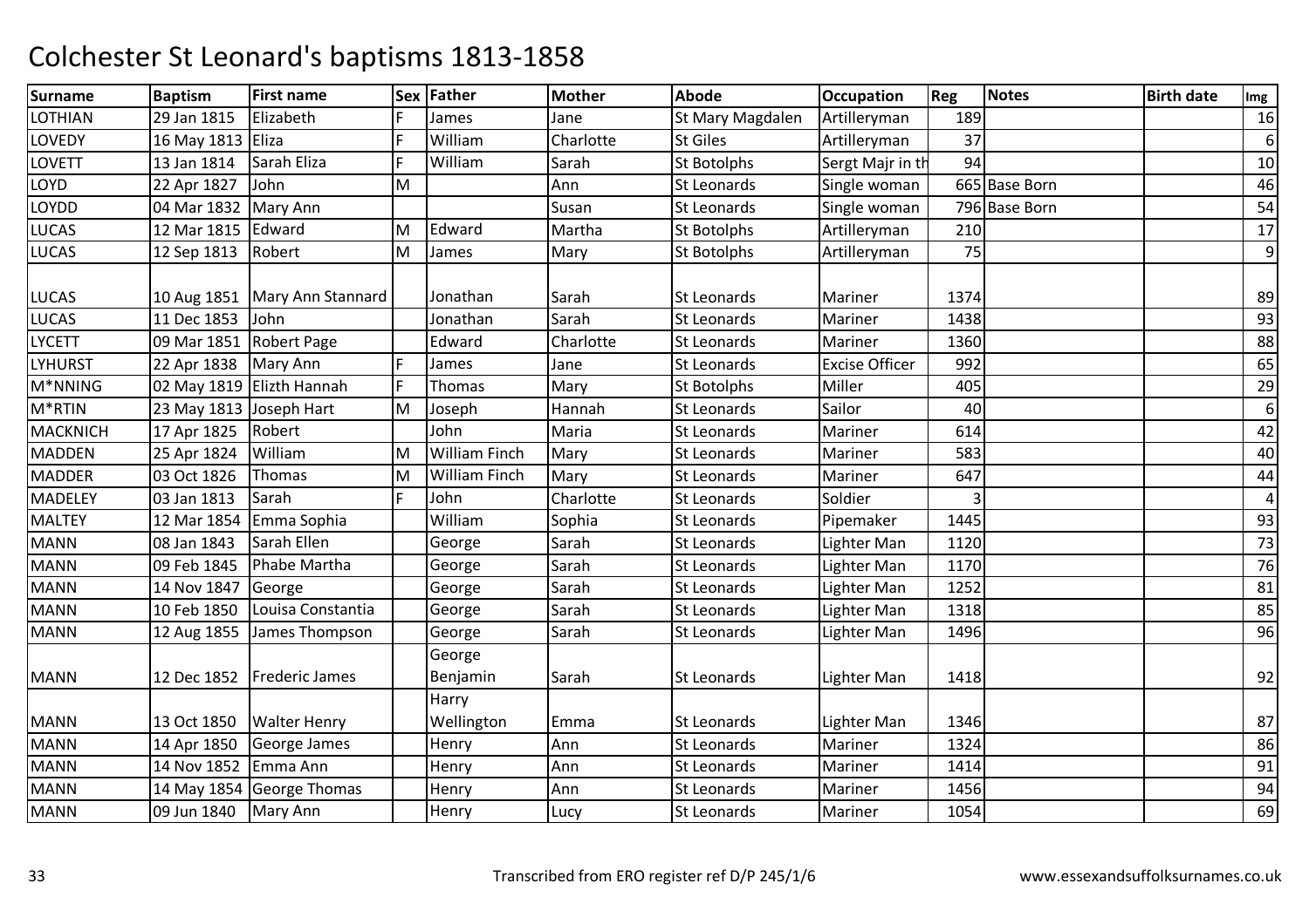# Colchester St Leonard's baptisms 1813-1858

| Surname | Baptism | First name | Sex | Father | Mother | Abode | Occupation | Reg | Notes | Birth date | Img |
|---|---|---|---|---|---|---|---|---|---|---|---|
| LOTHIAN | 29 Jan 1815 | Elizabeth | F | James | Jane | St Mary Magdalen | Artilleryman | 189 | | | 16 |
| LOVEDY | 16 May 1813 | Eliza | F | William | Charlotte | St Giles | Artilleryman | 37 | | | 6 |
| LOVETT | 13 Jan 1814 | Sarah Eliza | F | William | Sarah | St Botolphs | Sergt Majr in th | 94 | | | 10 |
| LOYD | 22 Apr 1827 | John | M | | Ann | St Leonards | Single woman | 665 | Base Born | | 46 |
| LOYDD | 04 Mar 1832 | Mary Ann | | | Susan | St Leonards | Single woman | 796 | Base Born | | 54 |
| LUCAS | 12 Mar 1815 | Edward | M | Edward | Martha | St Botolphs | Artilleryman | 210 | | | 17 |
| LUCAS | 12 Sep 1813 | Robert | M | James | Mary | St Botolphs | Artilleryman | 75 | | | 9 |
| LUCAS | 10 Aug 1851 | Mary Ann Stannard | | Jonathan | Sarah | St Leonards | Mariner | 1374 | | | 89 |
| LUCAS | 11 Dec 1853 | John | | Jonathan | Sarah | St Leonards | Mariner | 1438 | | | 93 |
| LYCETT | 09 Mar 1851 | Robert Page | | Edward | Charlotte | St Leonards | Mariner | 1360 | | | 88 |
| LYHURST | 22 Apr 1838 | Mary Ann | F | James | Jane | St Leonards | Excise Officer | 992 | | | 65 |
| M*NNING | 02 May 1819 | Elizth Hannah | F | Thomas | Mary | St Botolphs | Miller | 405 | | | 29 |
| M*RTIN | 23 May 1813 | Joseph Hart | M | Joseph | Hannah | St Leonards | Sailor | 40 | | | 6 |
| MACKNICH | 17 Apr 1825 | Robert | | John | Maria | St Leonards | Mariner | 614 | | | 42 |
| MADDEN | 25 Apr 1824 | William | M | William Finch | Mary | St Leonards | Mariner | 583 | | | 40 |
| MADDER | 03 Oct 1826 | Thomas | M | William Finch | Mary | St Leonards | Mariner | 647 | | | 44 |
| MADELEY | 03 Jan 1813 | Sarah | F | John | Charlotte | St Leonards | Soldier | 3 | | | 4 |
| MALTEY | 12 Mar 1854 | Emma Sophia | | William | Sophia | St Leonards | Pipemaker | 1445 | | | 93 |
| MANN | 08 Jan 1843 | Sarah Ellen | | George | Sarah | St Leonards | Lighter Man | 1120 | | | 73 |
| MANN | 09 Feb 1845 | Phabe Martha | | George | Sarah | St Leonards | Lighter Man | 1170 | | | 76 |
| MANN | 14 Nov 1847 | George | | George | Sarah | St Leonards | Lighter Man | 1252 | | | 81 |
| MANN | 10 Feb 1850 | Louisa Constantia | | George | Sarah | St Leonards | Lighter Man | 1318 | | | 85 |
| MANN | 12 Aug 1855 | James Thompson | | George | Sarah | St Leonards | Lighter Man | 1496 | | | 96 |
| MANN | 12 Dec 1852 | Frederic James | | George Benjamin | Sarah | St Leonards | Lighter Man | 1418 | | | 92 |
| MANN | 13 Oct 1850 | Walter Henry | | Harry Wellington | Emma | St Leonards | Lighter Man | 1346 | | | 87 |
| MANN | 14 Apr 1850 | George James | | Henry | Ann | St Leonards | Mariner | 1324 | | | 86 |
| MANN | 14 Nov 1852 | Emma Ann | | Henry | Ann | St Leonards | Mariner | 1414 | | | 91 |
| MANN | 14 May 1854 | George Thomas | | Henry | Ann | St Leonards | Mariner | 1456 | | | 94 |
| MANN | 09 Jun 1840 | Mary Ann | | Henry | Lucy | St Leonards | Mariner | 1054 | | | 69 |

Transcribed from ERO register ref D/P 245/1/6 www.essexandsuffolksurnames.co.uk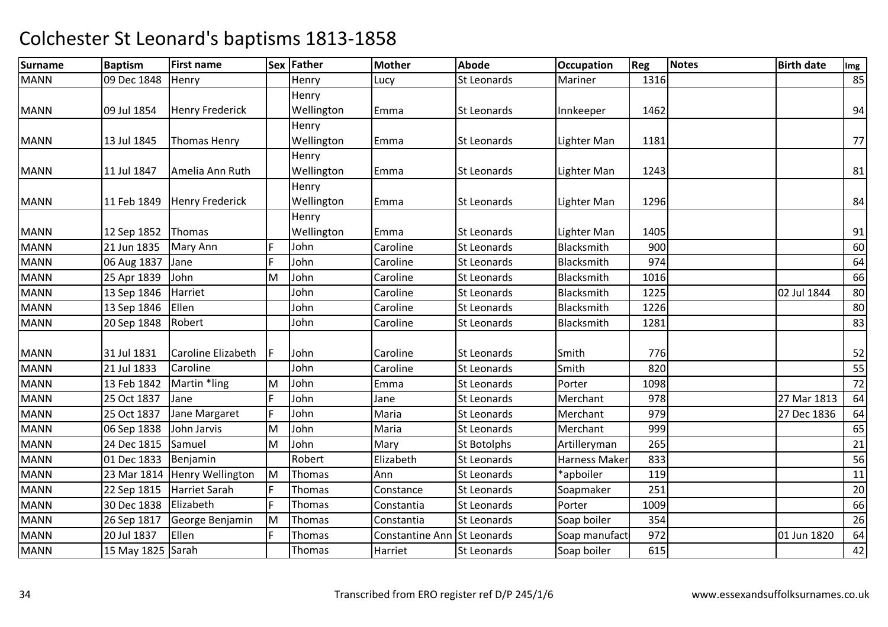# Colchester St Leonard's baptisms 1813-1858

| Surname | Baptism | First name | Sex | Father | Mother | Abode | Occupation | Reg | Notes | Birth date | Img |
|---|---|---|---|---|---|---|---|---|---|---|---|
| MANN | 09 Dec 1848 | Henry | | Henry | Lucy | St Leonards | Mariner | 1316 | | | 85 |
| MANN | 09 Jul 1854 | Henry Frederick | | Henry Wellington | Emma | St Leonards | Innkeeper | 1462 | | | 94 |
| MANN | 13 Jul 1845 | Thomas Henry | | Henry Wellington | Emma | St Leonards | Lighter Man | 1181 | | | 77 |
| MANN | 11 Jul 1847 | Amelia Ann Ruth | | Henry Wellington | Emma | St Leonards | Lighter Man | 1243 | | | 81 |
| MANN | 11 Feb 1849 | Henry Frederick | | Henry Wellington | Emma | St Leonards | Lighter Man | 1296 | | | 84 |
| MANN | 12 Sep 1852 | Thomas | | Henry Wellington | Emma | St Leonards | Lighter Man | 1405 | | | 91 |
| MANN | 21 Jun 1835 | Mary Ann | F | John | Caroline | St Leonards | Blacksmith | 900 | | | 60 |
| MANN | 06 Aug 1837 | Jane | F | John | Caroline | St Leonards | Blacksmith | 974 | | | 64 |
| MANN | 25 Apr 1839 | John | M | John | Caroline | St Leonards | Blacksmith | 1016 | | | 66 |
| MANN | 13 Sep 1846 | Harriet | | John | Caroline | St Leonards | Blacksmith | 1225 | | 02 Jul 1844 | 80 |
| MANN | 13 Sep 1846 | Ellen | | John | Caroline | St Leonards | Blacksmith | 1226 | | | 80 |
| MANN | 20 Sep 1848 | Robert | | John | Caroline | St Leonards | Blacksmith | 1281 | | | 83 |
| MANN | 31 Jul 1831 | Caroline Elizabeth | F | John | Caroline | St Leonards | Smith | 776 | | | 52 |
| MANN | 21 Jul 1833 | Caroline | | John | Caroline | St Leonards | Smith | 820 | | | 55 |
| MANN | 13 Feb 1842 | Martin *ling | M | John | Emma | St Leonards | Porter | 1098 | | | 72 |
| MANN | 25 Oct 1837 | Jane | F | John | Jane | St Leonards | Merchant | 978 | | 27 Mar 1813 | 64 |
| MANN | 25 Oct 1837 | Jane Margaret | F | John | Maria | St Leonards | Merchant | 979 | | 27 Dec 1836 | 64 |
| MANN | 06 Sep 1838 | John Jarvis | M | John | Maria | St Leonards | Merchant | 999 | | | 65 |
| MANN | 24 Dec 1815 | Samuel | M | John | Mary | St Botolphs | Artilleryman | 265 | | | 21 |
| MANN | 01 Dec 1833 | Benjamin | | Robert | Elizabeth | St Leonards | Harness Maker | 833 | | | 56 |
| MANN | 23 Mar 1814 | Henry Wellington | M | Thomas | Ann | St Leonards | *apboiler | 119 | | | 11 |
| MANN | 22 Sep 1815 | Harriet Sarah | F | Thomas | Constance | St Leonards | Soapmaker | 251 | | | 20 |
| MANN | 30 Dec 1838 | Elizabeth | F | Thomas | Constantia | St Leonards | Porter | 1009 | | | 66 |
| MANN | 26 Sep 1817 | George Benjamin | M | Thomas | Constantia | St Leonards | Soap boiler | 354 | | | 26 |
| MANN | 20 Jul 1837 | Ellen | F | Thomas | Constantine Ann | St Leonards | Soap manufact | 972 | | 01 Jun 1820 | 64 |
| MANN | 15 May 1825 | Sarah | | Thomas | Harriet | St Leonards | Soap boiler | 615 | | | 42 |

Transcribed from ERO register ref D/P 245/1/6 www.essexandsuffolksurnames.co.uk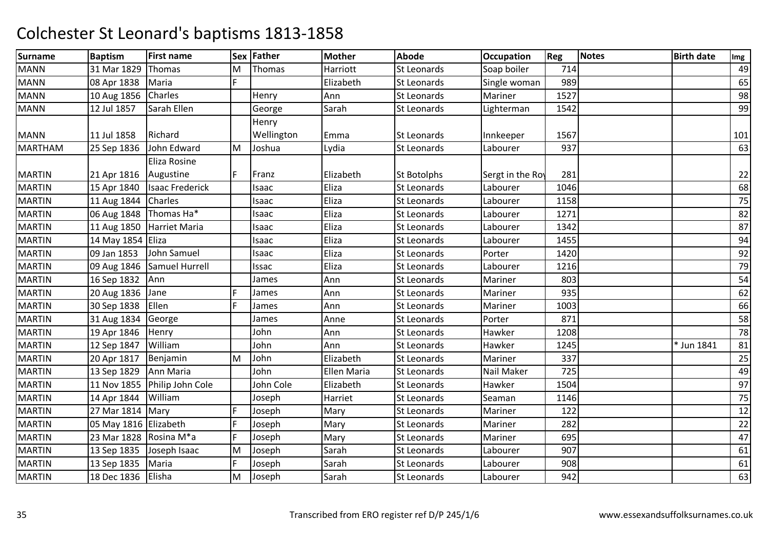# Colchester St Leonard's baptisms 1813-1858

| Surname | Baptism | First name | Sex | Father | Mother | Abode | Occupation | Reg | Notes | Birth date | Img |
|---|---|---|---|---|---|---|---|---|---|---|---|
| MANN | 31 Mar 1829 | Thomas | M | Thomas | Harriott | St Leonards | Soap boiler | 714 | | | 49 |
| MANN | 08 Apr 1838 | Maria | F | | Elizabeth | St Leonards | Single woman | 989 | | | 65 |
| MANN | 10 Aug 1856 | Charles | | Henry | Ann | St Leonards | Mariner | 1527 | | | 98 |
| MANN | 12 Jul 1857 | Sarah Ellen | | George | Sarah | St Leonards | Lighterman | 1542 | | | 99 |
| MANN | 11 Jul 1858 | Richard | | Henry Wellington | Emma | St Leonards | Innkeeper | 1567 | | | 101 |
| MARTHAM | 25 Sep 1836 | John Edward | M | Joshua | Lydia | St Leonards | Labourer | 937 | | | 63 |
| MARTIN | 21 Apr 1816 | Eliza Rosine Augustine | F | Franz | Elizabeth | St Botolphs | Sergt in the Roy | 281 | | | 22 |
| MARTIN | 15 Apr 1840 | Isaac Frederick | | Isaac | Eliza | St Leonards | Labourer | 1046 | | | 68 |
| MARTIN | 11 Aug 1844 | Charles | | Isaac | Eliza | St Leonards | Labourer | 1158 | | | 75 |
| MARTIN | 06 Aug 1848 | Thomas Ha* | | Isaac | Eliza | St Leonards | Labourer | 1271 | | | 82 |
| MARTIN | 11 Aug 1850 | Harriet Maria | | Isaac | Eliza | St Leonards | Labourer | 1342 | | | 87 |
| MARTIN | 14 May 1854 | Eliza | | Isaac | Eliza | St Leonards | Labourer | 1455 | | | 94 |
| MARTIN | 09 Jan 1853 | John Samuel | | Isaac | Eliza | St Leonards | Porter | 1420 | | | 92 |
| MARTIN | 09 Aug 1846 | Samuel Hurrell | | Issac | Eliza | St Leonards | Labourer | 1216 | | | 79 |
| MARTIN | 16 Sep 1832 | Ann | | James | Ann | St Leonards | Mariner | 803 | | | 54 |
| MARTIN | 20 Aug 1836 | Jane | F | James | Ann | St Leonards | Mariner | 935 | | | 62 |
| MARTIN | 30 Sep 1838 | Ellen | F | James | Ann | St Leonards | Mariner | 1003 | | | 66 |
| MARTIN | 31 Aug 1834 | George | | James | Anne | St Leonards | Porter | 871 | | | 58 |
| MARTIN | 19 Apr 1846 | Henry | | John | Ann | St Leonards | Hawker | 1208 | | | 78 |
| MARTIN | 12 Sep 1847 | William | | John | Ann | St Leonards | Hawker | 1245 | | * Jun 1841 | 81 |
| MARTIN | 20 Apr 1817 | Benjamin | M | John | Elizabeth | St Leonards | Mariner | 337 | | | 25 |
| MARTIN | 13 Sep 1829 | Ann Maria | | John | Ellen Maria | St Leonards | Nail Maker | 725 | | | 49 |
| MARTIN | 11 Nov 1855 | Philip John Cole | | John Cole | Elizabeth | St Leonards | Hawker | 1504 | | | 97 |
| MARTIN | 14 Apr 1844 | William | | Joseph | Harriet | St Leonards | Seaman | 1146 | | | 75 |
| MARTIN | 27 Mar 1814 | Mary | F | Joseph | Mary | St Leonards | Mariner | 122 | | | 12 |
| MARTIN | 05 May 1816 | Elizabeth | F | Joseph | Mary | St Leonards | Mariner | 282 | | | 22 |
| MARTIN | 23 Mar 1828 | Rosina M*a | F | Joseph | Mary | St Leonards | Mariner | 695 | | | 47 |
| MARTIN | 13 Sep 1835 | Joseph Isaac | M | Joseph | Sarah | St Leonards | Labourer | 907 | | | 61 |
| MARTIN | 13 Sep 1835 | Maria | F | Joseph | Sarah | St Leonards | Labourer | 908 | | | 61 |
| MARTIN | 18 Dec 1836 | Elisha | M | Joseph | Sarah | St Leonards | Labourer | 942 | | | 63 |

Transcribed from ERO register ref D/P 245/1/6

www.essexandsuffolksurnames.co.uk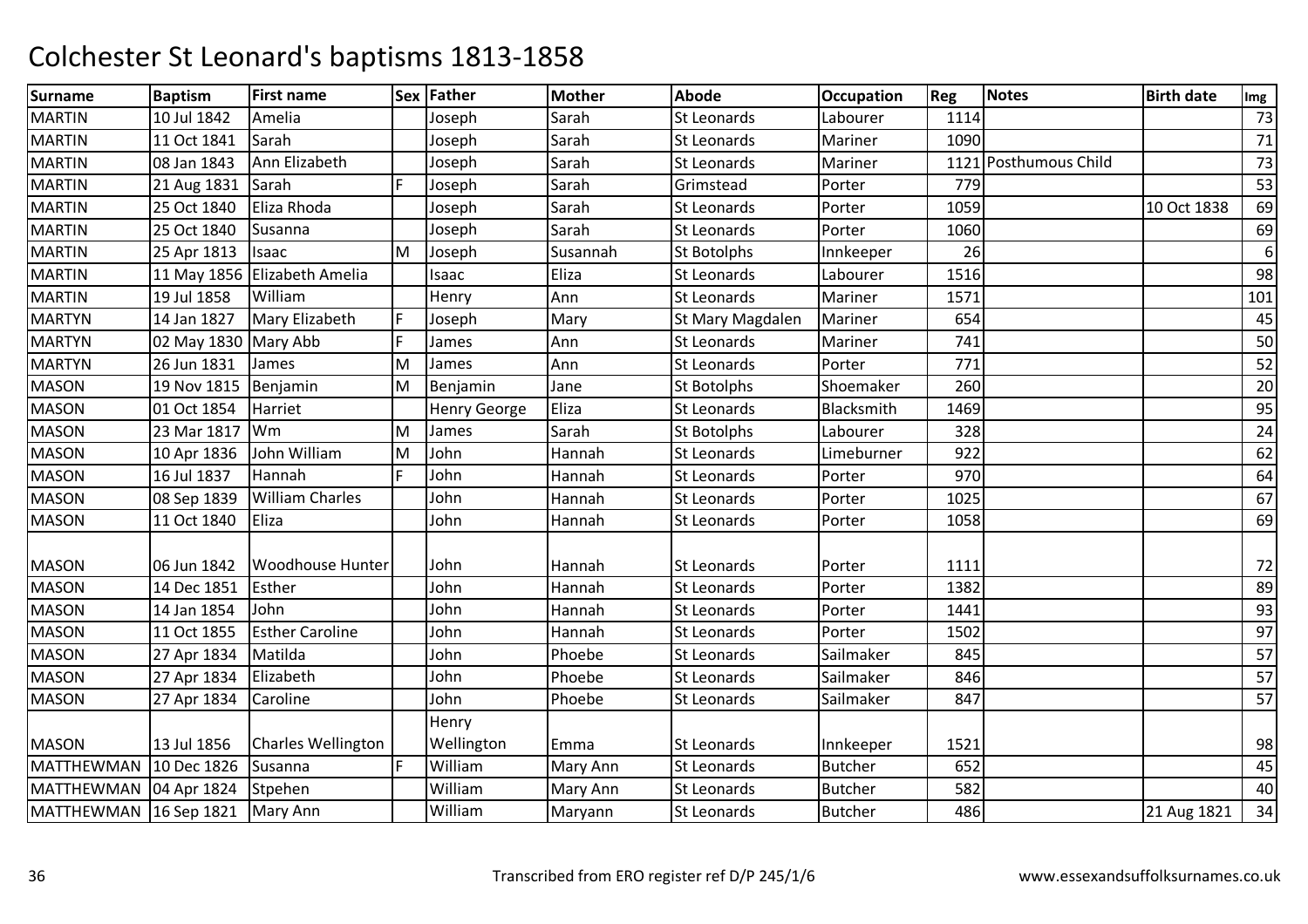# Colchester St Leonard's baptisms 1813-1858

| Surname | Baptism | First name | Sex | Father | Mother | Abode | Occupation | Reg | Notes | Birth date | Img |
|---|---|---|---|---|---|---|---|---|---|---|---|
| MARTIN | 10 Jul 1842 | Amelia | | Joseph | Sarah | St Leonards | Labourer | 1114 | | | 73 |
| MARTIN | 11 Oct 1841 | Sarah | | Joseph | Sarah | St Leonards | Mariner | 1090 | | | 71 |
| MARTIN | 08 Jan 1843 | Ann Elizabeth | | Joseph | Sarah | St Leonards | Mariner | 1121 | Posthumous Child | | 73 |
| MARTIN | 21 Aug 1831 | Sarah | F | Joseph | Sarah | Grimstead | Porter | 779 | | | 53 |
| MARTIN | 25 Oct 1840 | Eliza Rhoda | | Joseph | Sarah | St Leonards | Porter | 1059 | | 10 Oct 1838 | 69 |
| MARTIN | 25 Oct 1840 | Susanna | | Joseph | Sarah | St Leonards | Porter | 1060 | | | 69 |
| MARTIN | 25 Apr 1813 | Isaac | M | Joseph | Susannah | St Botolphs | Innkeeper | 26 | | | 6 |
| MARTIN | 11 May 1856 | Elizabeth Amelia | | Isaac | Eliza | St Leonards | Labourer | 1516 | | | 98 |
| MARTIN | 19 Jul 1858 | William | | Henry | Ann | St Leonards | Mariner | 1571 | | | 101 |
| MARTYN | 14 Jan 1827 | Mary Elizabeth | F | Joseph | Mary | St Mary Magdalen | Mariner | 654 | | | 45 |
| MARTYN | 02 May 1830 | Mary Abb | F | James | Ann | St Leonards | Mariner | 741 | | | 50 |
| MARTYN | 26 Jun 1831 | James | M | James | Ann | St Leonards | Porter | 771 | | | 52 |
| MASON | 19 Nov 1815 | Benjamin | M | Benjamin | Jane | St Botolphs | Shoemaker | 260 | | | 20 |
| MASON | 01 Oct 1854 | Harriet | | Henry George | Eliza | St Leonards | Blacksmith | 1469 | | | 95 |
| MASON | 23 Mar 1817 | Wm | M | James | Sarah | St Botolphs | Labourer | 328 | | | 24 |
| MASON | 10 Apr 1836 | John William | M | John | Hannah | St Leonards | Limeburner | 922 | | | 62 |
| MASON | 16 Jul 1837 | Hannah | F | John | Hannah | St Leonards | Porter | 970 | | | 64 |
| MASON | 08 Sep 1839 | William Charles | | John | Hannah | St Leonards | Porter | 1025 | | | 67 |
| MASON | 11 Oct 1840 | Eliza | | John | Hannah | St Leonards | Porter | 1058 | | | 69 |
| MASON | 06 Jun 1842 | Woodhouse Hunter | | John | Hannah | St Leonards | Porter | 1111 | | | 72 |
| MASON | 14 Dec 1851 | Esther | | John | Hannah | St Leonards | Porter | 1382 | | | 89 |
| MASON | 14 Jan 1854 | John | | John | Hannah | St Leonards | Porter | 1441 | | | 93 |
| MASON | 11 Oct 1855 | Esther Caroline | | John | Hannah | St Leonards | Porter | 1502 | | | 97 |
| MASON | 27 Apr 1834 | Matilda | | John | Phoebe | St Leonards | Sailmaker | 845 | | | 57 |
| MASON | 27 Apr 1834 | Elizabeth | | John | Phoebe | St Leonards | Sailmaker | 846 | | | 57 |
| MASON | 27 Apr 1834 | Caroline | | John | Phoebe | St Leonards | Sailmaker | 847 | | | 57 |
| MASON | 13 Jul 1856 | Charles Wellington | | Henry Wellington | Emma | St Leonards | Innkeeper | 1521 | | | 98 |
| MATTHEWMAN | 10 Dec 1826 | Susanna | F | William | Mary Ann | St Leonards | Butcher | 652 | | | 45 |
| MATTHEWMAN | 04 Apr 1824 | Stpehen | | William | Mary Ann | St Leonards | Butcher | 582 | | | 40 |
| MATTHEWMAN | 16 Sep 1821 | Mary Ann | | William | Maryann | St Leonards | Butcher | 486 | | 21 Aug 1821 | 34 |

Transcribed from ERO register ref D/P 245/1/6

www.essexandsuffolksurnames.co.uk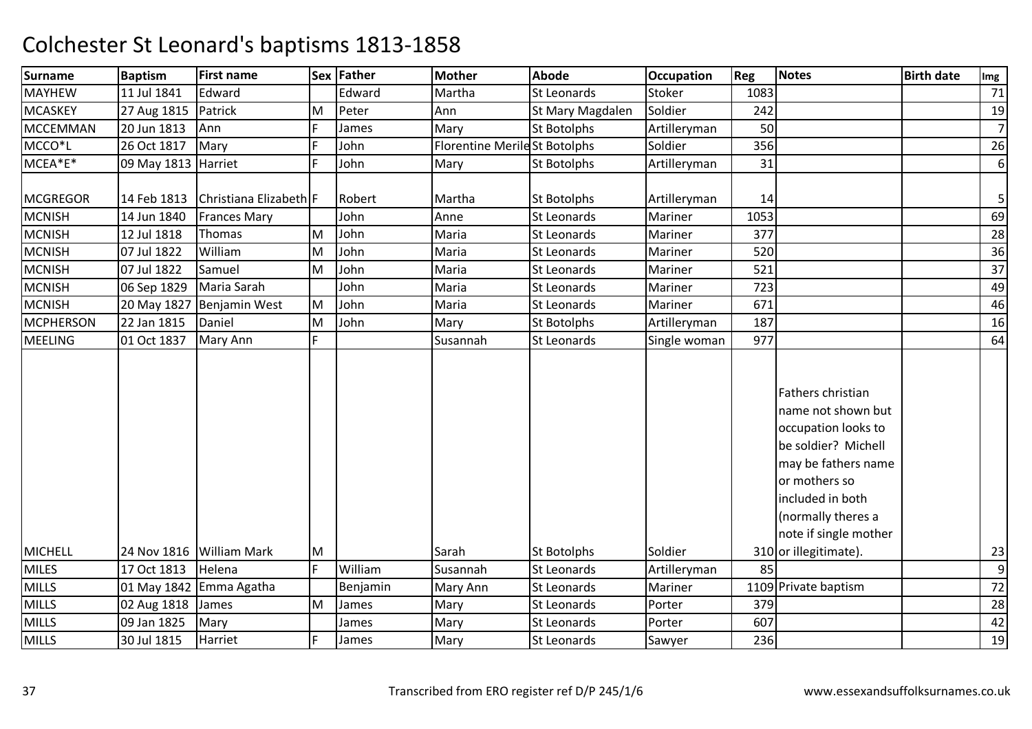# Colchester St Leonard's baptisms 1813-1858

| Surname | Baptism | First name | Sex | Father | Mother | Abode | Occupation | Reg | Notes | Birth date | Img |
|---|---|---|---|---|---|---|---|---|---|---|---|
| MAYHEW | 11 Jul 1841 | Edward | | Edward | Martha | St Leonards | Stoker | 1083 | | | 71 |
| MCASKEY | 27 Aug 1815 | Patrick | M | Peter | Ann | St Mary Magdalen | Soldier | 242 | | | 19 |
| MCCEMMAN | 20 Jun 1813 | Ann | F | James | Mary | St Botolphs | Artilleryman | 50 | | | 7 |
| MCCO*L | 26 Oct 1817 | Mary | F | John | Florentine Merile | St Botolphs | Soldier | 356 | | | 26 |
| MCEA*E* | 09 May 1813 | Harriet | F | John | Mary | St Botolphs | Artilleryman | 31 | | | 6 |
| MCGREGOR | 14 Feb 1813 | Christiana Elizabeth | F | Robert | Martha | St Botolphs | Artilleryman | 14 | | | 5 |
| MCNISH | 14 Jun 1840 | Frances Mary | | John | Anne | St Leonards | Mariner | 1053 | | | 69 |
| MCNISH | 12 Jul 1818 | Thomas | M | John | Maria | St Leonards | Mariner | 377 | | | 28 |
| MCNISH | 07 Jul 1822 | William | M | John | Maria | St Leonards | Mariner | 520 | | | 36 |
| MCNISH | 07 Jul 1822 | Samuel | M | John | Maria | St Leonards | Mariner | 521 | | | 37 |
| MCNISH | 06 Sep 1829 | Maria Sarah | | John | Maria | St Leonards | Mariner | 723 | | | 49 |
| MCNISH | 20 May 1827 | Benjamin West | M | John | Maria | St Leonards | Mariner | 671 | | | 46 |
| MCPHERSON | 22 Jan 1815 | Daniel | M | John | Mary | St Botolphs | Artilleryman | 187 | | | 16 |
| MEELING | 01 Oct 1837 | Mary Ann | F | | Susannah | St Leonards | Single woman | 977 | | | 64 |
| MICHELL | 24 Nov 1816 | William Mark | M | | Sarah | St Botolphs | Soldier | 310 | Fathers christian name not shown but occupation looks to be soldier? Michell may be fathers name or mothers so included in both (normally theres a note if single mother or illegitimate). | | 23 |
| MILES | 17 Oct 1813 | Helena | F | William | Susannah | St Leonards | Artilleryman | 85 | | | 9 |
| MILLS | 01 May 1842 | Emma Agatha | | Benjamin | Mary Ann | St Leonards | Mariner | 1109 | Private baptism | | 72 |
| MILLS | 02 Aug 1818 | James | M | James | Mary | St Leonards | Porter | 379 | | | 28 |
| MILLS | 09 Jan 1825 | Mary | | James | Mary | St Leonards | Porter | 607 | | | 42 |
| MILLS | 30 Jul 1815 | Harriet | F | James | Mary | St Leonards | Sawyer | 236 | | | 19 |

Transcribed from ERO register ref D/P 245/1/6

www.essexandsuffolksurnames.co.uk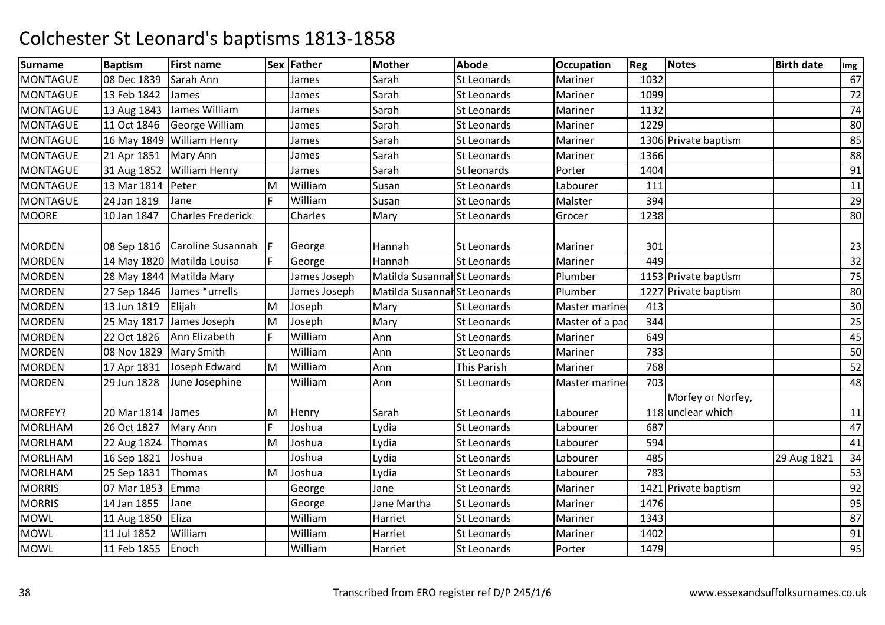# Colchester St Leonard's baptisms 1813-1858

| Surname | Baptism | First name | Sex | Father | Mother | Abode | Occupation | Reg | Notes | Birth date | Img |
|---|---|---|---|---|---|---|---|---|---|---|---|
| MONTAGUE | 08 Dec 1839 | Sarah Ann | | James | Sarah | St Leonards | Mariner | 1032 | | | 67 |
| MONTAGUE | 13 Feb 1842 | James | | James | Sarah | St Leonards | Mariner | 1099 | | | 72 |
| MONTAGUE | 13 Aug 1843 | James William | | James | Sarah | St Leonards | Mariner | 1132 | | | 74 |
| MONTAGUE | 11 Oct 1846 | George William | | James | Sarah | St Leonards | Mariner | 1229 | | | 80 |
| MONTAGUE | 16 May 1849 | William Henry | | James | Sarah | St Leonards | Mariner | 1306 | Private baptism | | 85 |
| MONTAGUE | 21 Apr 1851 | Mary Ann | | James | Sarah | St Leonards | Mariner | 1366 | | | 88 |
| MONTAGUE | 31 Aug 1852 | William Henry | | James | Sarah | St leonards | Porter | 1404 | | | 91 |
| MONTAGUE | 13 Mar 1814 | Peter | M | William | Susan | St Leonards | Labourer | 111 | | | 11 |
| MONTAGUE | 24 Jan 1819 | Jane | F | William | Susan | St Leonards | Malster | 394 | | | 29 |
| MOORE | 10 Jan 1847 | Charles Frederick | | Charles | Mary | St Leonards | Grocer | 1238 | | | 80 |
| MORDEN | 08 Sep 1816 | Caroline Susannah | F | George | Hannah | St Leonards | Mariner | 301 | | | 23 |
| MORDEN | 14 May 1820 | Matilda Louisa | F | George | Hannah | St Leonards | Mariner | 449 | | | 32 |
| MORDEN | 28 May 1844 | Matilda Mary | | James Joseph | Matilda Susannah | St Leonards | Plumber | 1153 | Private baptism | | 75 |
| MORDEN | 27 Sep 1846 | James *urrells | | James Joseph | Matilda Susannah | St Leonards | Plumber | 1227 | Private baptism | | 80 |
| MORDEN | 13 Jun 1819 | Elijah | M | Joseph | Mary | St Leonards | Master mariner | 413 | | | 30 |
| MORDEN | 25 May 1817 | James Joseph | M | Joseph | Mary | St Leonards | Master of a pac | 344 | | | 25 |
| MORDEN | 22 Oct 1826 | Ann Elizabeth | F | William | Ann | St Leonards | Mariner | 649 | | | 45 |
| MORDEN | 08 Nov 1829 | Mary Smith | | William | Ann | St Leonards | Mariner | 733 | | | 50 |
| MORDEN | 17 Apr 1831 | Joseph Edward | M | William | Ann | This Parish | Mariner | 768 | | | 52 |
| MORDEN | 29 Jun 1828 | June Josephine | | William | Ann | St Leonards | Master mariner | 703 | | | 48 |
| MORFEY? | 20 Mar 1814 | James | M | Henry | Sarah | St Leonards | Labourer | 118 | Morfey or Norfey, unclear which | | 11 |
| MORLHAM | 26 Oct 1827 | Mary Ann | F | Joshua | Lydia | St Leonards | Labourer | 687 | | | 47 |
| MORLHAM | 22 Aug 1824 | Thomas | M | Joshua | Lydia | St Leonards | Labourer | 594 | | | 41 |
| MORLHAM | 16 Sep 1821 | Joshua | | Joshua | Lydia | St Leonards | Labourer | 485 | | 29 Aug 1821 | 34 |
| MORLHAM | 25 Sep 1831 | Thomas | M | Joshua | Lydia | St Leonards | Labourer | 783 | | | 53 |
| MORRIS | 07 Mar 1853 | Emma | | George | Jane | St Leonards | Mariner | 1421 | Private baptism | | 92 |
| MORRIS | 14 Jan 1855 | Jane | | George | Jane Martha | St Leonards | Mariner | 1476 | | | 95 |
| MOWL | 11 Aug 1850 | Eliza | | William | Harriet | St Leonards | Mariner | 1343 | | | 87 |
| MOWL | 11 Jul 1852 | William | | William | Harriet | St Leonards | Mariner | 1402 | | | 91 |
| MOWL | 11 Feb 1855 | Enoch | | William | Harriet | St Leonards | Porter | 1479 | | | 95 |

Transcribed from ERO register ref D/P 245/1/6

www.essexandsuffolksurnames.co.uk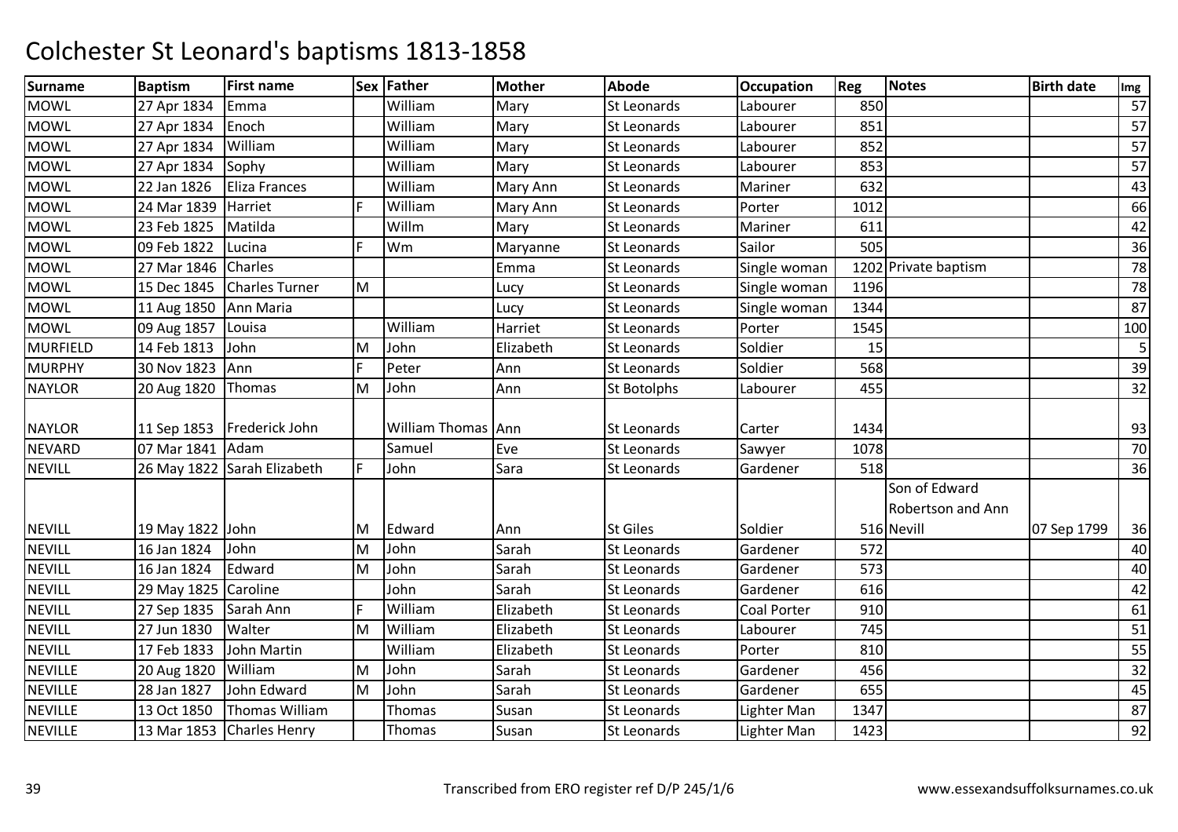# Colchester St Leonard's baptisms 1813-1858

| Surname | Baptism | First name | Sex | Father | Mother | Abode | Occupation | Reg | Notes | Birth date | Img |
|---|---|---|---|---|---|---|---|---|---|---|---|
| MOWL | 27 Apr 1834 | Emma | | William | Mary | St Leonards | Labourer | 850 | | | 57 |
| MOWL | 27 Apr 1834 | Enoch | | William | Mary | St Leonards | Labourer | 851 | | | 57 |
| MOWL | 27 Apr 1834 | William | | William | Mary | St Leonards | Labourer | 852 | | | 57 |
| MOWL | 27 Apr 1834 | Sophy | | William | Mary | St Leonards | Labourer | 853 | | | 57 |
| MOWL | 22 Jan 1826 | Eliza Frances | | William | Mary Ann | St Leonards | Mariner | 632 | | | 43 |
| MOWL | 24 Mar 1839 | Harriet | F | William | Mary Ann | St Leonards | Porter | 1012 | | | 66 |
| MOWL | 23 Feb 1825 | Matilda | | Willm | Mary | St Leonards | Mariner | 611 | | | 42 |
| MOWL | 09 Feb 1822 | Lucina | F | Wm | Maryanne | St Leonards | Sailor | 505 | | | 36 |
| MOWL | 27 Mar 1846 | Charles | | | Emma | St Leonards | Single woman | 1202 | Private baptism | | 78 |
| MOWL | 15 Dec 1845 | Charles Turner | M | | Lucy | St Leonards | Single woman | 1196 | | | 78 |
| MOWL | 11 Aug 1850 | Ann Maria | | | Lucy | St Leonards | Single woman | 1344 | | | 87 |
| MOWL | 09 Aug 1857 | Louisa | | William | Harriet | St Leonards | Porter | 1545 | | | 100 |
| MURFIELD | 14 Feb 1813 | John | M | John | Elizabeth | St Leonards | Soldier | 15 | | | 5 |
| MURPHY | 30 Nov 1823 | Ann | F | Peter | Ann | St Leonards | Soldier | 568 | | | 39 |
| NAYLOR | 20 Aug 1820 | Thomas | M | John | Ann | St Botolphs | Labourer | 455 | | | 32 |
| NAYLOR | 11 Sep 1853 | Frederick John | | William Thomas | Ann | St Leonards | Carter | 1434 | | | 93 |
| NEVARD | 07 Mar 1841 | Adam | | Samuel | Eve | St Leonards | Sawyer | 1078 | | | 70 |
| NEVILL | 26 May 1822 | Sarah Elizabeth | F | John | Sara | St Leonards | Gardener | 518 | | | 36 |
| NEVILL | 19 May 1822 | John | M | Edward | Ann | St Giles | Soldier | 516 | Son of Edward Robertson and Ann Nevill | 07 Sep 1799 | 36 |
| NEVILL | 16 Jan 1824 | John | M | John | Sarah | St Leonards | Gardener | 572 | | | 40 |
| NEVILL | 16 Jan 1824 | Edward | M | John | Sarah | St Leonards | Gardener | 573 | | | 40 |
| NEVILL | 29 May 1825 | Caroline | | John | Sarah | St Leonards | Gardener | 616 | | | 42 |
| NEVILL | 27 Sep 1835 | Sarah Ann | F | William | Elizabeth | St Leonards | Coal Porter | 910 | | | 61 |
| NEVILL | 27 Jun 1830 | Walter | M | William | Elizabeth | St Leonards | Labourer | 745 | | | 51 |
| NEVILL | 17 Feb 1833 | John Martin | | William | Elizabeth | St Leonards | Porter | 810 | | | 55 |
| NEVILLE | 20 Aug 1820 | William | M | John | Sarah | St Leonards | Gardener | 456 | | | 32 |
| NEVILLE | 28 Jan 1827 | John Edward | M | John | Sarah | St Leonards | Gardener | 655 | | | 45 |
| NEVILLE | 13 Oct 1850 | Thomas William | | Thomas | Susan | St Leonards | Lighter Man | 1347 | | | 87 |
| NEVILLE | 13 Mar 1853 | Charles Henry | | Thomas | Susan | St Leonards | Lighter Man | 1423 | | | 92 |

Transcribed from ERO register ref D/P 245/1/6 www.essexandsuffolksurnames.co.uk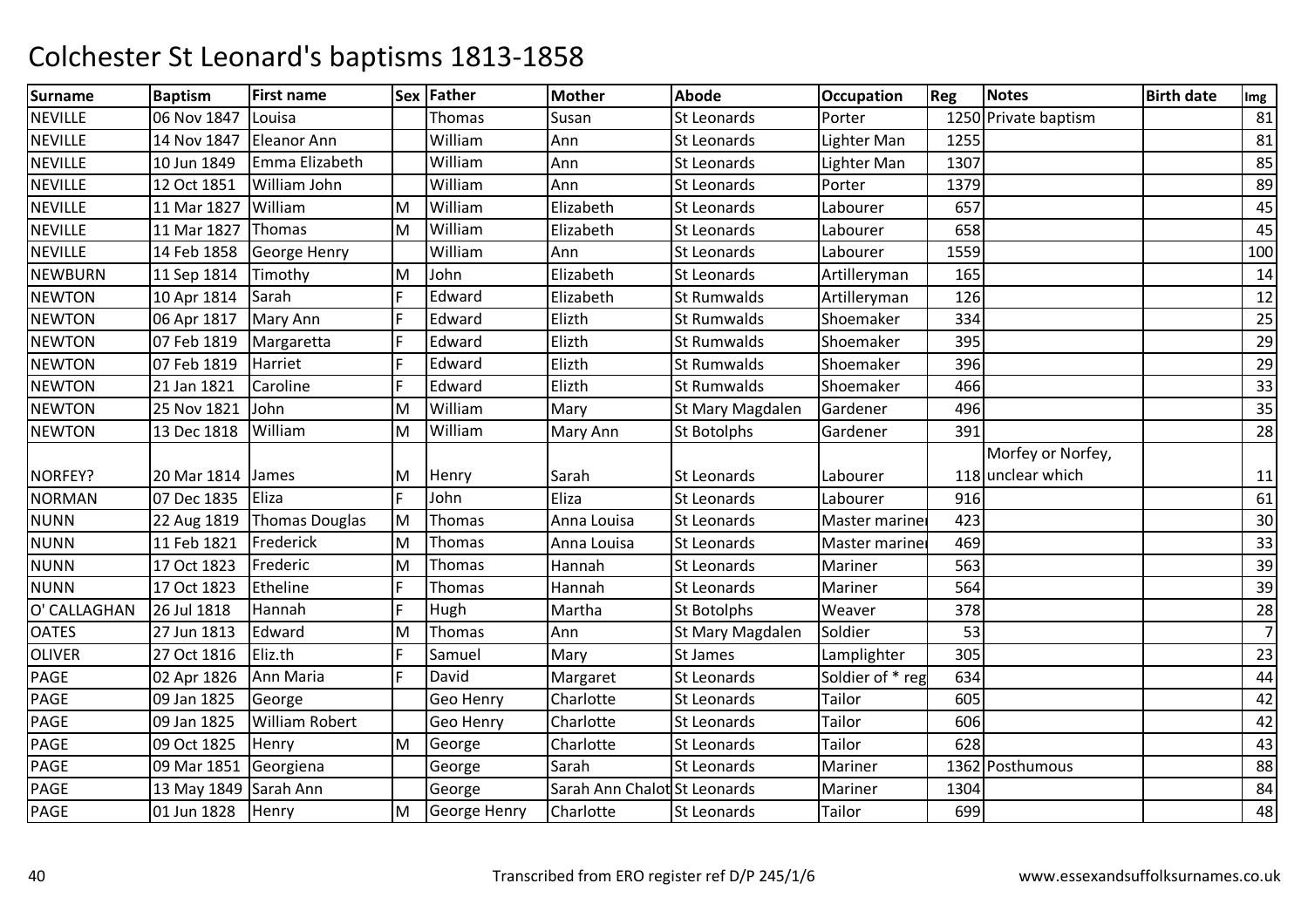# Colchester St Leonard's baptisms 1813-1858

| Surname | Baptism | First name | Sex | Father | Mother | Abode | Occupation | Reg | Notes | Birth date | Img |
|---|---|---|---|---|---|---|---|---|---|---|---|
| NEVILLE | 06 Nov 1847 | Louisa | | Thomas | Susan | St Leonards | Porter | 1250 | Private baptism | | 81 |
| NEVILLE | 14 Nov 1847 | Eleanor Ann | | William | Ann | St Leonards | Lighter Man | 1255 | | | 81 |
| NEVILLE | 10 Jun 1849 | Emma Elizabeth | | William | Ann | St Leonards | Lighter Man | 1307 | | | 85 |
| NEVILLE | 12 Oct 1851 | William John | | William | Ann | St Leonards | Porter | 1379 | | | 89 |
| NEVILLE | 11 Mar 1827 | William | M | William | Elizabeth | St Leonards | Labourer | 657 | | | 45 |
| NEVILLE | 11 Mar 1827 | Thomas | M | William | Elizabeth | St Leonards | Labourer | 658 | | | 45 |
| NEVILLE | 14 Feb 1858 | George Henry | | William | Ann | St Leonards | Labourer | 1559 | | | 100 |
| NEWBURN | 11 Sep 1814 | Timothy | M | John | Elizabeth | St Leonards | Artilleryman | 165 | | | 14 |
| NEWTON | 10 Apr 1814 | Sarah | F | Edward | Elizabeth | St Rumwalds | Artilleryman | 126 | | | 12 |
| NEWTON | 06 Apr 1817 | Mary Ann | F | Edward | Elizth | St Rumwalds | Shoemaker | 334 | | | 25 |
| NEWTON | 07 Feb 1819 | Margaretta | F | Edward | Elizth | St Rumwalds | Shoemaker | 395 | | | 29 |
| NEWTON | 07 Feb 1819 | Harriet | F | Edward | Elizth | St Rumwalds | Shoemaker | 396 | | | 29 |
| NEWTON | 21 Jan 1821 | Caroline | F | Edward | Elizth | St Rumwalds | Shoemaker | 466 | | | 33 |
| NEWTON | 25 Nov 1821 | John | M | William | Mary | St Mary Magdalen | Gardener | 496 | | | 35 |
| NEWTON | 13 Dec 1818 | William | M | William | Mary Ann | St Botolphs | Gardener | 391 | | | 28 |
| NORFEY? | 20 Mar 1814 | James | M | Henry | Sarah | St Leonards | Labourer | 118 | Morfey or Norfey, unclear which | | 11 |
| NORMAN | 07 Dec 1835 | Eliza | F | John | Eliza | St Leonards | Labourer | 916 | | | 61 |
| NUNN | 22 Aug 1819 | Thomas Douglas | M | Thomas | Anna Louisa | St Leonards | Master mariner | 423 | | | 30 |
| NUNN | 11 Feb 1821 | Frederick | M | Thomas | Anna Louisa | St Leonards | Master mariner | 469 | | | 33 |
| NUNN | 17 Oct 1823 | Frederic | M | Thomas | Hannah | St Leonards | Mariner | 563 | | | 39 |
| NUNN | 17 Oct 1823 | Etheline | F | Thomas | Hannah | St Leonards | Mariner | 564 | | | 39 |
| O' CALLAGHAN | 26 Jul 1818 | Hannah | F | Hugh | Martha | St Botolphs | Weaver | 378 | | | 28 |
| OATES | 27 Jun 1813 | Edward | M | Thomas | Ann | St Mary Magdalen | Soldier | 53 | | | 7 |
| OLIVER | 27 Oct 1816 | Eliz.th | F | Samuel | Mary | St James | Lamplighter | 305 | | | 23 |
| PAGE | 02 Apr 1826 | Ann Maria | F | David | Margaret | St Leonards | Soldier of * reg | 634 | | | 44 |
| PAGE | 09 Jan 1825 | George | | Geo Henry | Charlotte | St Leonards | Tailor | 605 | | | 42 |
| PAGE | 09 Jan 1825 | William Robert | | Geo Henry | Charlotte | St Leonards | Tailor | 606 | | | 42 |
| PAGE | 09 Oct 1825 | Henry | M | George | Charlotte | St Leonards | Tailor | 628 | | | 43 |
| PAGE | 09 Mar 1851 | Georgiena | | George | Sarah | St Leonards | Mariner | 1362 | Posthumous | | 88 |
| PAGE | 13 May 1849 | Sarah Ann | | George | Sarah Ann Chalot | St Leonards | Mariner | 1304 | | | 84 |
| PAGE | 01 Jun 1828 | Henry | M | George Henry | Charlotte | St Leonards | Tailor | 699 | | | 48 |

Transcribed from ERO register ref D/P 245/1/6

www.essexandsuffolksurnames.co.uk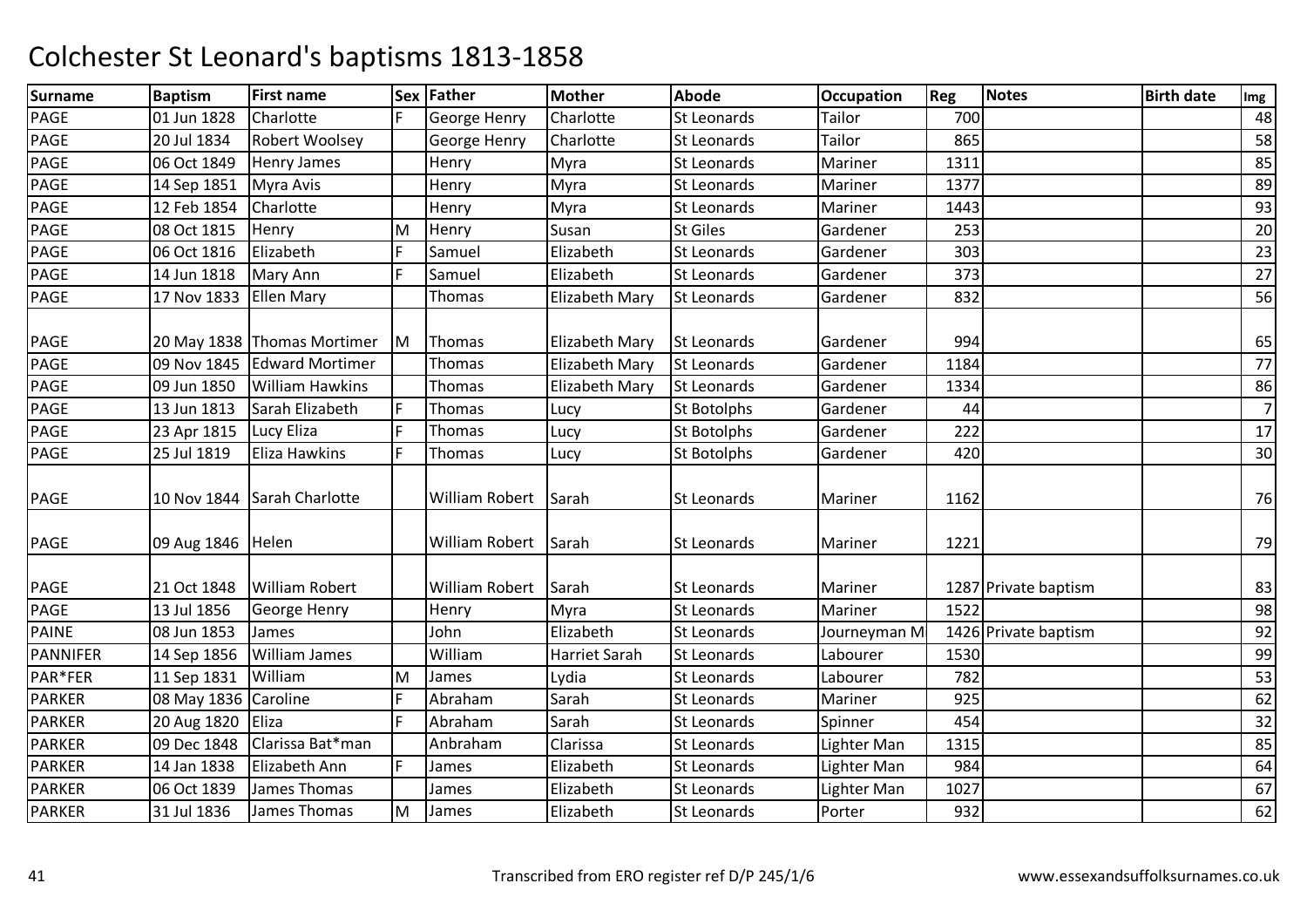# Colchester St Leonard's baptisms 1813-1858

| Surname | Baptism | First name | Sex | Father | Mother | Abode | Occupation | Reg | Notes | Birth date | Img |
|---|---|---|---|---|---|---|---|---|---|---|---|
| PAGE | 01 Jun 1828 | Charlotte | F | George Henry | Charlotte | St Leonards | Tailor | 700 | | | 48 |
| PAGE | 20 Jul 1834 | Robert Woolsey | | George Henry | Charlotte | St Leonards | Tailor | 865 | | | 58 |
| PAGE | 06 Oct 1849 | Henry James | | Henry | Myra | St Leonards | Mariner | 1311 | | | 85 |
| PAGE | 14 Sep 1851 | Myra Avis | | Henry | Myra | St Leonards | Mariner | 1377 | | | 89 |
| PAGE | 12 Feb 1854 | Charlotte | | Henry | Myra | St Leonards | Mariner | 1443 | | | 93 |
| PAGE | 08 Oct 1815 | Henry | M | Henry | Susan | St Giles | Gardener | 253 | | | 20 |
| PAGE | 06 Oct 1816 | Elizabeth | F | Samuel | Elizabeth | St Leonards | Gardener | 303 | | | 23 |
| PAGE | 14 Jun 1818 | Mary Ann | F | Samuel | Elizabeth | St Leonards | Gardener | 373 | | | 27 |
| PAGE | 17 Nov 1833 | Ellen Mary | | Thomas | Elizabeth Mary | St Leonards | Gardener | 832 | | | 56 |
| PAGE | 20 May 1838 | Thomas Mortimer | M | Thomas | Elizabeth Mary | St Leonards | Gardener | 994 | | | 65 |
| PAGE | 09 Nov 1845 | Edward Mortimer | | Thomas | Elizabeth Mary | St Leonards | Gardener | 1184 | | | 77 |
| PAGE | 09 Jun 1850 | William Hawkins | | Thomas | Elizabeth Mary | St Leonards | Gardener | 1334 | | | 86 |
| PAGE | 13 Jun 1813 | Sarah Elizabeth | F | Thomas | Lucy | St Botolphs | Gardener | 44 | | | 7 |
| PAGE | 23 Apr 1815 | Lucy Eliza | F | Thomas | Lucy | St Botolphs | Gardener | 222 | | | 17 |
| PAGE | 25 Jul 1819 | Eliza Hawkins | F | Thomas | Lucy | St Botolphs | Gardener | 420 | | | 30 |
| PAGE | 10 Nov 1844 | Sarah Charlotte | | William Robert | Sarah | St Leonards | Mariner | 1162 | | | 76 |
| PAGE | 09 Aug 1846 | Helen | | William Robert | Sarah | St Leonards | Mariner | 1221 | | | 79 |
| PAGE | 21 Oct 1848 | William Robert | | William Robert | Sarah | St Leonards | Mariner | 1287 | Private baptism | | 83 |
| PAGE | 13 Jul 1856 | George Henry | | Henry | Myra | St Leonards | Mariner | 1522 | | | 98 |
| PAINE | 08 Jun 1853 | James | | John | Elizabeth | St Leonards | Journeyman M | 1426 | Private baptism | | 92 |
| PANNIFER | 14 Sep 1856 | William James | | William | Harriet Sarah | St Leonards | Labourer | 1530 | | | 99 |
| PAR*FER | 11 Sep 1831 | William | M | James | Lydia | St Leonards | Labourer | 782 | | | 53 |
| PARKER | 08 May 1836 | Caroline | F | Abraham | Sarah | St Leonards | Mariner | 925 | | | 62 |
| PARKER | 20 Aug 1820 | Eliza | F | Abraham | Sarah | St Leonards | Spinner | 454 | | | 32 |
| PARKER | 09 Dec 1848 | Clarissa Bat*man | | Anbraham | Clarissa | St Leonards | Lighter Man | 1315 | | | 85 |
| PARKER | 14 Jan 1838 | Elizabeth Ann | F | James | Elizabeth | St Leonards | Lighter Man | 984 | | | 64 |
| PARKER | 06 Oct 1839 | James Thomas | | James | Elizabeth | St Leonards | Lighter Man | 1027 | | | 67 |
| PARKER | 31 Jul 1836 | James Thomas | M | James | Elizabeth | St Leonards | Porter | 932 | | | 62 |

Transcribed from ERO register ref D/P 245/1/6 www.essexandsuffolksurnames.co.uk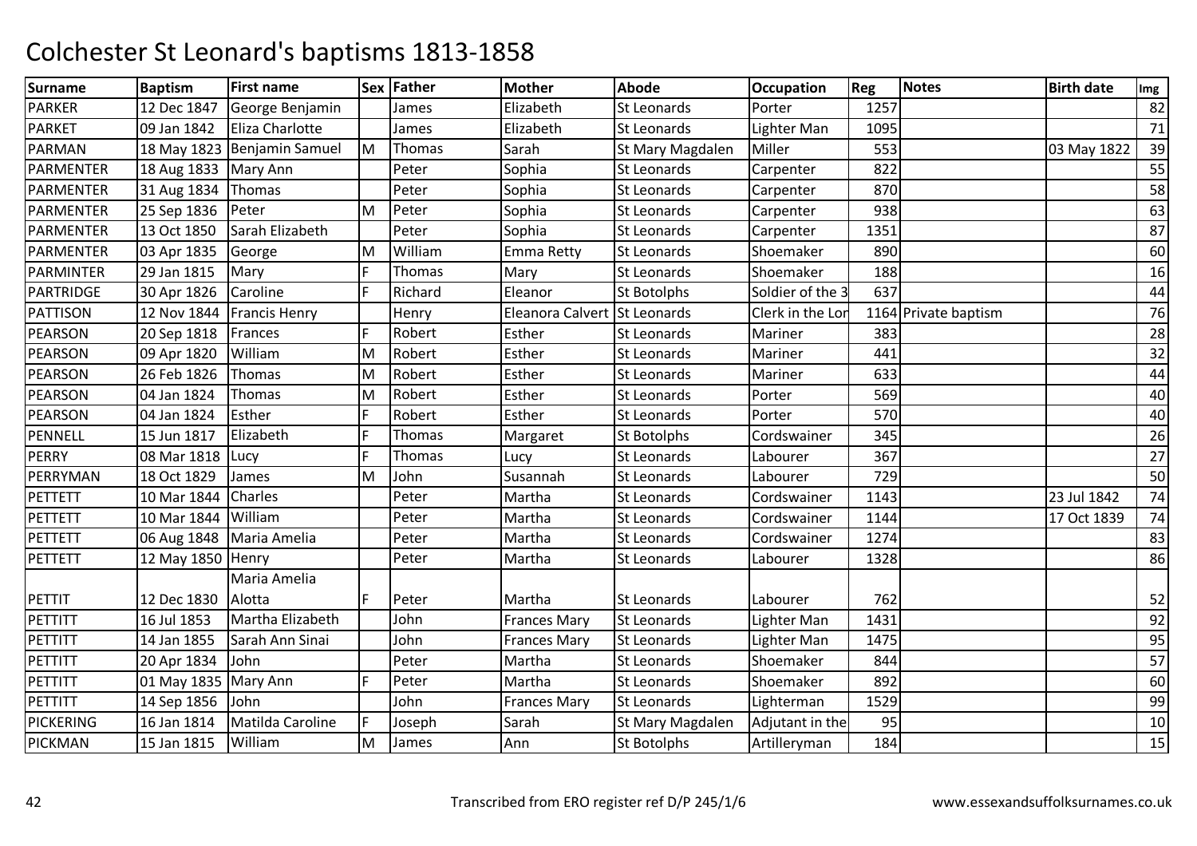# Colchester St Leonard's baptisms 1813-1858

| Surname | Baptism | First name | Sex | Father | Mother | Abode | Occupation | Reg | Notes | Birth date | Img |
|---|---|---|---|---|---|---|---|---|---|---|---|
| PARKER | 12 Dec 1847 | George Benjamin | | James | Elizabeth | St Leonards | Porter | 1257 | | | 82 |
| PARKET | 09 Jan 1842 | Eliza Charlotte | | James | Elizabeth | St Leonards | Lighter Man | 1095 | | | 71 |
| PARMAN | 18 May 1823 | Benjamin Samuel | M | Thomas | Sarah | St Mary Magdalen | Miller | 553 | | 03 May 1822 | 39 |
| PARMENTER | 18 Aug 1833 | Mary Ann | | Peter | Sophia | St Leonards | Carpenter | 822 | | | 55 |
| PARMENTER | 31 Aug 1834 | Thomas | | Peter | Sophia | St Leonards | Carpenter | 870 | | | 58 |
| PARMENTER | 25 Sep 1836 | Peter | M | Peter | Sophia | St Leonards | Carpenter | 938 | | | 63 |
| PARMENTER | 13 Oct 1850 | Sarah Elizabeth | | Peter | Sophia | St Leonards | Carpenter | 1351 | | | 87 |
| PARMENTER | 03 Apr 1835 | George | M | William | Emma Retty | St Leonards | Shoemaker | 890 | | | 60 |
| PARMINTER | 29 Jan 1815 | Mary | F | Thomas | Mary | St Leonards | Shoemaker | 188 | | | 16 |
| PARTRIDGE | 30 Apr 1826 | Caroline | F | Richard | Eleanor | St Botolphs | Soldier of the 3 | 637 | | | 44 |
| PATTISON | 12 Nov 1844 | Francis Henry | | Henry | Eleanora Calvert | St Leonards | Clerk in the Lor | 1164 | Private baptism | | 76 |
| PEARSON | 20 Sep 1818 | Frances | F | Robert | Esther | St Leonards | Mariner | 383 | | | 28 |
| PEARSON | 09 Apr 1820 | William | M | Robert | Esther | St Leonards | Mariner | 441 | | | 32 |
| PEARSON | 26 Feb 1826 | Thomas | M | Robert | Esther | St Leonards | Mariner | 633 | | | 44 |
| PEARSON | 04 Jan 1824 | Thomas | M | Robert | Esther | St Leonards | Porter | 569 | | | 40 |
| PEARSON | 04 Jan 1824 | Esther | F | Robert | Esther | St Leonards | Porter | 570 | | | 40 |
| PENNELL | 15 Jun 1817 | Elizabeth | F | Thomas | Margaret | St Botolphs | Cordswainer | 345 | | | 26 |
| PERRY | 08 Mar 1818 | Lucy | F | Thomas | Lucy | St Leonards | Labourer | 367 | | | 27 |
| PERRYMAN | 18 Oct 1829 | James | M | John | Susannah | St Leonards | Labourer | 729 | | | 50 |
| PETTETT | 10 Mar 1844 | Charles | | Peter | Martha | St Leonards | Cordswainer | 1143 | | 23 Jul 1842 | 74 |
| PETTETT | 10 Mar 1844 | William | | Peter | Martha | St Leonards | Cordswainer | 1144 | | 17 Oct 1839 | 74 |
| PETTETT | 06 Aug 1848 | Maria Amelia | | Peter | Martha | St Leonards | Cordswainer | 1274 | | | 83 |
| PETTETT | 12 May 1850 | Henry | | Peter | Martha | St Leonards | Labourer | 1328 | | | 86 |
| PETTIT | 12 Dec 1830 | Maria Amelia Alotta | F | Peter | Martha | St Leonards | Labourer | 762 | | | 52 |
| PETTITT | 16 Jul 1853 | Martha Elizabeth | | John | Frances Mary | St Leonards | Lighter Man | 1431 | | | 92 |
| PETTITT | 14 Jan 1855 | Sarah Ann Sinai | | John | Frances Mary | St Leonards | Lighter Man | 1475 | | | 95 |
| PETTITT | 20 Apr 1834 | John | | Peter | Martha | St Leonards | Shoemaker | 844 | | | 57 |
| PETTITT | 01 May 1835 | Mary Ann | F | Peter | Martha | St Leonards | Shoemaker | 892 | | | 60 |
| PETTITT | 14 Sep 1856 | John | | John | Frances Mary | St Leonards | Lighterman | 1529 | | | 99 |
| PICKERING | 16 Jan 1814 | Matilda Caroline | F | Joseph | Sarah | St Mary Magdalen | Adjutant in the | 95 | | | 10 |
| PICKMAN | 15 Jan 1815 | William | M | James | Ann | St Botolphs | Artilleryman | 184 | | | 15 |

Transcribed from ERO register ref D/P 245/1/6

www.essexandsuffolksurnames.co.uk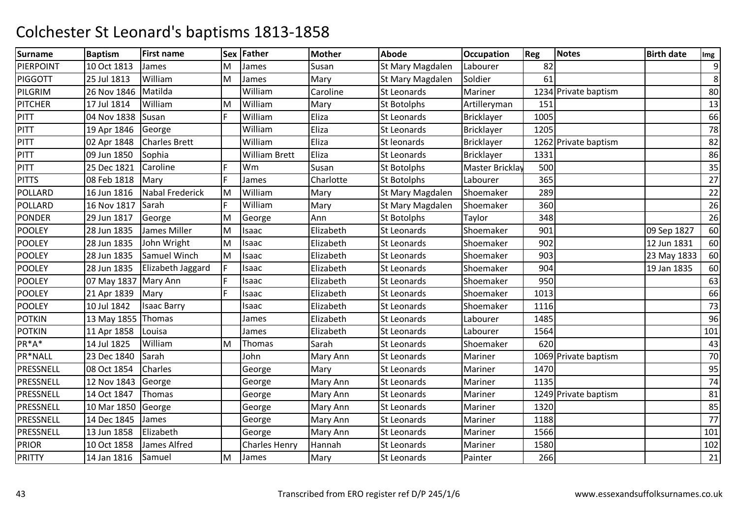# Colchester St Leonard's baptisms 1813-1858

| Surname | Baptism | First name | Sex | Father | Mother | Abode | Occupation | Reg | Notes | Birth date | Img |
|---|---|---|---|---|---|---|---|---|---|---|---|
| PIERPOINT | 10 Oct 1813 | James | M | James | Susan | St Mary Magdalen | Labourer | 82 | | | 9 |
| PIGGOTT | 25 Jul 1813 | William | M | James | Mary | St Mary Magdalen | Soldier | 61 | | | 8 |
| PILGRIM | 26 Nov 1846 | Matilda | | William | Caroline | St Leonards | Mariner | 1234 | Private baptism | | 80 |
| PITCHER | 17 Jul 1814 | William | M | William | Mary | St Botolphs | Artilleryman | 151 | | | 13 |
| PITT | 04 Nov 1838 | Susan | F | William | Eliza | St Leonards | Bricklayer | 1005 | | | 66 |
| PITT | 19 Apr 1846 | George | | William | Eliza | St Leonards | Bricklayer | 1205 | | | 78 |
| PITT | 02 Apr 1848 | Charles Brett | | William | Eliza | St leonards | Bricklayer | 1262 | Private baptism | | 82 |
| PITT | 09 Jun 1850 | Sophia | | William Brett | Eliza | St Leonards | Bricklayer | 1331 | | | 86 |
| PITT | 25 Dec 1821 | Caroline | F | Wm | Susan | St Botolphs | Master Bricklay | 500 | | | 35 |
| PITTS | 08 Feb 1818 | Mary | F | James | Charlotte | St Botolphs | Labourer | 365 | | | 27 |
| POLLARD | 16 Jun 1816 | Nabal Frederick | M | William | Mary | St Mary Magdalen | Shoemaker | 289 | | | 22 |
| POLLARD | 16 Nov 1817 | Sarah | F | William | Mary | St Mary Magdalen | Shoemaker | 360 | | | 26 |
| PONDER | 29 Jun 1817 | George | M | George | Ann | St Botolphs | Taylor | 348 | | | 26 |
| POOLEY | 28 Jun 1835 | James Miller | M | Isaac | Elizabeth | St Leonards | Shoemaker | 901 | | 09 Sep 1827 | 60 |
| POOLEY | 28 Jun 1835 | John Wright | M | Isaac | Elizabeth | St Leonards | Shoemaker | 902 | | 12 Jun 1831 | 60 |
| POOLEY | 28 Jun 1835 | Samuel Winch | M | Isaac | Elizabeth | St Leonards | Shoemaker | 903 | | 23 May 1833 | 60 |
| POOLEY | 28 Jun 1835 | Elizabeth Jaggard | F | Isaac | Elizabeth | St Leonards | Shoemaker | 904 | | 19 Jan 1835 | 60 |
| POOLEY | 07 May 1837 | Mary Ann | F | Isaac | Elizabeth | St Leonards | Shoemaker | 950 | | | 63 |
| POOLEY | 21 Apr 1839 | Mary | F | Isaac | Elizabeth | St Leonards | Shoemaker | 1013 | | | 66 |
| POOLEY | 10 Jul 1842 | Isaac Barry | | Isaac | Elizabeth | St Leonards | Shoemaker | 1116 | | | 73 |
| POTKIN | 13 May 1855 | Thomas | | James | Elizabeth | St Leonards | Labourer | 1485 | | | 96 |
| POTKIN | 11 Apr 1858 | Louisa | | James | Elizabeth | St Leonards | Labourer | 1564 | | | 101 |
| PR*A* | 14 Jul 1825 | William | M | Thomas | Sarah | St Leonards | Shoemaker | 620 | | | 43 |
| PR*NALL | 23 Dec 1840 | Sarah | | John | Mary Ann | St Leonards | Mariner | 1069 | Private baptism | | 70 |
| PRESSNELL | 08 Oct 1854 | Charles | | George | Mary | St Leonards | Mariner | 1470 | | | 95 |
| PRESSNELL | 12 Nov 1843 | George | | George | Mary Ann | St Leonards | Mariner | 1135 | | | 74 |
| PRESSNELL | 14 Oct 1847 | Thomas | | George | Mary Ann | St Leonards | Mariner | 1249 | Private baptism | | 81 |
| PRESSNELL | 10 Mar 1850 | George | | George | Mary Ann | St Leonards | Mariner | 1320 | | | 85 |
| PRESSNELL | 14 Dec 1845 | James | | George | Mary Ann | St Leonards | Mariner | 1188 | | | 77 |
| PRESSNELL | 13 Jun 1858 | Elizabeth | | George | Mary Ann | St Leonards | Mariner | 1566 | | | 101 |
| PRIOR | 10 Oct 1858 | James Alfred | | Charles Henry | Hannah | St Leonards | Mariner | 1580 | | | 102 |
| PRITTY | 14 Jan 1816 | Samuel | M | James | Mary | St Leonards | Painter | 266 | | | 21 |

Transcribed from ERO register ref D/P 245/1/6 www.essexandsuffolksurnames.co.uk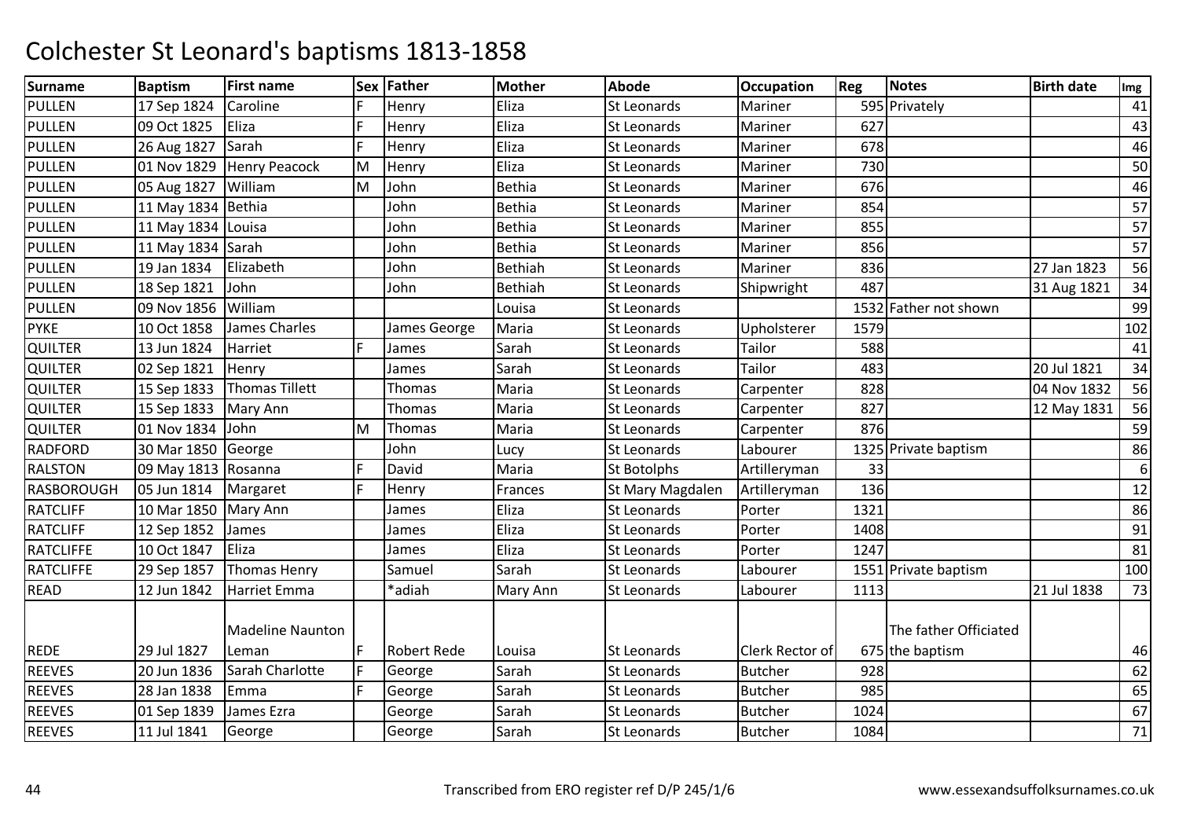# Colchester St Leonard's baptisms 1813-1858

| Surname | Baptism | First name | Sex | Father | Mother | Abode | Occupation | Reg | Notes | Birth date | Img |
|---|---|---|---|---|---|---|---|---|---|---|---|
| PULLEN | 17 Sep 1824 | Caroline | F | Henry | Eliza | St Leonards | Mariner | 595 | Privately | | 41 |
| PULLEN | 09 Oct 1825 | Eliza | F | Henry | Eliza | St Leonards | Mariner | 627 | | | 43 |
| PULLEN | 26 Aug 1827 | Sarah | F | Henry | Eliza | St Leonards | Mariner | 678 | | | 46 |
| PULLEN | 01 Nov 1829 | Henry Peacock | M | Henry | Eliza | St Leonards | Mariner | 730 | | | 50 |
| PULLEN | 05 Aug 1827 | William | M | John | Bethia | St Leonards | Mariner | 676 | | | 46 |
| PULLEN | 11 May 1834 | Bethia | | John | Bethia | St Leonards | Mariner | 854 | | | 57 |
| PULLEN | 11 May 1834 | Louisa | | John | Bethia | St Leonards | Mariner | 855 | | | 57 |
| PULLEN | 11 May 1834 | Sarah | | John | Bethia | St Leonards | Mariner | 856 | | | 57 |
| PULLEN | 19 Jan 1834 | Elizabeth | | John | Bethiah | St Leonards | Mariner | 836 | | 27 Jan 1823 | 56 |
| PULLEN | 18 Sep 1821 | John | | John | Bethiah | St Leonards | Shipwright | 487 | | 31 Aug 1821 | 34 |
| PULLEN | 09 Nov 1856 | William | | | Louisa | St Leonards | | 1532 | Father not shown | | 99 |
| PYKE | 10 Oct 1858 | James Charles | | James George | Maria | St Leonards | Upholsterer | 1579 | | | 102 |
| QUILTER | 13 Jun 1824 | Harriet | F | James | Sarah | St Leonards | Tailor | 588 | | | 41 |
| QUILTER | 02 Sep 1821 | Henry | | James | Sarah | St Leonards | Tailor | 483 | | 20 Jul 1821 | 34 |
| QUILTER | 15 Sep 1833 | Thomas Tillett | | Thomas | Maria | St Leonards | Carpenter | 828 | | 04 Nov 1832 | 56 |
| QUILTER | 15 Sep 1833 | Mary Ann | | Thomas | Maria | St Leonards | Carpenter | 827 | | 12 May 1831 | 56 |
| QUILTER | 01 Nov 1834 | John | M | Thomas | Maria | St Leonards | Carpenter | 876 | | | 59 |
| RADFORD | 30 Mar 1850 | George | | John | Lucy | St Leonards | Labourer | 1325 | Private baptism | | 86 |
| RALSTON | 09 May 1813 | Rosanna | F | David | Maria | St Botolphs | Artilleryman | 33 | | | 6 |
| RASBOROUGH | 05 Jun 1814 | Margaret | F | Henry | Frances | St Mary Magdalen | Artilleryman | 136 | | | 12 |
| RATCLIFF | 10 Mar 1850 | Mary Ann | | James | Eliza | St Leonards | Porter | 1321 | | | 86 |
| RATCLIFF | 12 Sep 1852 | James | | James | Eliza | St Leonards | Porter | 1408 | | | 91 |
| RATCLIFFE | 10 Oct 1847 | Eliza | | James | Eliza | St Leonards | Porter | 1247 | | | 81 |
| RATCLIFFE | 29 Sep 1857 | Thomas Henry | | Samuel | Sarah | St Leonards | Labourer | 1551 | Private baptism | | 100 |
| READ | 12 Jun 1842 | Harriet Emma | | *adiah | Mary Ann | St Leonards | Labourer | 1113 | | 21 Jul 1838 | 73 |
| REDE | 29 Jul 1827 | Madeline Naunton Leman | F | Robert Rede | Louisa | St Leonards | Clerk Rector of | 675 | The father Officiated the baptism | | 46 |
| REEVES | 20 Jun 1836 | Sarah Charlotte | F | George | Sarah | St Leonards | Butcher | 928 | | | 62 |
| REEVES | 28 Jan 1838 | Emma | F | George | Sarah | St Leonards | Butcher | 985 | | | 65 |
| REEVES | 01 Sep 1839 | James Ezra | | George | Sarah | St Leonards | Butcher | 1024 | | | 67 |
| REEVES | 11 Jul 1841 | George | | George | Sarah | St Leonards | Butcher | 1084 | | | 71 |

Transcribed from ERO register ref D/P 245/1/6

www.essexandsuffolksurnames.co.uk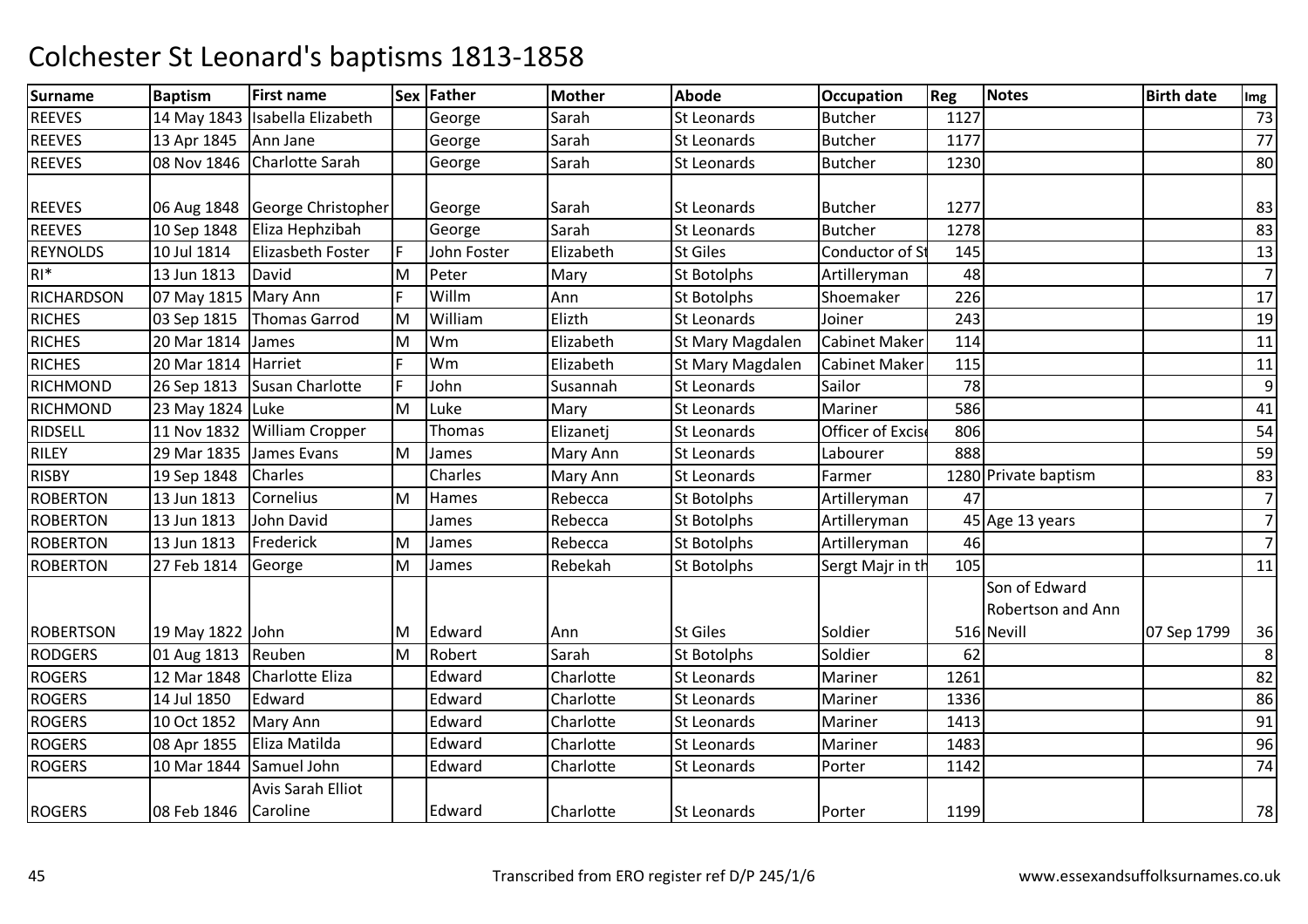# Colchester St Leonard's baptisms 1813-1858

| Surname | Baptism | First name | Sex | Father | Mother | Abode | Occupation | Reg | Notes | Birth date | Img |
|---|---|---|---|---|---|---|---|---|---|---|---|
| REEVES | 14 May 1843 | Isabella Elizabeth | | George | Sarah | St Leonards | Butcher | 1127 | | | 73 |
| REEVES | 13 Apr 1845 | Ann Jane | | George | Sarah | St Leonards | Butcher | 1177 | | | 77 |
| REEVES | 08 Nov 1846 | Charlotte Sarah | | George | Sarah | St Leonards | Butcher | 1230 | | | 80 |
| REEVES | 06 Aug 1848 | George Christopher | | George | Sarah | St Leonards | Butcher | 1277 | | | 83 |
| REEVES | 10 Sep 1848 | Eliza Hephzibah | | George | Sarah | St Leonards | Butcher | 1278 | | | 83 |
| REYNOLDS | 10 Jul 1814 | Elizasbeth Foster | F | John Foster | Elizabeth | St Giles | Conductor of St | 145 | | | 13 |
| RI* | 13 Jun 1813 | David | M | Peter | Mary | St Botolphs | Artilleryman | 48 | | | 7 |
| RICHARDSON | 07 May 1815 | Mary Ann | F | Willm | Ann | St Botolphs | Shoemaker | 226 | | | 17 |
| RICHES | 03 Sep 1815 | Thomas Garrod | M | William | Elizth | St Leonards | Joiner | 243 | | | 19 |
| RICHES | 20 Mar 1814 | James | M | Wm | Elizabeth | St Mary Magdalen | Cabinet Maker | 114 | | | 11 |
| RICHES | 20 Mar 1814 | Harriet | F | Wm | Elizabeth | St Mary Magdalen | Cabinet Maker | 115 | | | 11 |
| RICHMOND | 26 Sep 1813 | Susan Charlotte | F | John | Susannah | St Leonards | Sailor | 78 | | | 9 |
| RICHMOND | 23 May 1824 | Luke | M | Luke | Mary | St Leonards | Mariner | 586 | | | 41 |
| RIDSELL | 11 Nov 1832 | William Cropper | | Thomas | Elizanetj | St Leonards | Officer of Excise | 806 | | | 54 |
| RILEY | 29 Mar 1835 | James Evans | M | James | Mary Ann | St Leonards | Labourer | 888 | | | 59 |
| RISBY | 19 Sep 1848 | Charles | | Charles | Mary Ann | St Leonards | Farmer | 1280 | Private baptism | | 83 |
| ROBERTON | 13 Jun 1813 | Cornelius | M | Hames | Rebecca | St Botolphs | Artilleryman | 47 | | | 7 |
| ROBERTON | 13 Jun 1813 | John David | | James | Rebecca | St Botolphs | Artilleryman | 45 | Age 13 years | | 7 |
| ROBERTON | 13 Jun 1813 | Frederick | M | James | Rebecca | St Botolphs | Artilleryman | 46 | | | 7 |
| ROBERTON | 27 Feb 1814 | George | M | James | Rebekah | St Botolphs | Sergt Majr in th | 105 | | | 11 |
| ROBERTSON | 19 May 1822 | John | M | Edward | Ann | St Giles | Soldier | 516 | Son of Edward Robertson and Ann Nevill | 07 Sep 1799 | 36 |
| RODGERS | 01 Aug 1813 | Reuben | M | Robert | Sarah | St Botolphs | Soldier | 62 | | | 8 |
| ROGERS | 12 Mar 1848 | Charlotte Eliza | | Edward | Charlotte | St Leonards | Mariner | 1261 | | | 82 |
| ROGERS | 14 Jul 1850 | Edward | | Edward | Charlotte | St Leonards | Mariner | 1336 | | | 86 |
| ROGERS | 10 Oct 1852 | Mary Ann | | Edward | Charlotte | St Leonards | Mariner | 1413 | | | 91 |
| ROGERS | 08 Apr 1855 | Eliza Matilda | | Edward | Charlotte | St Leonards | Mariner | 1483 | | | 96 |
| ROGERS | 10 Mar 1844 | Samuel John | | Edward | Charlotte | St Leonards | Porter | 1142 | | | 74 |
| ROGERS | 08 Feb 1846 | Avis Sarah Elliot Caroline | | Edward | Charlotte | St Leonards | Porter | 1199 | | | 78 |

Transcribed from ERO register ref D/P 245/1/6

www.essexandsuffolksurnames.co.uk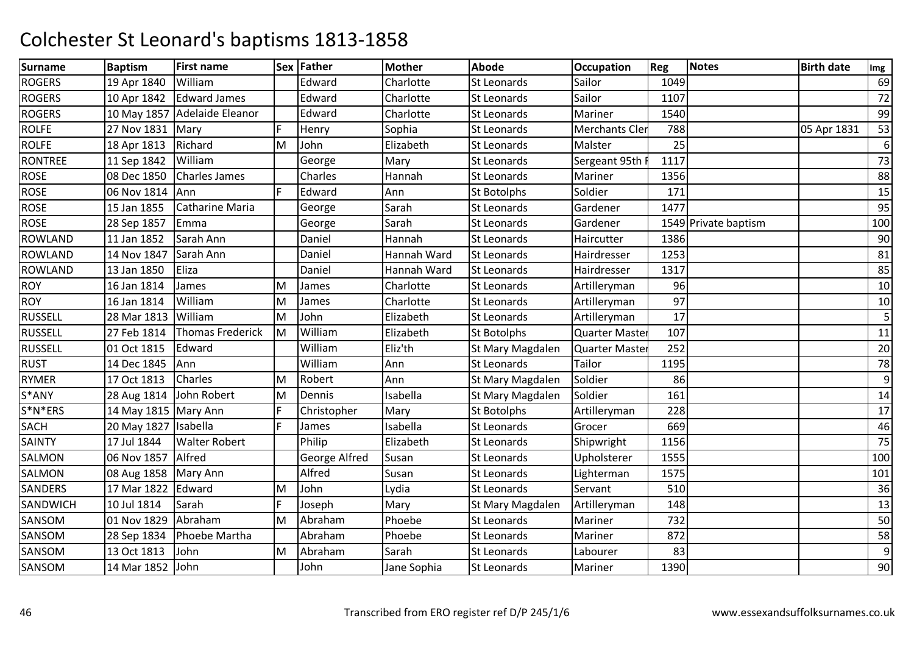# Colchester St Leonard's baptisms 1813-1858

| Surname | Baptism | First name | Sex | Father | Mother | Abode | Occupation | Reg | Notes | Birth date | Img |
|---|---|---|---|---|---|---|---|---|---|---|---|
| ROGERS | 19 Apr 1840 | William | | Edward | Charlotte | St Leonards | Sailor | 1049 | | | 69 |
| ROGERS | 10 Apr 1842 | Edward James | | Edward | Charlotte | St Leonards | Sailor | 1107 | | | 72 |
| ROGERS | 10 May 1857 | Adelaide Eleanor | | Edward | Charlotte | St Leonards | Mariner | 1540 | | | 99 |
| ROLFE | 27 Nov 1831 | Mary | F | Henry | Sophia | St Leonards | Merchants Cler | 788 | | 05 Apr 1831 | 53 |
| ROLFE | 18 Apr 1813 | Richard | M | John | Elizabeth | St Leonards | Malster | 25 | | | 6 |
| RONTREE | 11 Sep 1842 | William | | George | Mary | St Leonards | Sergeant 95th F | 1117 | | | 73 |
| ROSE | 08 Dec 1850 | Charles James | | Charles | Hannah | St Leonards | Mariner | 1356 | | | 88 |
| ROSE | 06 Nov 1814 | Ann | F | Edward | Ann | St Botolphs | Soldier | 171 | | | 15 |
| ROSE | 15 Jan 1855 | Catharine Maria | | George | Sarah | St Leonards | Gardener | 1477 | | | 95 |
| ROSE | 28 Sep 1857 | Emma | | George | Sarah | St Leonards | Gardener | 1549 | Private baptism | | 100 |
| ROWLAND | 11 Jan 1852 | Sarah Ann | | Daniel | Hannah | St Leonards | Haircutter | 1386 | | | 90 |
| ROWLAND | 14 Nov 1847 | Sarah Ann | | Daniel | Hannah Ward | St Leonards | Hairdresser | 1253 | | | 81 |
| ROWLAND | 13 Jan 1850 | Eliza | | Daniel | Hannah Ward | St Leonards | Hairdresser | 1317 | | | 85 |
| ROY | 16 Jan 1814 | James | M | James | Charlotte | St Leonards | Artilleryman | 96 | | | 10 |
| ROY | 16 Jan 1814 | William | M | James | Charlotte | St Leonards | Artilleryman | 97 | | | 10 |
| RUSSELL | 28 Mar 1813 | William | M | John | Elizabeth | St Leonards | Artilleryman | 17 | | | 5 |
| RUSSELL | 27 Feb 1814 | Thomas Frederick | M | William | Elizabeth | St Botolphs | Quarter Master | 107 | | | 11 |
| RUSSELL | 01 Oct 1815 | Edward | | William | Eliz'th | St Mary Magdalen | Quarter Master | 252 | | | 20 |
| RUST | 14 Dec 1845 | Ann | | William | Ann | St Leonards | Tailor | 1195 | | | 78 |
| RYMER | 17 Oct 1813 | Charles | M | Robert | Ann | St Mary Magdalen | Soldier | 86 | | | 9 |
| S*ANY | 28 Aug 1814 | John Robert | M | Dennis | Isabella | St Mary Magdalen | Soldier | 161 | | | 14 |
| S*N*ERS | 14 May 1815 | Mary Ann | F | Christopher | Mary | St Botolphs | Artilleryman | 228 | | | 17 |
| SACH | 20 May 1827 | Isabella | F | James | Isabella | St Leonards | Grocer | 669 | | | 46 |
| SAINTY | 17 Jul 1844 | Walter Robert | | Philip | Elizabeth | St Leonards | Shipwright | 1156 | | | 75 |
| SALMON | 06 Nov 1857 | Alfred | | George Alfred | Susan | St Leonards | Upholsterer | 1555 | | | 100 |
| SALMON | 08 Aug 1858 | Mary Ann | | Alfred | Susan | St Leonards | Lighterman | 1575 | | | 101 |
| SANDERS | 17 Mar 1822 | Edward | M | John | Lydia | St Leonards | Servant | 510 | | | 36 |
| SANDWICH | 10 Jul 1814 | Sarah | F | Joseph | Mary | St Mary Magdalen | Artilleryman | 148 | | | 13 |
| SANSOM | 01 Nov 1829 | Abraham | M | Abraham | Phoebe | St Leonards | Mariner | 732 | | | 50 |
| SANSOM | 28 Sep 1834 | Phoebe Martha | | Abraham | Phoebe | St Leonards | Mariner | 872 | | | 58 |
| SANSOM | 13 Oct 1813 | John | M | Abraham | Sarah | St Leonards | Labourer | 83 | | | 9 |
| SANSOM | 14 Mar 1852 | John | | John | Jane Sophia | St Leonards | Mariner | 1390 | | | 90 |

Transcribed from ERO register ref D/P 245/1/6

www.essexandsuffolksurnames.co.uk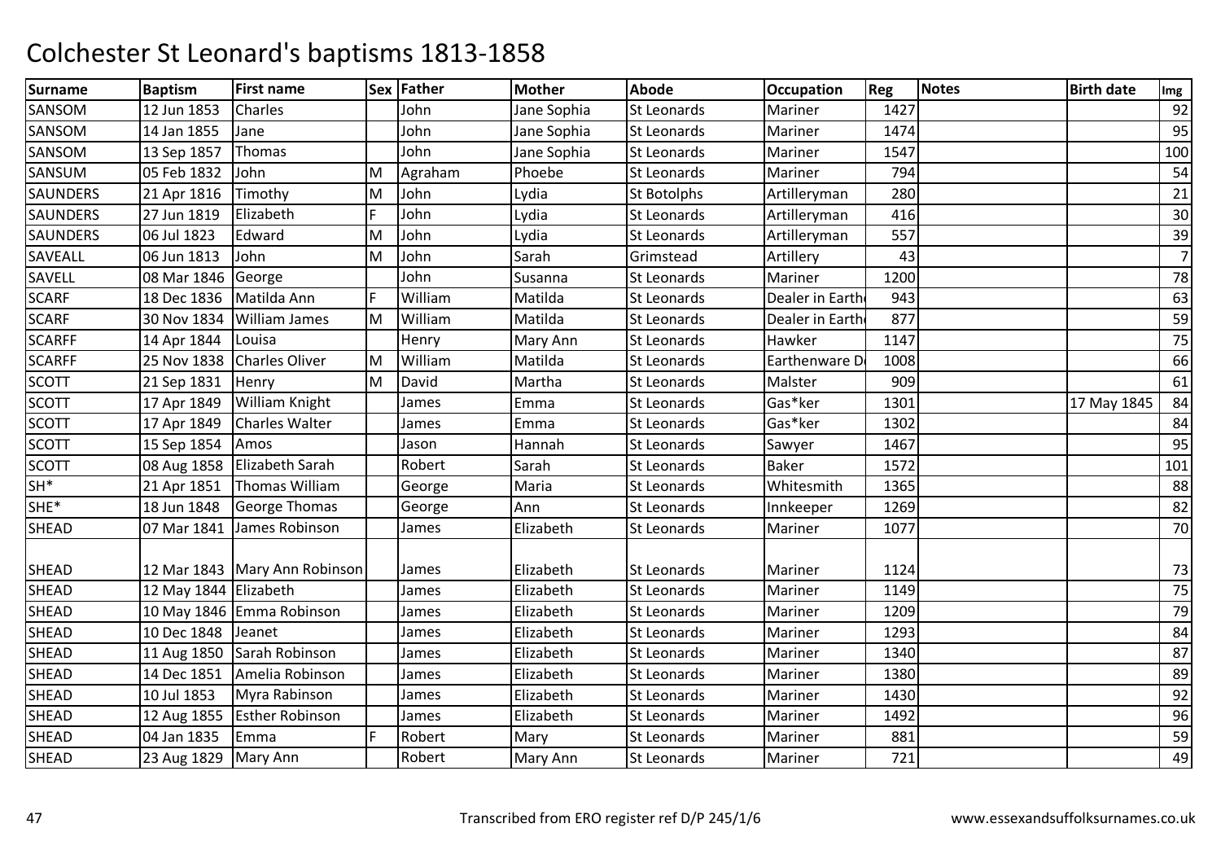# Colchester St Leonard's baptisms 1813-1858

| Surname | Baptism | First name | Sex | Father | Mother | Abode | Occupation | Reg | Notes | Birth date | Img |
|---|---|---|---|---|---|---|---|---|---|---|---|
| SANSOM | 12 Jun 1853 | Charles | | John | Jane Sophia | St Leonards | Mariner | 1427 | | | 92 |
| SANSOM | 14 Jan 1855 | Jane | | John | Jane Sophia | St Leonards | Mariner | 1474 | | | 95 |
| SANSOM | 13 Sep 1857 | Thomas | | John | Jane Sophia | St Leonards | Mariner | 1547 | | | 100 |
| SANSUM | 05 Feb 1832 | John | M | Agraham | Phoebe | St Leonards | Mariner | 794 | | | 54 |
| SAUNDERS | 21 Apr 1816 | Timothy | M | John | Lydia | St Botolphs | Artilleryman | 280 | | | 21 |
| SAUNDERS | 27 Jun 1819 | Elizabeth | F | John | Lydia | St Leonards | Artilleryman | 416 | | | 30 |
| SAUNDERS | 06 Jul 1823 | Edward | M | John | Lydia | St Leonards | Artilleryman | 557 | | | 39 |
| SAVEALL | 06 Jun 1813 | John | M | John | Sarah | Grimstead | Artillery | 43 | | | 7 |
| SAVELL | 08 Mar 1846 | George | | John | Susanna | St Leonards | Mariner | 1200 | | | 78 |
| SCARF | 18 Dec 1836 | Matilda Ann | F | William | Matilda | St Leonards | Dealer in Earth | 943 | | | 63 |
| SCARF | 30 Nov 1834 | William James | M | William | Matilda | St Leonards | Dealer in Earth | 877 | | | 59 |
| SCARFF | 14 Apr 1844 | Louisa | | Henry | Mary Ann | St Leonards | Hawker | 1147 | | | 75 |
| SCARFF | 25 Nov 1838 | Charles Oliver | M | William | Matilda | St Leonards | Earthenware D | 1008 | | | 66 |
| SCOTT | 21 Sep 1831 | Henry | M | David | Martha | St Leonards | Malster | 909 | | | 61 |
| SCOTT | 17 Apr 1849 | William Knight | | James | Emma | St Leonards | Gas*ker | 1301 | | 17 May 1845 | 84 |
| SCOTT | 17 Apr 1849 | Charles Walter | | James | Emma | St Leonards | Gas*ker | 1302 | | | 84 |
| SCOTT | 15 Sep 1854 | Amos | | Jason | Hannah | St Leonards | Sawyer | 1467 | | | 95 |
| SCOTT | 08 Aug 1858 | Elizabeth Sarah | | Robert | Sarah | St Leonards | Baker | 1572 | | | 101 |
| SH* | 21 Apr 1851 | Thomas William | | George | Maria | St Leonards | Whitesmith | 1365 | | | 88 |
| SHE* | 18 Jun 1848 | George Thomas | | George | Ann | St Leonards | Innkeeper | 1269 | | | 82 |
| SHEAD | 07 Mar 1841 | James Robinson | | James | Elizabeth | St Leonards | Mariner | 1077 | | | 70 |
| SHEAD | 12 Mar 1843 | Mary Ann Robinson | | James | Elizabeth | St Leonards | Mariner | 1124 | | | 73 |
| SHEAD | 12 May 1844 | Elizabeth | | James | Elizabeth | St Leonards | Mariner | 1149 | | | 75 |
| SHEAD | 10 May 1846 | Emma Robinson | | James | Elizabeth | St Leonards | Mariner | 1209 | | | 79 |
| SHEAD | 10 Dec 1848 | Jeanet | | James | Elizabeth | St Leonards | Mariner | 1293 | | | 84 |
| SHEAD | 11 Aug 1850 | Sarah Robinson | | James | Elizabeth | St Leonards | Mariner | 1340 | | | 87 |
| SHEAD | 14 Dec 1851 | Amelia Robinson | | James | Elizabeth | St Leonards | Mariner | 1380 | | | 89 |
| SHEAD | 10 Jul 1853 | Myra Rabinson | | James | Elizabeth | St Leonards | Mariner | 1430 | | | 92 |
| SHEAD | 12 Aug 1855 | Esther Robinson | | James | Elizabeth | St Leonards | Mariner | 1492 | | | 96 |
| SHEAD | 04 Jan 1835 | Emma | F | Robert | Mary | St Leonards | Mariner | 881 | | | 59 |
| SHEAD | 23 Aug 1829 | Mary Ann | | Robert | Mary Ann | St Leonards | Mariner | 721 | | | 49 |

Transcribed from ERO register ref D/P 245/1/6

www.essexandsuffolksurnames.co.uk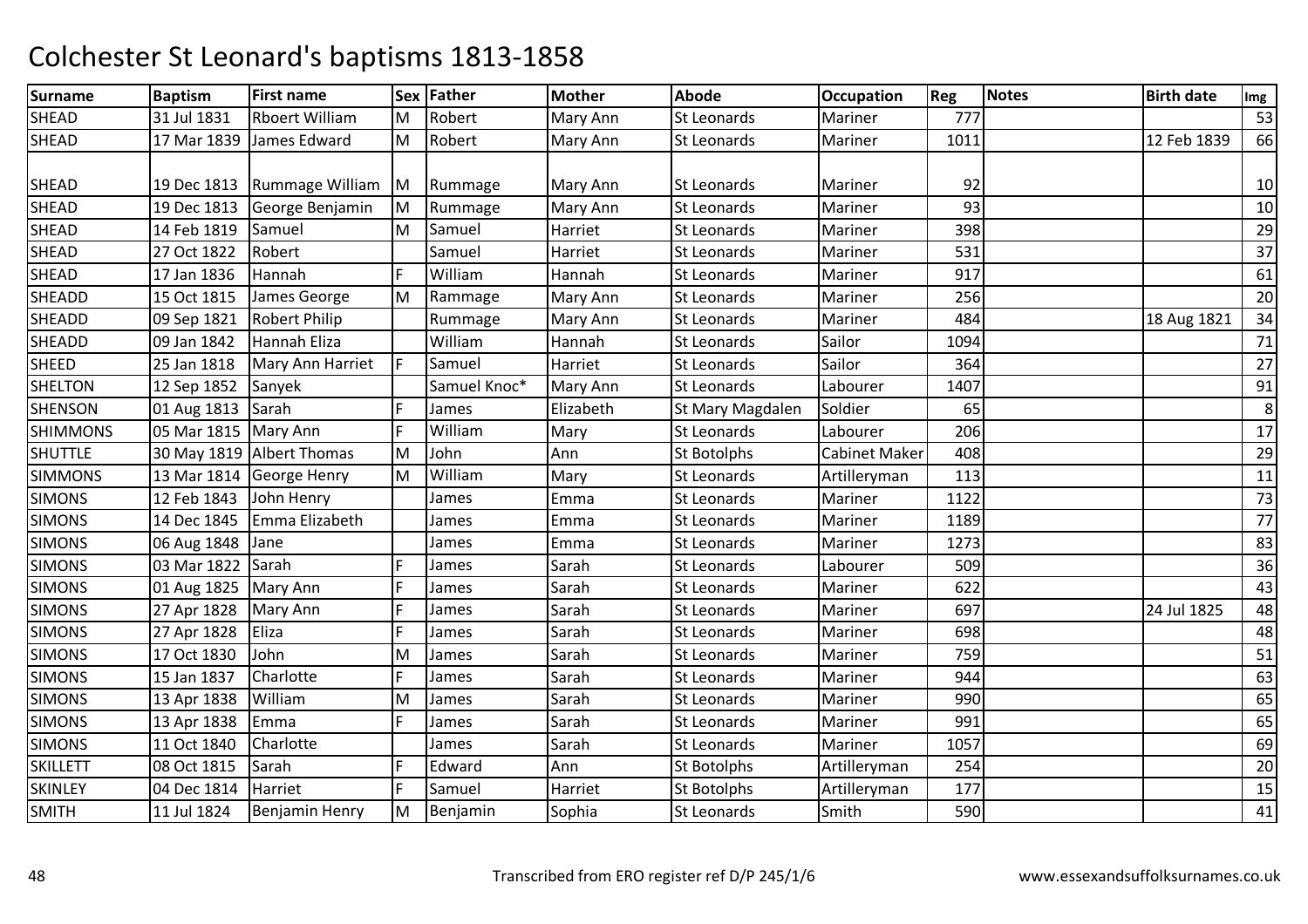# Colchester St Leonard's baptisms 1813-1858

| Surname | Baptism | First name | Sex | Father | Mother | Abode | Occupation | Reg | Notes | Birth date | Img |
|---|---|---|---|---|---|---|---|---|---|---|---|
| SHEAD | 31 Jul 1831 | Rboert William | M | Robert | Mary Ann | St Leonards | Mariner | 777 | | | 53 |
| SHEAD | 17 Mar 1839 | James Edward | M | Robert | Mary Ann | St Leonards | Mariner | 1011 | | 12 Feb 1839 | 66 |
| SHEAD | 19 Dec 1813 | Rummage William | M | Rummage | Mary Ann | St Leonards | Mariner | 92 | | | 10 |
| SHEAD | 19 Dec 1813 | George Benjamin | M | Rummage | Mary Ann | St Leonards | Mariner | 93 | | | 10 |
| SHEAD | 14 Feb 1819 | Samuel | M | Samuel | Harriet | St Leonards | Mariner | 398 | | | 29 |
| SHEAD | 27 Oct 1822 | Robert | | Samuel | Harriet | St Leonards | Mariner | 531 | | | 37 |
| SHEAD | 17 Jan 1836 | Hannah | F | William | Hannah | St Leonards | Mariner | 917 | | | 61 |
| SHEADD | 15 Oct 1815 | James George | M | Rammage | Mary Ann | St Leonards | Mariner | 256 | | | 20 |
| SHEADD | 09 Sep 1821 | Robert Philip | | Rummage | Mary Ann | St Leonards | Mariner | 484 | | 18 Aug 1821 | 34 |
| SHEADD | 09 Jan 1842 | Hannah Eliza | | William | Hannah | St Leonards | Sailor | 1094 | | | 71 |
| SHEED | 25 Jan 1818 | Mary Ann Harriet | F | Samuel | Harriet | St Leonards | Sailor | 364 | | | 27 |
| SHELTON | 12 Sep 1852 | Sanyek | | Samuel Knoc* | Mary Ann | St Leonards | Labourer | 1407 | | | 91 |
| SHENSON | 01 Aug 1813 | Sarah | F | James | Elizabeth | St Mary Magdalen | Soldier | 65 | | | 8 |
| SHIMMONS | 05 Mar 1815 | Mary Ann | F | William | Mary | St Leonards | Labourer | 206 | | | 17 |
| SHUTTLE | 30 May 1819 | Albert Thomas | M | John | Ann | St Botolphs | Cabinet Maker | 408 | | | 29 |
| SIMMONS | 13 Mar 1814 | George Henry | M | William | Mary | St Leonards | Artilleryman | 113 | | | 11 |
| SIMONS | 12 Feb 1843 | John Henry | | James | Emma | St Leonards | Mariner | 1122 | | | 73 |
| SIMONS | 14 Dec 1845 | Emma Elizabeth | | James | Emma | St Leonards | Mariner | 1189 | | | 77 |
| SIMONS | 06 Aug 1848 | Jane | | James | Emma | St Leonards | Mariner | 1273 | | | 83 |
| SIMONS | 03 Mar 1822 | Sarah | F | James | Sarah | St Leonards | Labourer | 509 | | | 36 |
| SIMONS | 01 Aug 1825 | Mary Ann | F | James | Sarah | St Leonards | Mariner | 622 | | | 43 |
| SIMONS | 27 Apr 1828 | Mary Ann | F | James | Sarah | St Leonards | Mariner | 697 | | 24 Jul 1825 | 48 |
| SIMONS | 27 Apr 1828 | Eliza | F | James | Sarah | St Leonards | Mariner | 698 | | | 48 |
| SIMONS | 17 Oct 1830 | John | M | James | Sarah | St Leonards | Mariner | 759 | | | 51 |
| SIMONS | 15 Jan 1837 | Charlotte | F | James | Sarah | St Leonards | Mariner | 944 | | | 63 |
| SIMONS | 13 Apr 1838 | William | M | James | Sarah | St Leonards | Mariner | 990 | | | 65 |
| SIMONS | 13 Apr 1838 | Emma | F | James | Sarah | St Leonards | Mariner | 991 | | | 65 |
| SIMONS | 11 Oct 1840 | Charlotte | | James | Sarah | St Leonards | Mariner | 1057 | | | 69 |
| SKILLETT | 08 Oct 1815 | Sarah | F | Edward | Ann | St Botolphs | Artilleryman | 254 | | | 20 |
| SKINLEY | 04 Dec 1814 | Harriet | F | Samuel | Harriet | St Botolphs | Artilleryman | 177 | | | 15 |
| SMITH | 11 Jul 1824 | Benjamin Henry | M | Benjamin | Sophia | St Leonards | Smith | 590 | | | 41 |

Transcribed from ERO register ref D/P 245/1/6

www.essexandsuffolksurnames.co.uk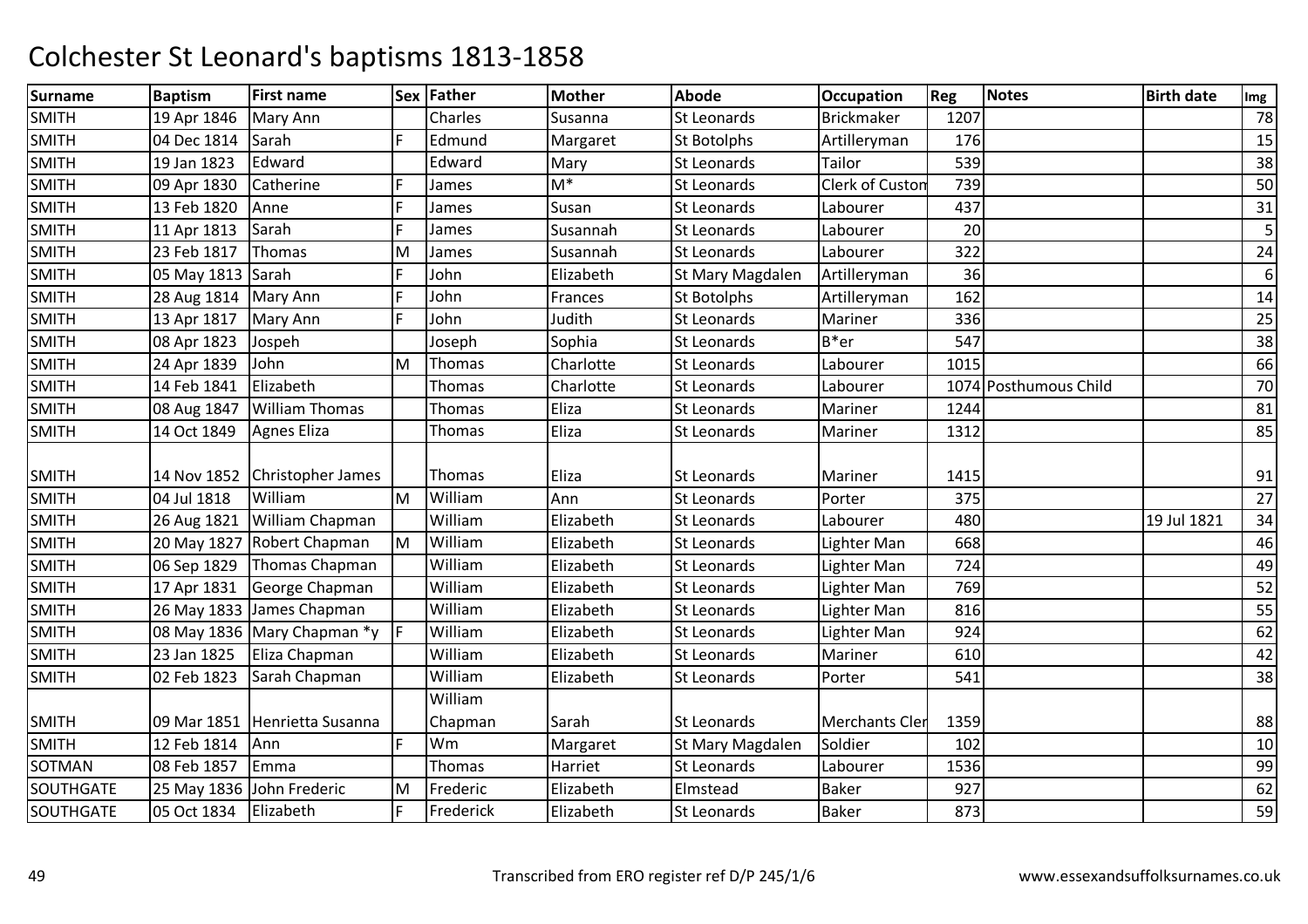# Colchester St Leonard's baptisms 1813-1858

| Surname | Baptism | First name | Sex | Father | Mother | Abode | Occupation | Reg | Notes | Birth date | Img |
|---|---|---|---|---|---|---|---|---|---|---|---|
| SMITH | 19 Apr 1846 | Mary Ann | | Charles | Susanna | St Leonards | Brickmaker | 1207 | | | 78 |
| SMITH | 04 Dec 1814 | Sarah | F | Edmund | Margaret | St Botolphs | Artilleryman | 176 | | | 15 |
| SMITH | 19 Jan 1823 | Edward | | Edward | Mary | St Leonards | Tailor | 539 | | | 38 |
| SMITH | 09 Apr 1830 | Catherine | F | James | M* | St Leonards | Clerk of Custom | 739 | | | 50 |
| SMITH | 13 Feb 1820 | Anne | F | James | Susan | St Leonards | Labourer | 437 | | | 31 |
| SMITH | 11 Apr 1813 | Sarah | F | James | Susannah | St Leonards | Labourer | 20 | | | 5 |
| SMITH | 23 Feb 1817 | Thomas | M | James | Susannah | St Leonards | Labourer | 322 | | | 24 |
| SMITH | 05 May 1813 | Sarah | F | John | Elizabeth | St Mary Magdalen | Artilleryman | 36 | | | 6 |
| SMITH | 28 Aug 1814 | Mary Ann | F | John | Frances | St Botolphs | Artilleryman | 162 | | | 14 |
| SMITH | 13 Apr 1817 | Mary Ann | F | John | Judith | St Leonards | Mariner | 336 | | | 25 |
| SMITH | 08 Apr 1823 | Jospeh | | Joseph | Sophia | St Leonards | B*er | 547 | | | 38 |
| SMITH | 24 Apr 1839 | John | M | Thomas | Charlotte | St Leonards | Labourer | 1015 | | | 66 |
| SMITH | 14 Feb 1841 | Elizabeth | | Thomas | Charlotte | St Leonards | Labourer | 1074 | Posthumous Child | | 70 |
| SMITH | 08 Aug 1847 | William Thomas | | Thomas | Eliza | St Leonards | Mariner | 1244 | | | 81 |
| SMITH | 14 Oct 1849 | Agnes Eliza | | Thomas | Eliza | St Leonards | Mariner | 1312 | | | 85 |
| SMITH | 14 Nov 1852 | Christopher James | | Thomas | Eliza | St Leonards | Mariner | 1415 | | | 91 |
| SMITH | 04 Jul 1818 | William | M | William | Ann | St Leonards | Porter | 375 | | | 27 |
| SMITH | 26 Aug 1821 | William Chapman | | William | Elizabeth | St Leonards | Labourer | 480 | | 19 Jul 1821 | 34 |
| SMITH | 20 May 1827 | Robert Chapman | M | William | Elizabeth | St Leonards | Lighter Man | 668 | | | 46 |
| SMITH | 06 Sep 1829 | Thomas Chapman | | William | Elizabeth | St Leonards | Lighter Man | 724 | | | 49 |
| SMITH | 17 Apr 1831 | George Chapman | | William | Elizabeth | St Leonards | Lighter Man | 769 | | | 52 |
| SMITH | 26 May 1833 | James Chapman | | William | Elizabeth | St Leonards | Lighter Man | 816 | | | 55 |
| SMITH | 08 May 1836 | Mary Chapman *y | F | William | Elizabeth | St Leonards | Lighter Man | 924 | | | 62 |
| SMITH | 23 Jan 1825 | Eliza Chapman | | William | Elizabeth | St Leonards | Mariner | 610 | | | 42 |
| SMITH | 02 Feb 1823 | Sarah Chapman | | William | Elizabeth | St Leonards | Porter | 541 | | | 38 |
| SMITH | 09 Mar 1851 | Henrietta Susanna | | William Chapman | Sarah | St Leonards | Merchants Cler | 1359 | | | 88 |
| SMITH | 12 Feb 1814 | Ann | F | Wm | Margaret | St Mary Magdalen | Soldier | 102 | | | 10 |
| SOTMAN | 08 Feb 1857 | Emma | | Thomas | Harriet | St Leonards | Labourer | 1536 | | | 99 |
| SOUTHGATE | 25 May 1836 | John Frederic | M | Frederic | Elizabeth | Elmstead | Baker | 927 | | | 62 |
| SOUTHGATE | 05 Oct 1834 | Elizabeth | F | Frederick | Elizabeth | St Leonards | Baker | 873 | | | 59 |

Transcribed from ERO register ref D/P 245/1/6

www.essexandsuffolksurnames.co.uk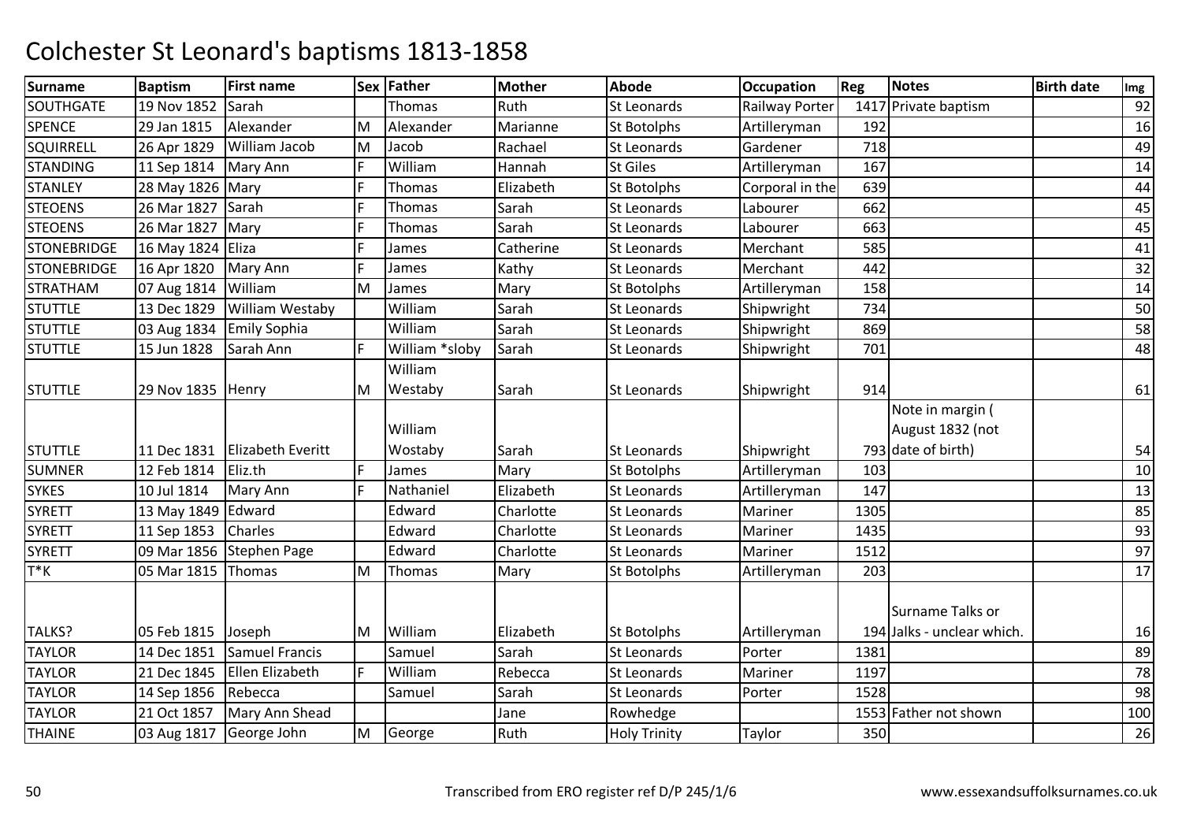# Colchester St Leonard's baptisms 1813-1858

| Surname | Baptism | First name | Sex | Father | Mother | Abode | Occupation | Reg | Notes | Birth date | Img |
|---|---|---|---|---|---|---|---|---|---|---|---|
| SOUTHGATE | 19 Nov 1852 | Sarah | | Thomas | Ruth | St Leonards | Railway Porter | 1417 | Private baptism | | 92 |
| SPENCE | 29 Jan 1815 | Alexander | M | Alexander | Marianne | St Botolphs | Artilleryman | 192 | | | 16 |
| SQUIRRELL | 26 Apr 1829 | William Jacob | M | Jacob | Rachael | St Leonards | Gardener | 718 | | | 49 |
| STANDING | 11 Sep 1814 | Mary Ann | F | William | Hannah | St Giles | Artilleryman | 167 | | | 14 |
| STANLEY | 28 May 1826 | Mary | F | Thomas | Elizabeth | St Botolphs | Corporal in the | 639 | | | 44 |
| STEOENS | 26 Mar 1827 | Sarah | F | Thomas | Sarah | St Leonards | Labourer | 662 | | | 45 |
| STEOENS | 26 Mar 1827 | Mary | F | Thomas | Sarah | St Leonards | Labourer | 663 | | | 45 |
| STONEBRIDGE | 16 May 1824 | Eliza | F | James | Catherine | St Leonards | Merchant | 585 | | | 41 |
| STONEBRIDGE | 16 Apr 1820 | Mary Ann | F | James | Kathy | St Leonards | Merchant | 442 | | | 32 |
| STRATHAM | 07 Aug 1814 | William | M | James | Mary | St Botolphs | Artilleryman | 158 | | | 14 |
| STUTTLE | 13 Dec 1829 | William Westaby | | William | Sarah | St Leonards | Shipwright | 734 | | | 50 |
| STUTTLE | 03 Aug 1834 | Emily Sophia | | William | Sarah | St Leonards | Shipwright | 869 | | | 58 |
| STUTTLE | 15 Jun 1828 | Sarah Ann | F | William *sloby | Sarah | St Leonards | Shipwright | 701 | | | 48 |
| STUTTLE | 29 Nov 1835 | Henry | M | William Westaby | Sarah | St Leonards | Shipwright | 914 | | | 61 |
| STUTTLE | 11 Dec 1831 | Elizabeth Everitt | | William Wostaby | Sarah | St Leonards | Shipwright | 793 | Note in margin ( August 1832 (not date of birth) | | 54 |
| SUMNER | 12 Feb 1814 | Eliz.th | F | James | Mary | St Botolphs | Artilleryman | 103 | | | 10 |
| SYKES | 10 Jul 1814 | Mary Ann | F | Nathaniel | Elizabeth | St Leonards | Artilleryman | 147 | | | 13 |
| SYRETT | 13 May 1849 | Edward | | Edward | Charlotte | St Leonards | Mariner | 1305 | | | 85 |
| SYRETT | 11 Sep 1853 | Charles | | Edward | Charlotte | St Leonards | Mariner | 1435 | | | 93 |
| SYRETT | 09 Mar 1856 | Stephen Page | | Edward | Charlotte | St Leonards | Mariner | 1512 | | | 97 |
| T*K | 05 Mar 1815 | Thomas | M | Thomas | Mary | St Botolphs | Artilleryman | 203 | | | 17 |
| TALKS? | 05 Feb 1815 | Joseph | M | William | Elizabeth | St Botolphs | Artilleryman | 194 | Surname Talks or Jalks - unclear which. | | 16 |
| TAYLOR | 14 Dec 1851 | Samuel Francis | | Samuel | Sarah | St Leonards | Porter | 1381 | | | 89 |
| TAYLOR | 21 Dec 1845 | Ellen Elizabeth | F | William | Rebecca | St Leonards | Mariner | 1197 | | | 78 |
| TAYLOR | 14 Sep 1856 | Rebecca | | Samuel | Sarah | St Leonards | Porter | 1528 | | | 98 |
| TAYLOR | 21 Oct 1857 | Mary Ann Shead | | | Jane | Rowhedge | | 1553 | Father not shown | | 100 |
| THAINE | 03 Aug 1817 | George John | M | George | Ruth | Holy Trinity | Taylor | 350 | | | 26 |

Transcribed from ERO register ref D/P 245/1/6

www.essexandsuffolksurnames.co.uk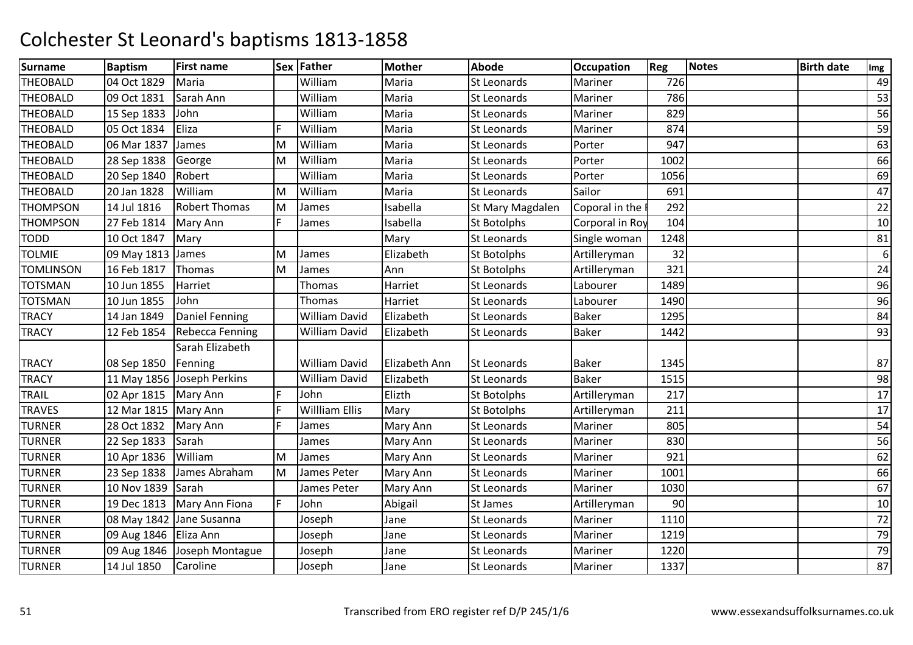# Colchester St Leonard's baptisms 1813-1858

| Surname | Baptism | First name | Sex | Father | Mother | Abode | Occupation | Reg | Notes | Birth date | Img |
|---|---|---|---|---|---|---|---|---|---|---|---|
| THEOBALD | 04 Oct 1829 | Maria | | William | Maria | St Leonards | Mariner | 726 | | | 49 |
| THEOBALD | 09 Oct 1831 | Sarah Ann | | William | Maria | St Leonards | Mariner | 786 | | | 53 |
| THEOBALD | 15 Sep 1833 | John | | William | Maria | St Leonards | Mariner | 829 | | | 56 |
| THEOBALD | 05 Oct 1834 | Eliza | F | William | Maria | St Leonards | Mariner | 874 | | | 59 |
| THEOBALD | 06 Mar 1837 | James | M | William | Maria | St Leonards | Porter | 947 | | | 63 |
| THEOBALD | 28 Sep 1838 | George | M | William | Maria | St Leonards | Porter | 1002 | | | 66 |
| THEOBALD | 20 Sep 1840 | Robert | | William | Maria | St Leonards | Porter | 1056 | | | 69 |
| THEOBALD | 20 Jan 1828 | William | M | William | Maria | St Leonards | Sailor | 691 | | | 47 |
| THOMPSON | 14 Jul 1816 | Robert Thomas | M | James | Isabella | St Mary Magdalen | Coporal in the | 292 | | | 22 |
| THOMPSON | 27 Feb 1814 | Mary Ann | F | James | Isabella | St Botolphs | Corporal in Roy | 104 | | | 10 |
| TODD | 10 Oct 1847 | Mary | | | Mary | St Leonards | Single woman | 1248 | | | 81 |
| TOLMIE | 09 May 1813 | James | M | James | Elizabeth | St Botolphs | Artilleryman | 32 | | | 6 |
| TOMLINSON | 16 Feb 1817 | Thomas | M | James | Ann | St Botolphs | Artilleryman | 321 | | | 24 |
| TOTSMAN | 10 Jun 1855 | Harriet | | Thomas | Harriet | St Leonards | Labourer | 1489 | | | 96 |
| TOTSMAN | 10 Jun 1855 | John | | Thomas | Harriet | St Leonards | Labourer | 1490 | | | 96 |
| TRACY | 14 Jan 1849 | Daniel Fenning | | William David | Elizabeth | St Leonards | Baker | 1295 | | | 84 |
| TRACY | 12 Feb 1854 | Rebecca Fenning | | William David | Elizabeth | St Leonards | Baker | 1442 | | | 93 |
| TRACY | 08 Sep 1850 | Sarah Elizabeth Fenning | | William David | Elizabeth Ann | St Leonards | Baker | 1345 | | | 87 |
| TRACY | 11 May 1856 | Joseph Perkins | | William David | Elizabeth | St Leonards | Baker | 1515 | | | 98 |
| TRAIL | 02 Apr 1815 | Mary Ann | F | John | Elizth | St Botolphs | Artilleryman | 217 | | | 17 |
| TRAVES | 12 Mar 1815 | Mary Ann | F | Willliam Ellis | Mary | St Botolphs | Artilleryman | 211 | | | 17 |
| TURNER | 28 Oct 1832 | Mary Ann | F | James | Mary Ann | St Leonards | Mariner | 805 | | | 54 |
| TURNER | 22 Sep 1833 | Sarah | | James | Mary Ann | St Leonards | Mariner | 830 | | | 56 |
| TURNER | 10 Apr 1836 | William | M | James | Mary Ann | St Leonards | Mariner | 921 | | | 62 |
| TURNER | 23 Sep 1838 | James Abraham | M | James Peter | Mary Ann | St Leonards | Mariner | 1001 | | | 66 |
| TURNER | 10 Nov 1839 | Sarah | | James Peter | Mary Ann | St Leonards | Mariner | 1030 | | | 67 |
| TURNER | 19 Dec 1813 | Mary Ann Fiona | F | John | Abigail | St James | Artilleryman | 90 | | | 10 |
| TURNER | 08 May 1842 | Jane Susanna | | Joseph | Jane | St Leonards | Mariner | 1110 | | | 72 |
| TURNER | 09 Aug 1846 | Eliza Ann | | Joseph | Jane | St Leonards | Mariner | 1219 | | | 79 |
| TURNER | 09 Aug 1846 | Joseph Montague | | Joseph | Jane | St Leonards | Mariner | 1220 | | | 79 |
| TURNER | 14 Jul 1850 | Caroline | | Joseph | Jane | St Leonards | Mariner | 1337 | | | 87 |

Transcribed from ERO register ref D/P 245/1/6 | www.essexandsuffolksurnames.co.uk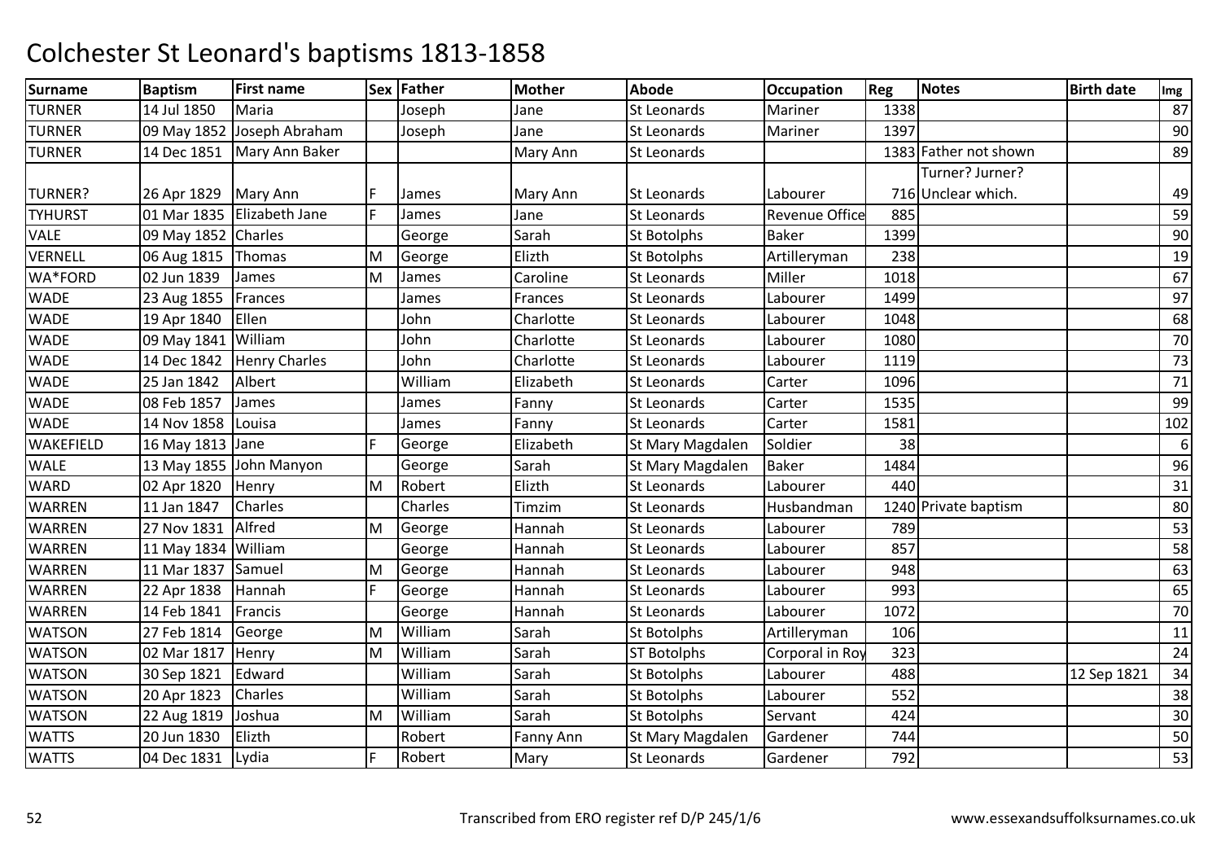# Colchester St Leonard's baptisms 1813-1858

| Surname | Baptism | First name | Sex | Father | Mother | Abode | Occupation | Reg | Notes | Birth date | Img |
|---|---|---|---|---|---|---|---|---|---|---|---|
| TURNER | 14 Jul 1850 | Maria | | Joseph | Jane | St Leonards | Mariner | 1338 | | | 87 |
| TURNER | 09 May 1852 | Joseph Abraham | | Joseph | Jane | St Leonards | Mariner | 1397 | | | 90 |
| TURNER | 14 Dec 1851 | Mary Ann Baker | | | Mary Ann | St Leonards | | 1383 | Father not shown | | 89 |
| TURNER? | 26 Apr 1829 | Mary Ann | F | James | Mary Ann | St Leonards | Labourer | 716 | Turner? Jurner? Unclear which. | | 49 |
| TYHURST | 01 Mar 1835 | Elizabeth Jane | F | James | Jane | St Leonards | Revenue Office | 885 | | | 59 |
| VALE | 09 May 1852 | Charles | | George | Sarah | St Botolphs | Baker | 1399 | | | 90 |
| VERNELL | 06 Aug 1815 | Thomas | M | George | Elizth | St Botolphs | Artilleryman | 238 | | | 19 |
| WA*FORD | 02 Jun 1839 | James | M | James | Caroline | St Leonards | Miller | 1018 | | | 67 |
| WADE | 23 Aug 1855 | Frances | | James | Frances | St Leonards | Labourer | 1499 | | | 97 |
| WADE | 19 Apr 1840 | Ellen | | John | Charlotte | St Leonards | Labourer | 1048 | | | 68 |
| WADE | 09 May 1841 | William | | John | Charlotte | St Leonards | Labourer | 1080 | | | 70 |
| WADE | 14 Dec 1842 | Henry Charles | | John | Charlotte | St Leonards | Labourer | 1119 | | | 73 |
| WADE | 25 Jan 1842 | Albert | | William | Elizabeth | St Leonards | Carter | 1096 | | | 71 |
| WADE | 08 Feb 1857 | James | | James | Fanny | St Leonards | Carter | 1535 | | | 99 |
| WADE | 14 Nov 1858 | Louisa | | James | Fanny | St Leonards | Carter | 1581 | | | 102 |
| WAKEFIELD | 16 May 1813 | Jane | F | George | Elizabeth | St Mary Magdalen | Soldier | 38 | | | 6 |
| WALE | 13 May 1855 | John Manyon | | George | Sarah | St Mary Magdalen | Baker | 1484 | | | 96 |
| WARD | 02 Apr 1820 | Henry | M | Robert | Elizth | St Leonards | Labourer | 440 | | | 31 |
| WARREN | 11 Jan 1847 | Charles | | Charles | Timzim | St Leonards | Husbandman | 1240 | Private baptism | | 80 |
| WARREN | 27 Nov 1831 | Alfred | M | George | Hannah | St Leonards | Labourer | 789 | | | 53 |
| WARREN | 11 May 1834 | William | | George | Hannah | St Leonards | Labourer | 857 | | | 58 |
| WARREN | 11 Mar 1837 | Samuel | M | George | Hannah | St Leonards | Labourer | 948 | | | 63 |
| WARREN | 22 Apr 1838 | Hannah | F | George | Hannah | St Leonards | Labourer | 993 | | | 65 |
| WARREN | 14 Feb 1841 | Francis | | George | Hannah | St Leonards | Labourer | 1072 | | | 70 |
| WATSON | 27 Feb 1814 | George | M | William | Sarah | St Botolphs | Artilleryman | 106 | | | 11 |
| WATSON | 02 Mar 1817 | Henry | M | William | Sarah | ST Botolphs | Corporal in Roy | 323 | | | 24 |
| WATSON | 30 Sep 1821 | Edward | | William | Sarah | St Botolphs | Labourer | 488 | | 12 Sep 1821 | 34 |
| WATSON | 20 Apr 1823 | Charles | | William | Sarah | St Botolphs | Labourer | 552 | | | 38 |
| WATSON | 22 Aug 1819 | Joshua | M | William | Sarah | St Botolphs | Servant | 424 | | | 30 |
| WATTS | 20 Jun 1830 | Elizth | | Robert | Fanny Ann | St Mary Magdalen | Gardener | 744 | | | 50 |
| WATTS | 04 Dec 1831 | Lydia | F | Robert | Mary | St Leonards | Gardener | 792 | | | 53 |

Transcribed from ERO register ref D/P 245/1/6

www.essexandsuffolksurnames.co.uk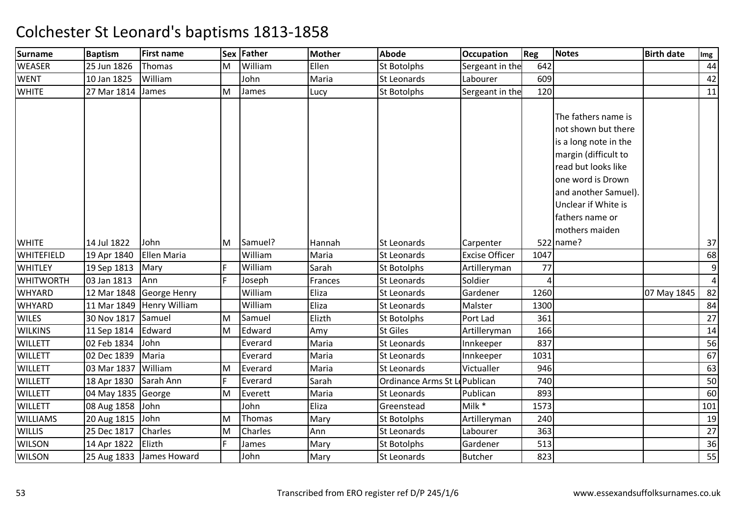# Colchester St Leonard's baptisms 1813-1858

| Surname | Baptism | First name | Sex | Father | Mother | Abode | Occupation | Reg | Notes | Birth date | Img |
|---|---|---|---|---|---|---|---|---|---|---|---|
| WEASER | 25 Jun 1826 | Thomas | M | William | Ellen | St Botolphs | Sergeant in the | 642 | | | 44 |
| WENT | 10 Jan 1825 | William | | John | Maria | St Leonards | Labourer | 609 | | | 42 |
| WHITE | 27 Mar 1814 | James | M | James | Lucy | St Botolphs | Sergeant in the | 120 | | | 11 |
| WHITE | 14 Jul 1822 | John | M | Samuel? | Hannah | St Leonards | Carpenter | 522 | The fathers name is not shown but there is a long note in the margin (difficult to read but looks like one word is Drown and another Samuel). Unclear if White is fathers name or mothers maiden name? | | 37 |
| WHITEFIELD | 19 Apr 1840 | Ellen Maria | | William | Maria | St Leonards | Excise Officer | 1047 | | | 68 |
| WHITLEY | 19 Sep 1813 | Mary | F | William | Sarah | St Botolphs | Artilleryman | 77 | | | 9 |
| WHITWORTH | 03 Jan 1813 | Ann | F | Joseph | Frances | St Leonards | Soldier | 4 | | | 4 |
| WHYARD | 12 Mar 1848 | George Henry | | William | Eliza | St Leonards | Gardener | 1260 | | 07 May 1845 | 82 |
| WHYARD | 11 Mar 1849 | Henry William | | William | Eliza | St Leonards | Malster | 1300 | | | 84 |
| WILES | 30 Nov 1817 | Samuel | M | Samuel | Elizth | St Botolphs | Port Lad | 361 | | | 27 |
| WILKINS | 11 Sep 1814 | Edward | M | Edward | Amy | St Giles | Artilleryman | 166 | | | 14 |
| WILLETT | 02 Feb 1834 | John | | Everard | Maria | St Leonards | Innkeeper | 837 | | | 56 |
| WILLETT | 02 Dec 1839 | Maria | | Everard | Maria | St Leonards | Innkeeper | 1031 | | | 67 |
| WILLETT | 03 Mar 1837 | William | M | Everard | Maria | St Leonards | Victualler | 946 | | | 63 |
| WILLETT | 18 Apr 1830 | Sarah Ann | F | Everard | Sarah | Ordinance Arms St Le | Publican | 740 | | | 50 |
| WILLETT | 04 May 1835 | George | M | Everett | Maria | St Leonards | Publican | 893 | | | 60 |
| WILLETT | 08 Aug 1858 | John | | John | Eliza | Greenstead | Milk * | 1573 | | | 101 |
| WILLIAMS | 20 Aug 1815 | John | M | Thomas | Mary | St Botolphs | Artilleryman | 240 | | | 19 |
| WILLIS | 25 Dec 1817 | Charles | M | Charles | Ann | St Leonards | Labourer | 363 | | | 27 |
| WILSON | 14 Apr 1822 | Elizth | F | James | Mary | St Botolphs | Gardener | 513 | | | 36 |
| WILSON | 25 Aug 1833 | James Howard | | John | Mary | St Leonards | Butcher | 823 | | | 55 |

Transcribed from ERO register ref D/P 245/1/6

www.essexandsuffolksurnames.co.uk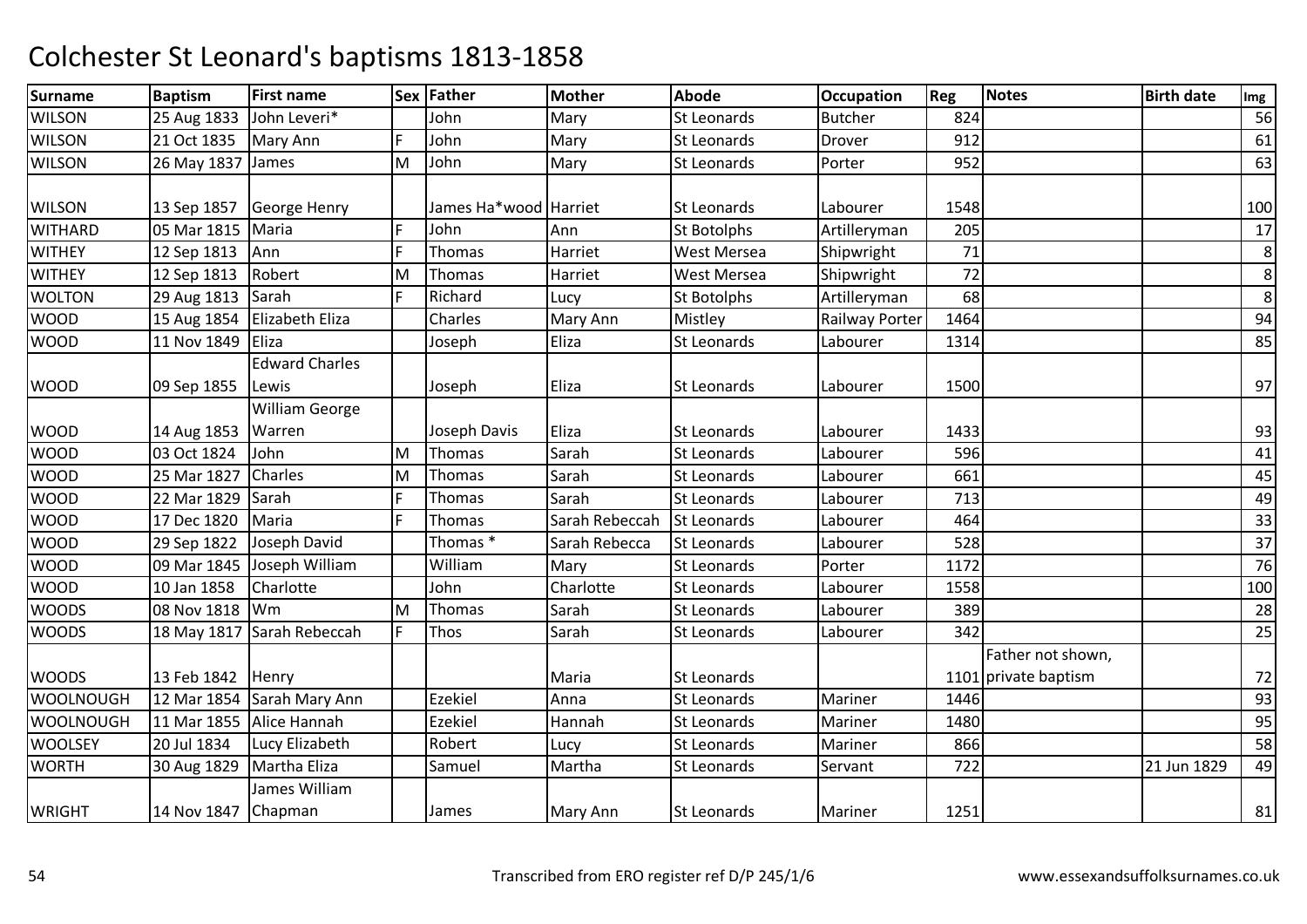# Colchester St Leonard's baptisms 1813-1858

| Surname | Baptism | First name | Sex | Father | Mother | Abode | Occupation | Reg | Notes | Birth date | Img |
|---|---|---|---|---|---|---|---|---|---|---|---|
| WILSON | 25 Aug 1833 | John Leveri* | | John | Mary | St Leonards | Butcher | 824 | | | 56 |
| WILSON | 21 Oct 1835 | Mary Ann | F | John | Mary | St Leonards | Drover | 912 | | | 61 |
| WILSON | 26 May 1837 | James | M | John | Mary | St Leonards | Porter | 952 | | | 63 |
| WILSON | 13 Sep 1857 | George Henry | | James Ha*wood | Harriet | St Leonards | Labourer | 1548 | | | 100 |
| WITHARD | 05 Mar 1815 | Maria | F | John | Ann | St Botolphs | Artilleryman | 205 | | | 17 |
| WITHEY | 12 Sep 1813 | Ann | F | Thomas | Harriet | West Mersea | Shipwright | 71 | | | 8 |
| WITHEY | 12 Sep 1813 | Robert | M | Thomas | Harriet | West Mersea | Shipwright | 72 | | | 8 |
| WOLTON | 29 Aug 1813 | Sarah | F | Richard | Lucy | St Botolphs | Artilleryman | 68 | | | 8 |
| WOOD | 15 Aug 1854 | Elizabeth Eliza | | Charles | Mary Ann | Mistley | Railway Porter | 1464 | | | 94 |
| WOOD | 11 Nov 1849 | Eliza | | Joseph | Eliza | St Leonards | Labourer | 1314 | | | 85 |
| WOOD | 09 Sep 1855 | Edward Charles Lewis | | Joseph | Eliza | St Leonards | Labourer | 1500 | | | 97 |
| WOOD | 14 Aug 1853 | William George Warren | | Joseph Davis | Eliza | St Leonards | Labourer | 1433 | | | 93 |
| WOOD | 03 Oct 1824 | John | M | Thomas | Sarah | St Leonards | Labourer | 596 | | | 41 |
| WOOD | 25 Mar 1827 | Charles | M | Thomas | Sarah | St Leonards | Labourer | 661 | | | 45 |
| WOOD | 22 Mar 1829 | Sarah | F | Thomas | Sarah | St Leonards | Labourer | 713 | | | 49 |
| WOOD | 17 Dec 1820 | Maria | F | Thomas | Sarah Rebeccah | St Leonards | Labourer | 464 | | | 33 |
| WOOD | 29 Sep 1822 | Joseph David | | Thomas * | Sarah Rebecca | St Leonards | Labourer | 528 | | | 37 |
| WOOD | 09 Mar 1845 | Joseph William | | William | Mary | St Leonards | Porter | 1172 | | | 76 |
| WOOD | 10 Jan 1858 | Charlotte | | John | Charlotte | St Leonards | Labourer | 1558 | | | 100 |
| WOODS | 08 Nov 1818 | Wm | M | Thomas | Sarah | St Leonards | Labourer | 389 | | | 28 |
| WOODS | 18 May 1817 | Sarah Rebeccah | F | Thos | Sarah | St Leonards | Labourer | 342 | | | 25 |
| WOODS | 13 Feb 1842 | Henry | | | Maria | St Leonards | | 1101 | Father not shown, private baptism | | 72 |
| WOOLNOUGH | 12 Mar 1854 | Sarah Mary Ann | | Ezekiel | Anna | St Leonards | Mariner | 1446 | | | 93 |
| WOOLNOUGH | 11 Mar 1855 | Alice Hannah | | Ezekiel | Hannah | St Leonards | Mariner | 1480 | | | 95 |
| WOOLSEY | 20 Jul 1834 | Lucy Elizabeth | | Robert | Lucy | St Leonards | Mariner | 866 | | | 58 |
| WORTH | 30 Aug 1829 | Martha Eliza | | Samuel | Martha | St Leonards | Servant | 722 | | 21 Jun 1829 | 49 |
| WRIGHT | 14 Nov 1847 | James William Chapman | | James | Mary Ann | St Leonards | Mariner | 1251 | | | 81 |

Transcribed from ERO register ref D/P 245/1/6

www.essexandsuffolksurnames.co.uk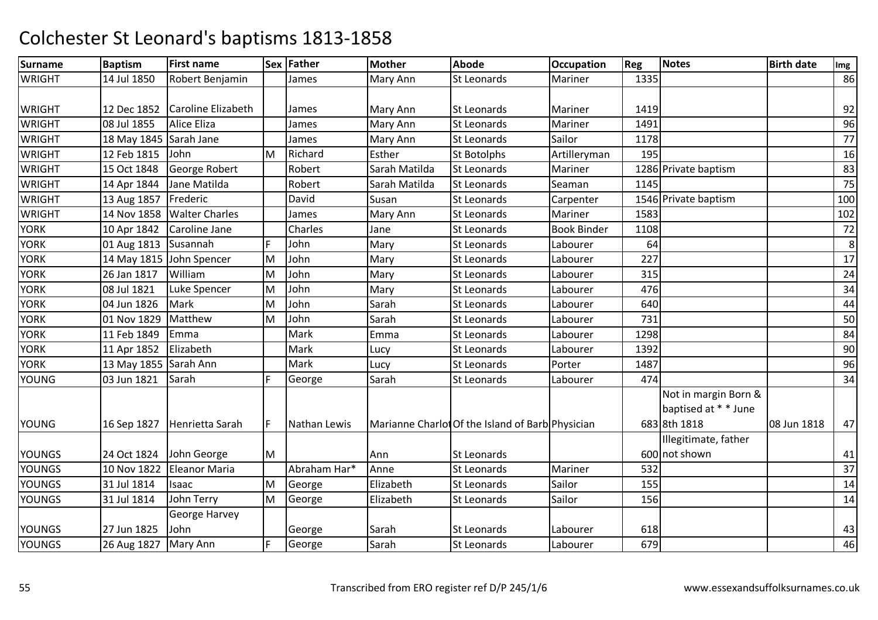# Colchester St Leonard's baptisms 1813-1858

| Surname | Baptism | First name | Sex | Father | Mother | Abode | Occupation | Reg | Notes | Birth date | Img |
|---|---|---|---|---|---|---|---|---|---|---|---|
| WRIGHT | 14 Jul 1850 | Robert Benjamin | | James | Mary Ann | St Leonards | Mariner | 1335 | | | 86 |
| WRIGHT | 12 Dec 1852 | Caroline Elizabeth | | James | Mary Ann | St Leonards | Mariner | 1419 | | | 92 |
| WRIGHT | 08 Jul 1855 | Alice Eliza | | James | Mary Ann | St Leonards | Mariner | 1491 | | | 96 |
| WRIGHT | 18 May 1845 | Sarah Jane | | James | Mary Ann | St Leonards | Sailor | 1178 | | | 77 |
| WRIGHT | 12 Feb 1815 | John | M | Richard | Esther | St Botolphs | Artilleryman | 195 | | | 16 |
| WRIGHT | 15 Oct 1848 | George Robert | | Robert | Sarah Matilda | St Leonards | Mariner | 1286 | Private baptism | | 83 |
| WRIGHT | 14 Apr 1844 | Jane Matilda | | Robert | Sarah Matilda | St Leonards | Seaman | 1145 | | | 75 |
| WRIGHT | 13 Aug 1857 | Frederic | | David | Susan | St Leonards | Carpenter | 1546 | Private baptism | | 100 |
| WRIGHT | 14 Nov 1858 | Walter Charles | | James | Mary Ann | St Leonards | Mariner | 1583 | | | 102 |
| YORK | 10 Apr 1842 | Caroline Jane | | Charles | Jane | St Leonards | Book Binder | 1108 | | | 72 |
| YORK | 01 Aug 1813 | Susannah | F | John | Mary | St Leonards | Labourer | 64 | | | 8 |
| YORK | 14 May 1815 | John Spencer | M | John | Mary | St Leonards | Labourer | 227 | | | 17 |
| YORK | 26 Jan 1817 | William | M | John | Mary | St Leonards | Labourer | 315 | | | 24 |
| YORK | 08 Jul 1821 | Luke Spencer | M | John | Mary | St Leonards | Labourer | 476 | | | 34 |
| YORK | 04 Jun 1826 | Mark | M | John | Sarah | St Leonards | Labourer | 640 | | | 44 |
| YORK | 01 Nov 1829 | Matthew | M | John | Sarah | St Leonards | Labourer | 731 | | | 50 |
| YORK | 11 Feb 1849 | Emma | | Mark | Emma | St Leonards | Labourer | 1298 | | | 84 |
| YORK | 11 Apr 1852 | Elizabeth | | Mark | Lucy | St Leonards | Labourer | 1392 | | | 90 |
| YORK | 13 May 1855 | Sarah Ann | | Mark | Lucy | St Leonards | Porter | 1487 | | | 96 |
| YOUNG | 03 Jun 1821 | Sarah | F | George | Sarah | St Leonards | Labourer | 474 | | | 34 |
| YOUNG | 16 Sep 1827 | Henrietta Sarah | F | Nathan Lewis | Marianne Charlot | Of the Island of Barb | Physician | 683 | Not in margin Born & baptised at * * June 8th 1818 | 08 Jun 1818 | 47 |
| YOUNGS | 24 Oct 1824 | John George | M | | Ann | St Leonards | | 600 | Illegitimate, father not shown | | 41 |
| YOUNGS | 10 Nov 1822 | Eleanor Maria | | Abraham Har* | Anne | St Leonards | Mariner | 532 | | | 37 |
| YOUNGS | 31 Jul 1814 | Isaac | M | George | Elizabeth | St Leonards | Sailor | 155 | | | 14 |
| YOUNGS | 31 Jul 1814 | John Terry | M | George | Elizabeth | St Leonards | Sailor | 156 | | | 14 |
| YOUNGS | 27 Jun 1825 | George Harvey John | | George | Sarah | St Leonards | Labourer | 618 | | | 43 |
| YOUNGS | 26 Aug 1827 | Mary Ann | F | George | Sarah | St Leonards | Labourer | 679 | | | 46 |

Transcribed from ERO register ref D/P 245/1/6 www.essexandsuffolksurnames.co.uk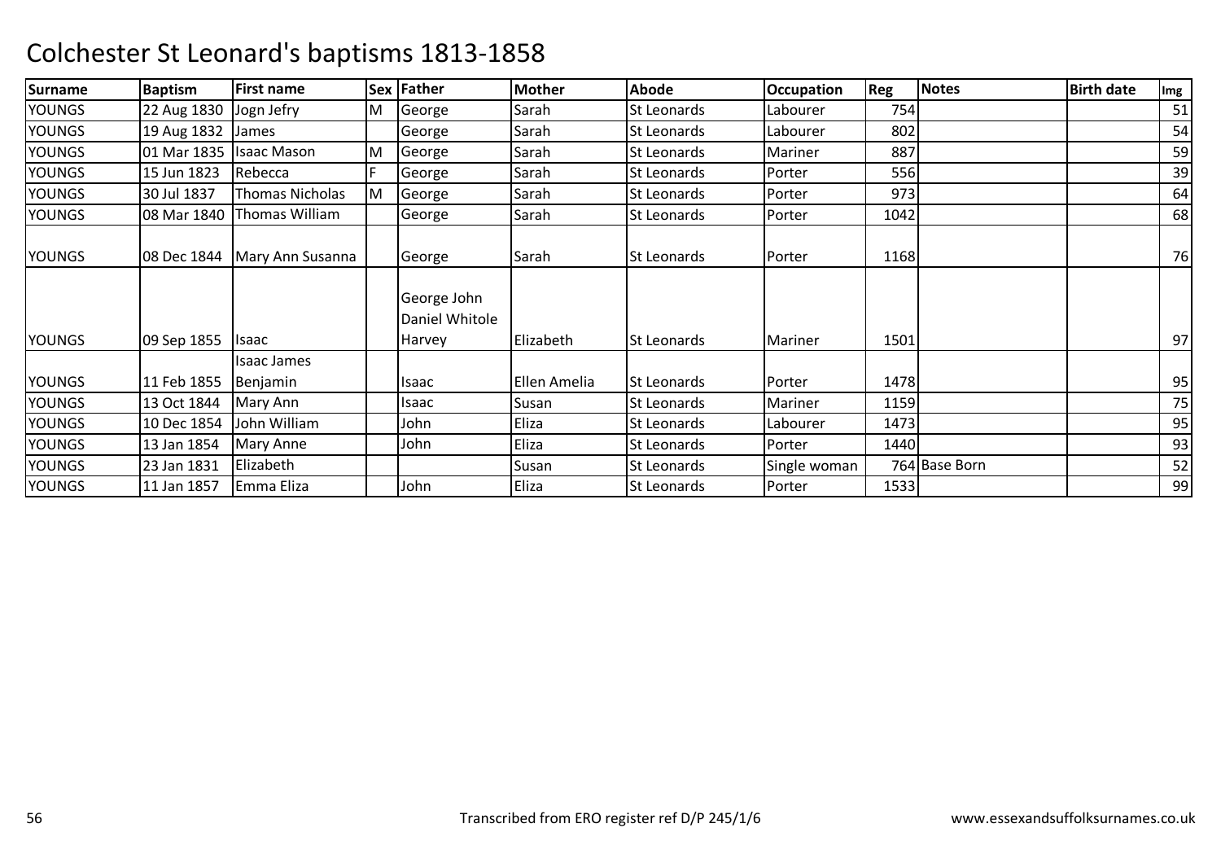# Colchester St Leonard's baptisms 1813-1858

| Surname | Baptism | First name | Sex | Father | Mother | Abode | Occupation | Reg | Notes | Birth date | Img |
|---|---|---|---|---|---|---|---|---|---|---|---|
| YOUNGS | 22 Aug 1830 | Jogn Jefry | M | George | Sarah | St Leonards | Labourer | 754 | | | 51 |
| YOUNGS | 19 Aug 1832 | James | | George | Sarah | St Leonards | Labourer | 802 | | | 54 |
| YOUNGS | 01 Mar 1835 | Isaac Mason | M | George | Sarah | St Leonards | Mariner | 887 | | | 59 |
| YOUNGS | 15 Jun 1823 | Rebecca | F | George | Sarah | St Leonards | Porter | 556 | | | 39 |
| YOUNGS | 30 Jul 1837 | Thomas Nicholas | M | George | Sarah | St Leonards | Porter | 973 | | | 64 |
| YOUNGS | 08 Mar 1840 | Thomas William | | George | Sarah | St Leonards | Porter | 1042 | | | 68 |
| YOUNGS | 08 Dec 1844 | Mary Ann Susanna | | George | Sarah | St Leonards | Porter | 1168 | | | 76 |
| YOUNGS | 09 Sep 1855 | Isaac | | George John Daniel Whitole Harvey | Elizabeth | St Leonards | Mariner | 1501 | | | 97 |
| YOUNGS | 11 Feb 1855 | Isaac James Benjamin | | Isaac | Ellen Amelia | St Leonards | Porter | 1478 | | | 95 |
| YOUNGS | 13 Oct 1844 | Mary Ann | | Isaac | Susan | St Leonards | Mariner | 1159 | | | 75 |
| YOUNGS | 10 Dec 1854 | John William | | John | Eliza | St Leonards | Labourer | 1473 | | | 95 |
| YOUNGS | 13 Jan 1854 | Mary Anne | | John | Eliza | St Leonards | Porter | 1440 | | | 93 |
| YOUNGS | 23 Jan 1831 | Elizabeth | | | Susan | St Leonards | Single woman | 764 | Base Born | | 52 |
| YOUNGS | 11 Jan 1857 | Emma Eliza | | John | Eliza | St Leonards | Porter | 1533 | | | 99 |

Transcribed from ERO register ref D/P 245/1/6

www.essexandsuffolksurnames.co.uk